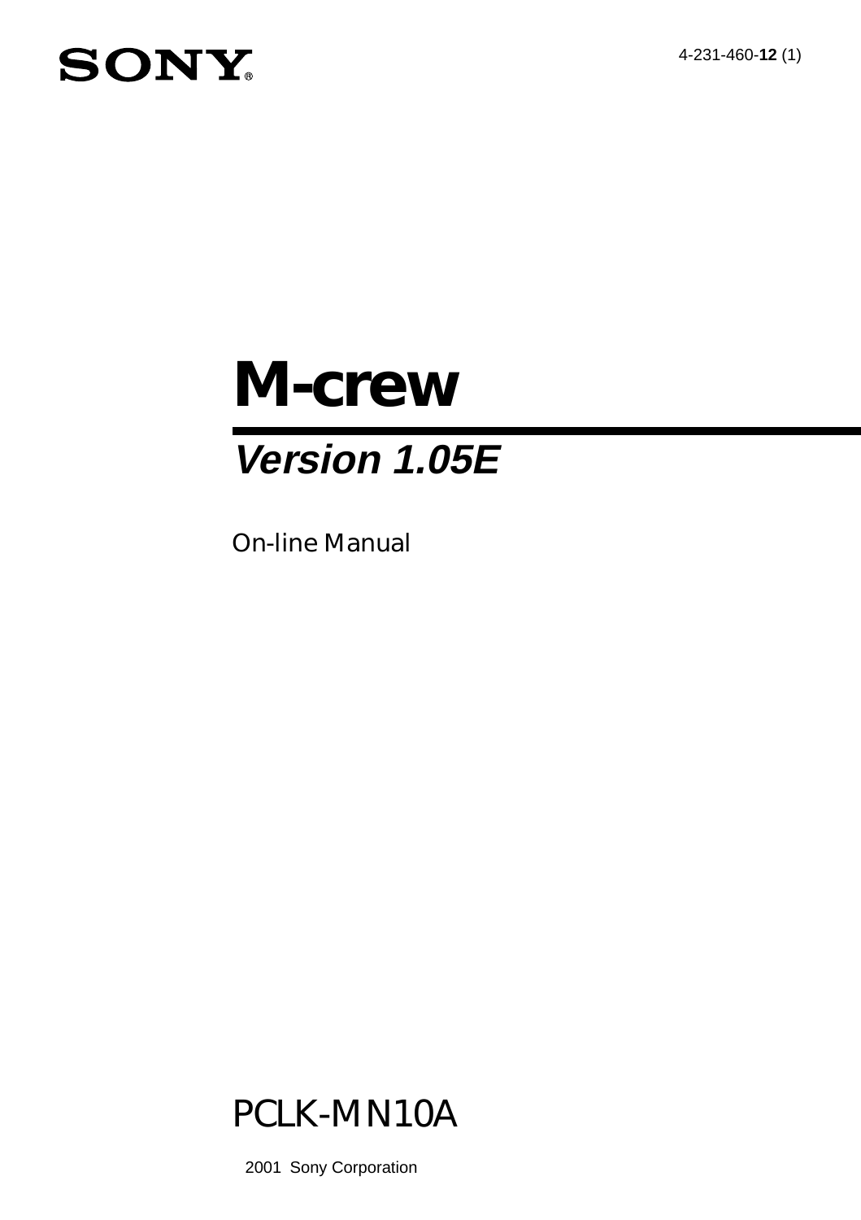SONY®

4-231-460-**12** (1)

# M-crew

## *Version 1.05E*

On-line Manual

PCLK-MN10A

2001 Sony Corporation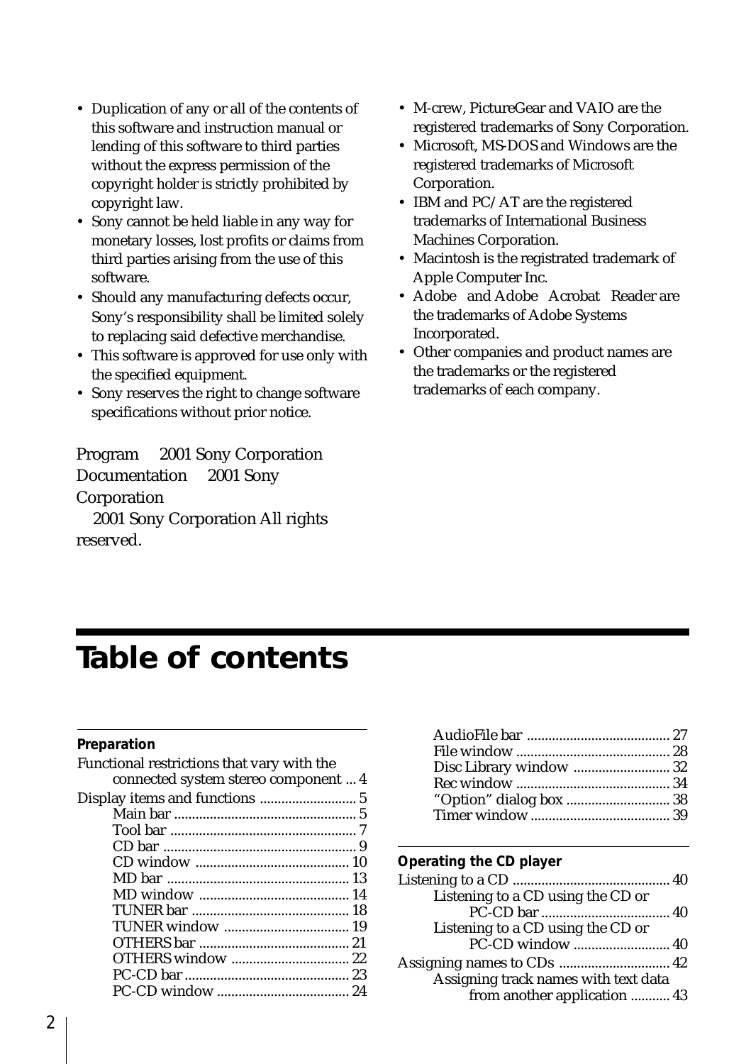- Duplication of any or all of the contents of this software and instruction manual or lending of this software to third parties without the express permission of the copyright holder is strictly prohibited by copyright law.
- Sony cannot be held liable in any way for monetary losses, lost profits or claims from third parties arising from the use of this software.
- Should any manufacturing defects occur, Sony's responsibility shall be limited solely to replacing said defective merchandise.
- This software is approved for use only with the specified equipment.
- Sony reserves the right to change software specifications without prior notice.

Program 2001 Sony Corporation
Documentation 2001 Sony Corporation
2001 Sony Corporation All rights reserved.

- M-crew, PictureGear and VAIO are the registered trademarks of Sony Corporation.
- Microsoft, MS-DOS and Windows are the registered trademarks of Microsoft Corporation.
- IBM and PC/AT are the registered trademarks of International Business Machines Corporation.
- Macintosh is the registrated trademark of Apple Computer Inc.
- Adobe and Adobe Acrobat Reader are the trademarks of Adobe Systems Incorporated.
- Other companies and product names are the trademarks or the registered trademarks of each company.

# Table of contents

**Preparation**

Functional restrictions that vary with the connected system stereo component ... 4
Display items and functions ........................... 5
- Main bar ........................................ 5
- Tool bar ........................................ 7
- CD bar ........................................ 9
- CD window ........................................ 10
- MD bar ........................................ 13
- MD window ........................................ 14
- TUNER bar ........................................ 18
- TUNER window ........................................ 19
- OTHERS bar ........................................ 21
- OTHERS window ........................................ 22
- PC-CD bar ........................................ 23
- PC-CD window ........................................ 24
- AudioFile bar ........................................ 27
- File window ........................................ 28
- Disc Library window ........................................ 32
- Rec window ........................................ 34
- "Option" dialog box ........................................ 38
- Timer window ........................................ 39

**Operating the CD player**

Listening to a CD ........................................ 40
- Listening to a CD using the CD or PC-CD bar ........................................ 40
- Listening to a CD using the CD or PC-CD window ........................................ 40

Assigning names to CDs ........................................ 42
- Assigning track names with text data from another application ........... 43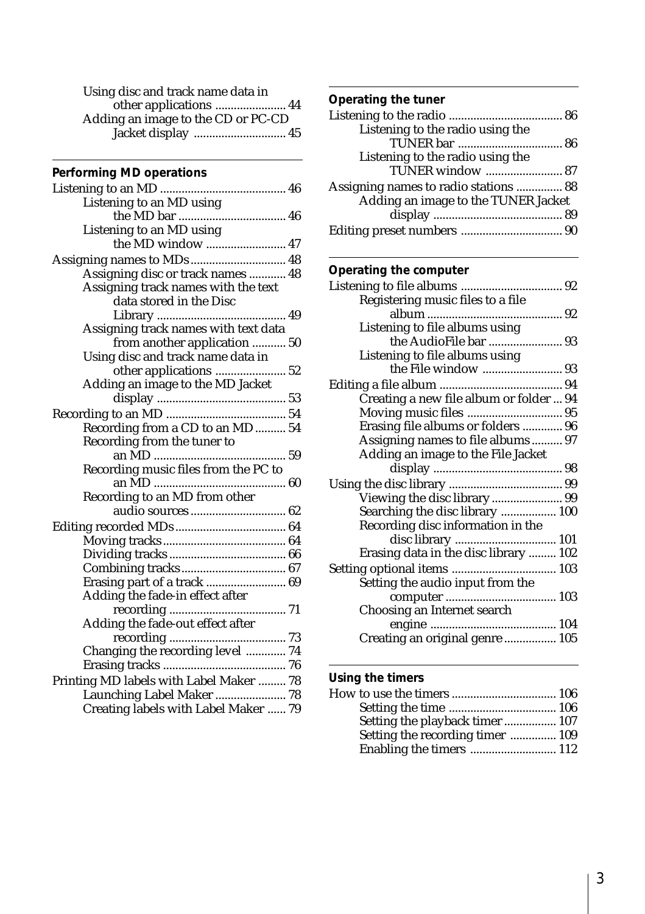Using disc and track name data in other applications ....................... 44
Adding an image to the CD or PC-CD Jacket display .............................. 45

**Performing MD operations**

Listening to an MD ......................................... 46
- Listening to an MD using the MD bar ................................... 46
- Listening to an MD using the MD window .......................... 47

Assigning names to MDs............................... 48
- Assigning disc or track names ............ 48
- Assigning track names with the text data stored in the Disc Library .......................................... 49
- Assigning track names with text data from another application ........... 50
- Using disc and track name data in other applications ....................... 52
- Adding an image to the MD Jacket display .......................................... 53

Recording to an MD ....................................... 54
- Recording from a CD to an MD .......... 54
- Recording from the tuner to an MD ........................................... 59
- Recording music files from the PC to an MD ........................................... 60
- Recording to an MD from other audio sources ............................... 62

Editing recorded MDs.................................... 64
- Moving tracks........................................ 64
- Dividing tracks...................................... 66
- Combining tracks.................................. 67
- Erasing part of a track .......................... 69
- Adding the fade-in effect after recording ...................................... 71
- Adding the fade-out effect after recording ...................................... 73
- Changing the recording level ............. 74
- Erasing tracks ........................................ 76

Printing MD labels with Label Maker ......... 78
- Launching Label Maker ....................... 78
- Creating labels with Label Maker ...... 79

**Operating the tuner**

Listening to the radio ..................................... 86
- Listening to the radio using the TUNER bar .................................. 86
- Listening to the radio using the TUNER window ......................... 87

Assigning names to radio stations ............... 88
- Adding an image to the TUNER Jacket display .......................................... 89

Editing preset numbers ................................. 90

**Operating the computer**

Listening to file albums ................................. 92
- Registering music files to a file album ............................................ 92
- Listening to file albums using the AudioFile bar ........................ 93
- Listening to file albums using the File window .......................... 93

Editing a file album ........................................ 94
- Creating a new file album or folder ... 94
- Moving music files ............................... 95
- Erasing file albums or folders ............. 96
- Assigning names to file albums.......... 97
- Adding an image to the File Jacket display .......................................... 98

Using the disc library ..................................... 99
- Viewing the disc library ....................... 99
- Searching the disc library .................. 100
- Recording disc information in the disc library ................................. 101
- Erasing data in the disc library ......... 102

Setting optional items .................................. 103
- Setting the audio input from the computer .................................... 103
- Choosing an Internet search engine ......................................... 104
- Creating an original genre................. 105

**Using the timers**

How to use the timers .................................. 106
- Setting the time ................................... 106
- Setting the playback timer................. 107
- Setting the recording timer ............... 109
- Enabling the timers ............................ 112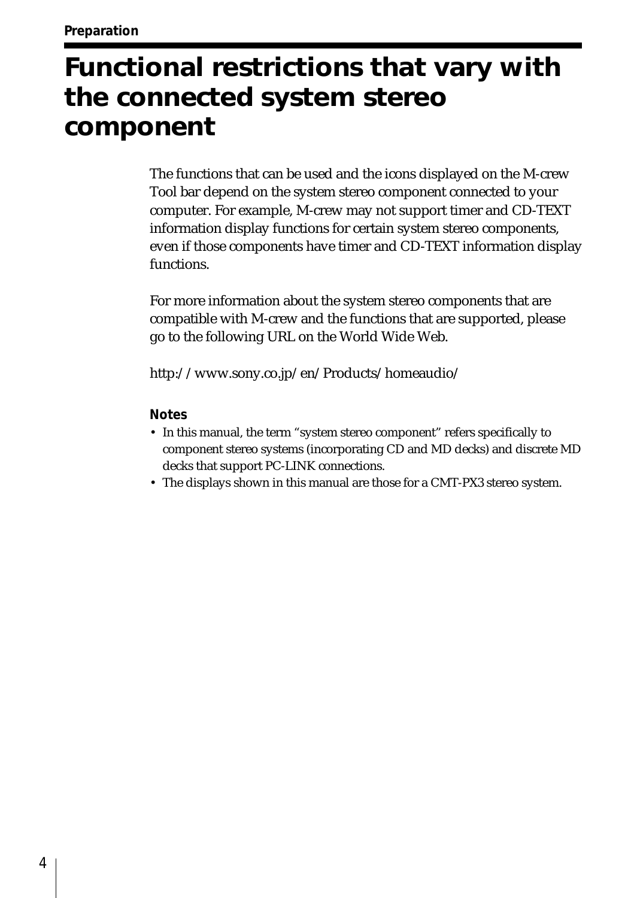# Functional restrictions that vary with the connected system stereo component

The functions that can be used and the icons displayed on the M-crew Tool bar depend on the system stereo component connected to your computer. For example, M-crew may not support timer and CD-TEXT information display functions for certain system stereo components, even if those components have timer and CD-TEXT information display functions.

For more information about the system stereo components that are compatible with M-crew and the functions that are supported, please go to the following URL on the World Wide Web.

http://www.sony.co.jp/en/Products/homeaudio/

**Notes**

- In this manual, the term "system stereo component" refers specifically to component stereo systems (incorporating CD and MD decks) and discrete MD decks that support PC-LINK connections.
- The displays shown in this manual are those for a CMT-PX3 stereo system.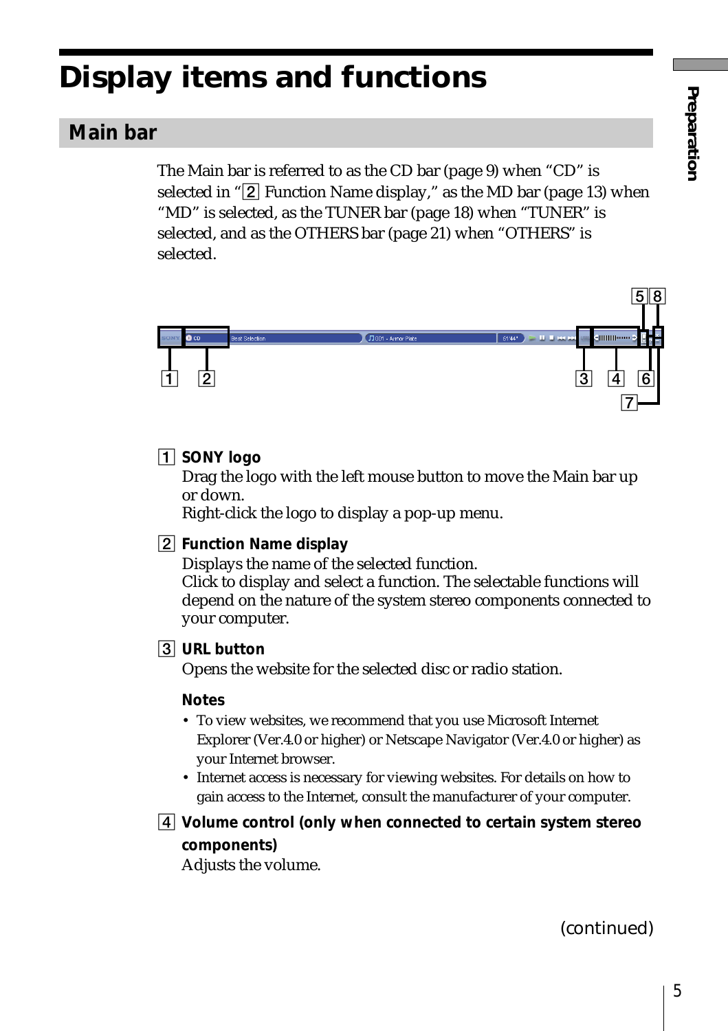# Display items and functions

## Main bar

The Main bar is referred to as the CD bar (page 9) when “CD” is selected in “2 Function Name display,” as the MD bar (page 13) when “MD” is selected, as the TUNER bar (page 18) when “TUNER” is selected, and as the OTHERS bar (page 21) when “OTHERS” is selected.

1 **SONY logo**
Drag the logo with the left mouse button to move the Main bar up or down.
Right-click the logo to display a pop-up menu.

2 **Function Name display**
Displays the name of the selected function.
Click to display and select a function. The selectable functions will depend on the nature of the system stereo components connected to your computer.

3 **URL button**
Opens the website for the selected disc or radio station.

**Notes**

- To view websites, we recommend that you use Microsoft Internet Explorer (Ver.4.0 or higher) or Netscape Navigator (Ver.4.0 or higher) as your Internet browser.
- Internet access is necessary for viewing websites. For details on how to gain access to the Internet, consult the manufacturer of your computer.

4 **Volume control (only when connected to certain system stereo components)**
Adjusts the volume.

(continued)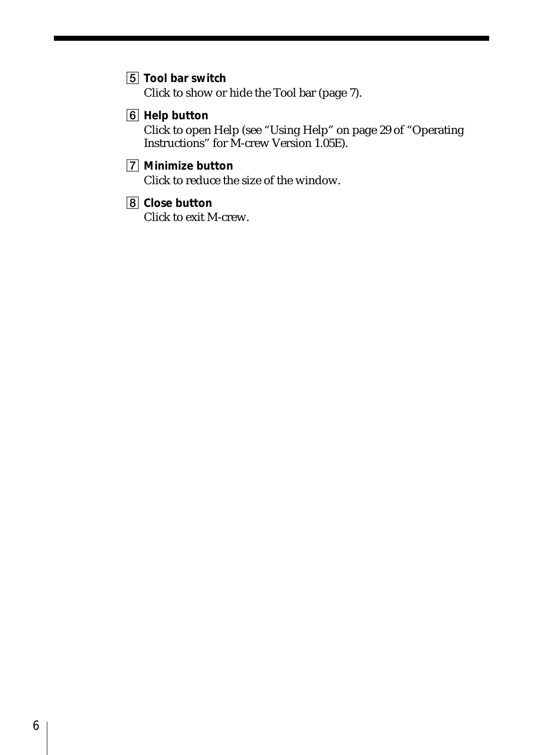5 **Tool bar switch**
Click to show or hide the Tool bar (page 7).

6 **Help button**
Click to open Help (see “Using Help” on page 29 of “Operating Instructions” for M-crew Version 1.05E).

7 **Minimize button**
Click to reduce the size of the window.

8 **Close button**
Click to exit M-crew.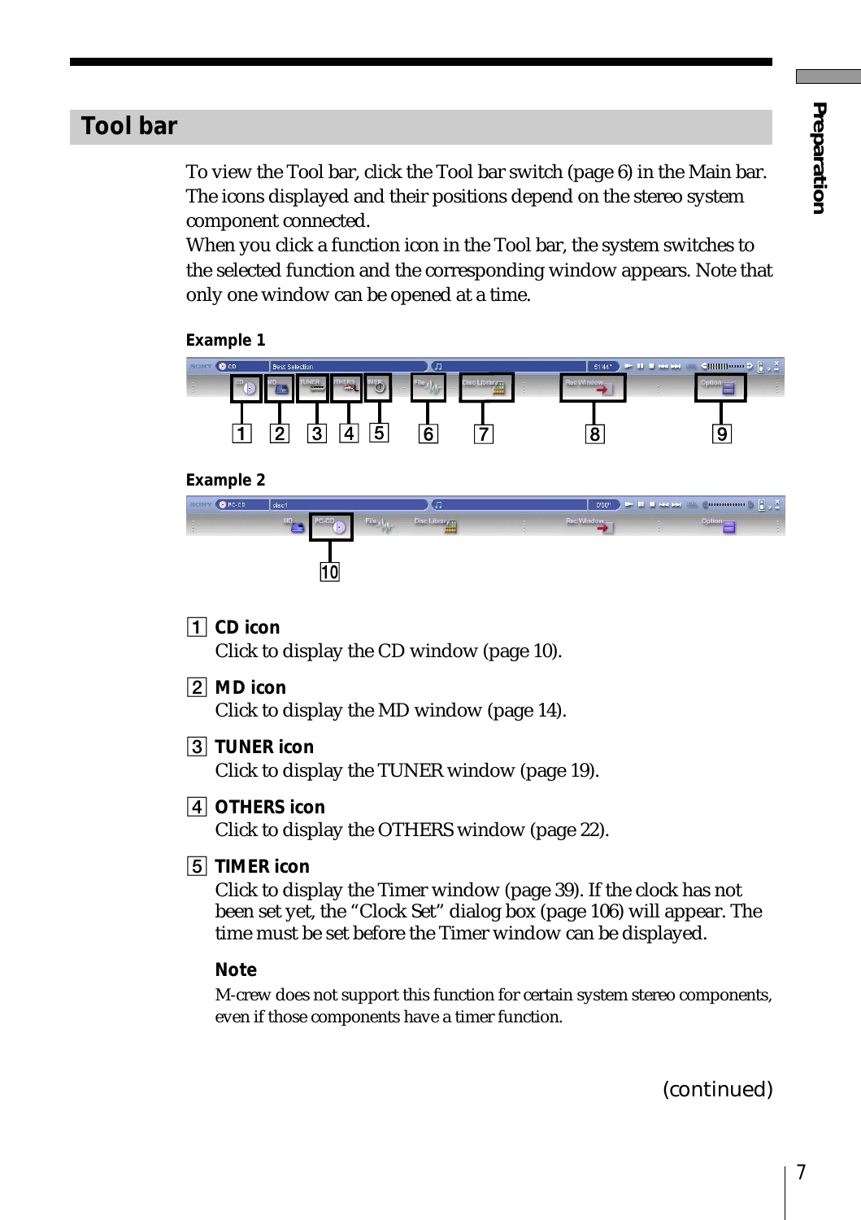## Tool bar

To view the Tool bar, click the Tool bar switch (page 6) in the Main bar. The icons displayed and their positions depend on the stereo system component connected.
When you click a function icon in the Tool bar, the system switches to the selected function and the corresponding window appears. Note that only one window can be opened at a time.

**Example 1**

**Example 2**

1 **CD icon**
Click to display the CD window (page 10).

2 **MD icon**
Click to display the MD window (page 14).

3 **TUNER icon**
Click to display the TUNER window (page 19).

4 **OTHERS icon**
Click to display the OTHERS window (page 22).

5 **TIMER icon**
Click to display the Timer window (page 39). If the clock has not been set yet, the "Clock Set" dialog box (page 106) will appear. The time must be set before the Timer window can be displayed.

**Note**
M-crew does not support this function for certain system stereo components, even if those components have a timer function.

(continued)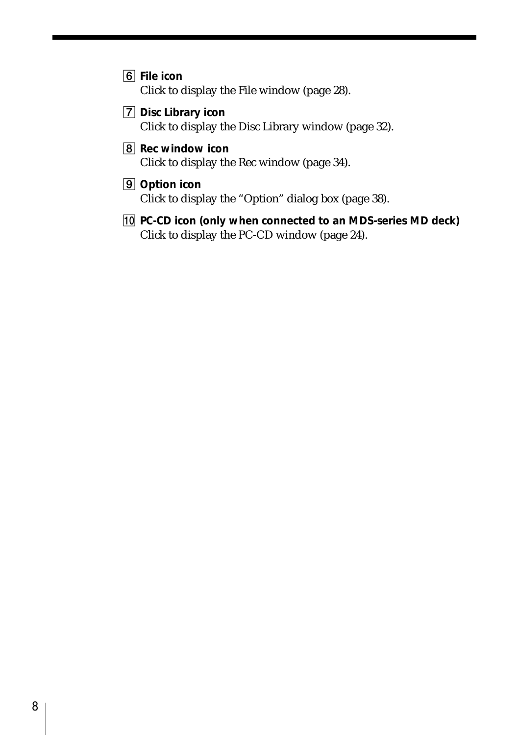6 **File icon**
Click to display the File window (page 28).

7 **Disc Library icon**
Click to display the Disc Library window (page 32).

8 **Rec window icon**
Click to display the Rec window (page 34).

9 **Option icon**
Click to display the “Option” dialog box (page 38).

10 **PC-CD icon (only when connected to an MDS-series MD deck)**
Click to display the PC-CD window (page 24).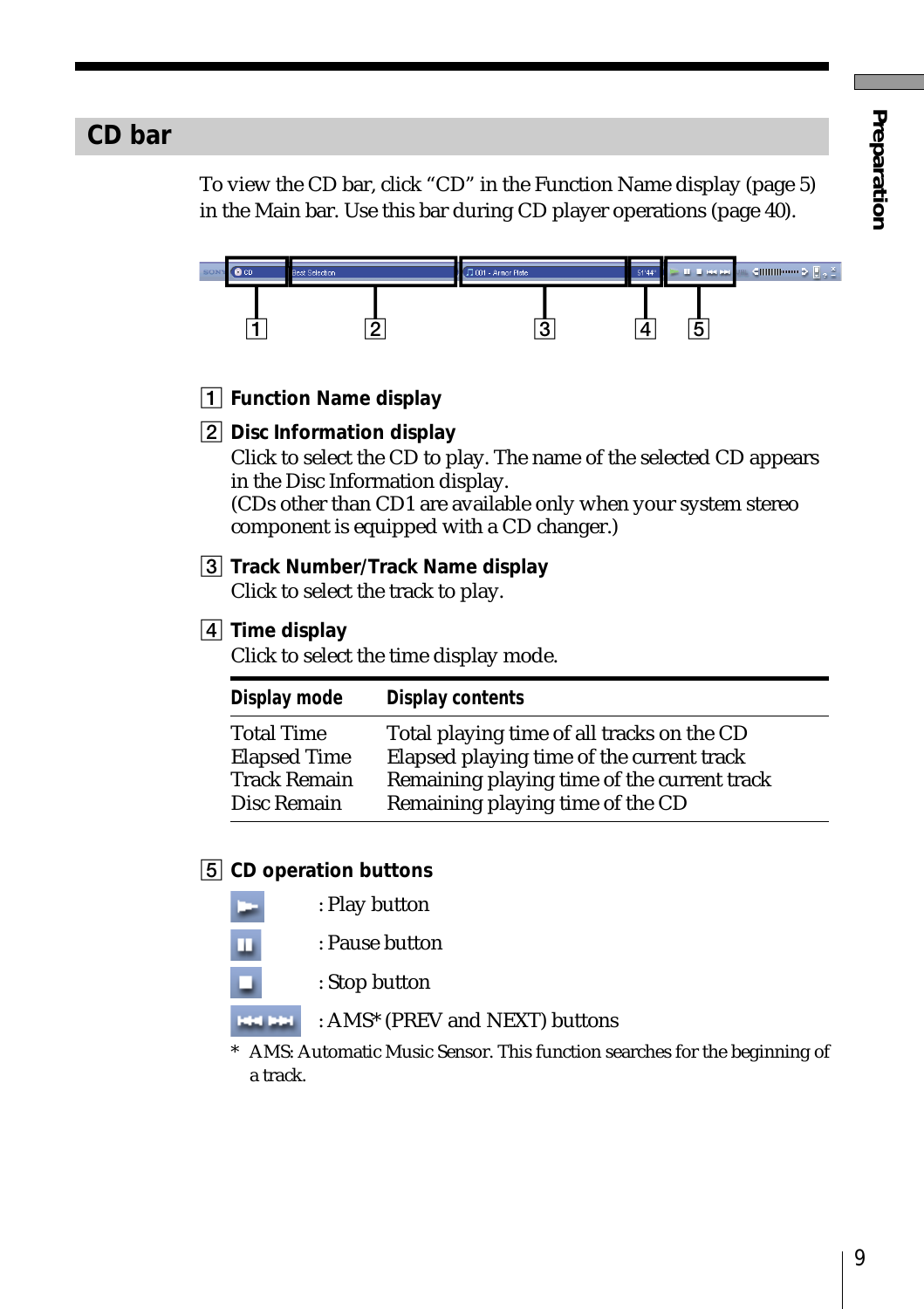## CD bar

To view the CD bar, click “CD” in the Function Name display (page 5) in the Main bar. Use this bar during CD player operations (page 40).

1 **Function Name display**

2 **Disc Information display**
Click to select the CD to play. The name of the selected CD appears in the Disc Information display.
(CDs other than CD1 are available only when your system stereo component is equipped with a CD changer.)

3 **Track Number/Track Name display**
Click to select the track to play.

4 **Time display**
Click to select the time display mode.

| Display mode | Display contents |
|---|---|
| Total Time | Total playing time of all tracks on the CD |
| Elapsed Time | Elapsed playing time of the current track |
| Track Remain | Remaining playing time of the current track |
| Disc Remain | Remaining playing time of the CD |

5 **CD operation buttons**

: Play button

: Pause button

: Stop button

: AMS* (PREV and NEXT) buttons

\* AMS: Automatic Music Sensor. This function searches for the beginning of a track.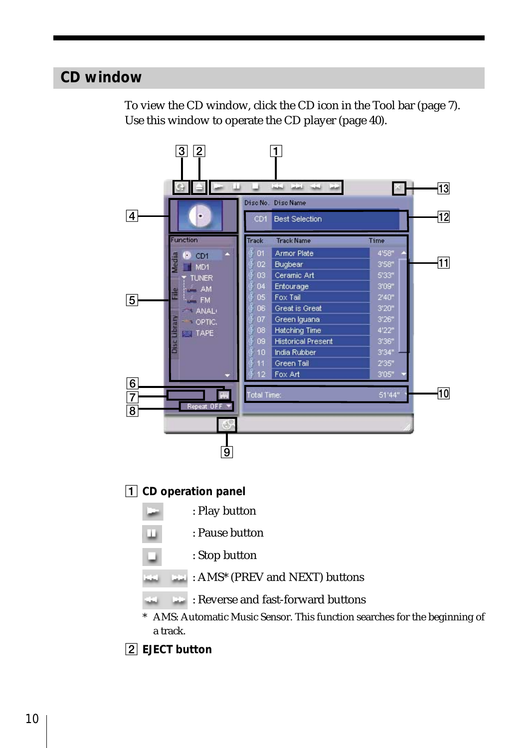## CD window

To view the CD window, click the CD icon in the Tool bar (page 7).
Use this window to operate the CD player (page 40).

**1 CD operation panel**

: Play button

: Pause button

: Stop button

: AMS* (PREV and NEXT) buttons

: Reverse and fast-forward buttons

* AMS: Automatic Music Sensor. This function searches for the beginning of a track.

**2 EJECT button**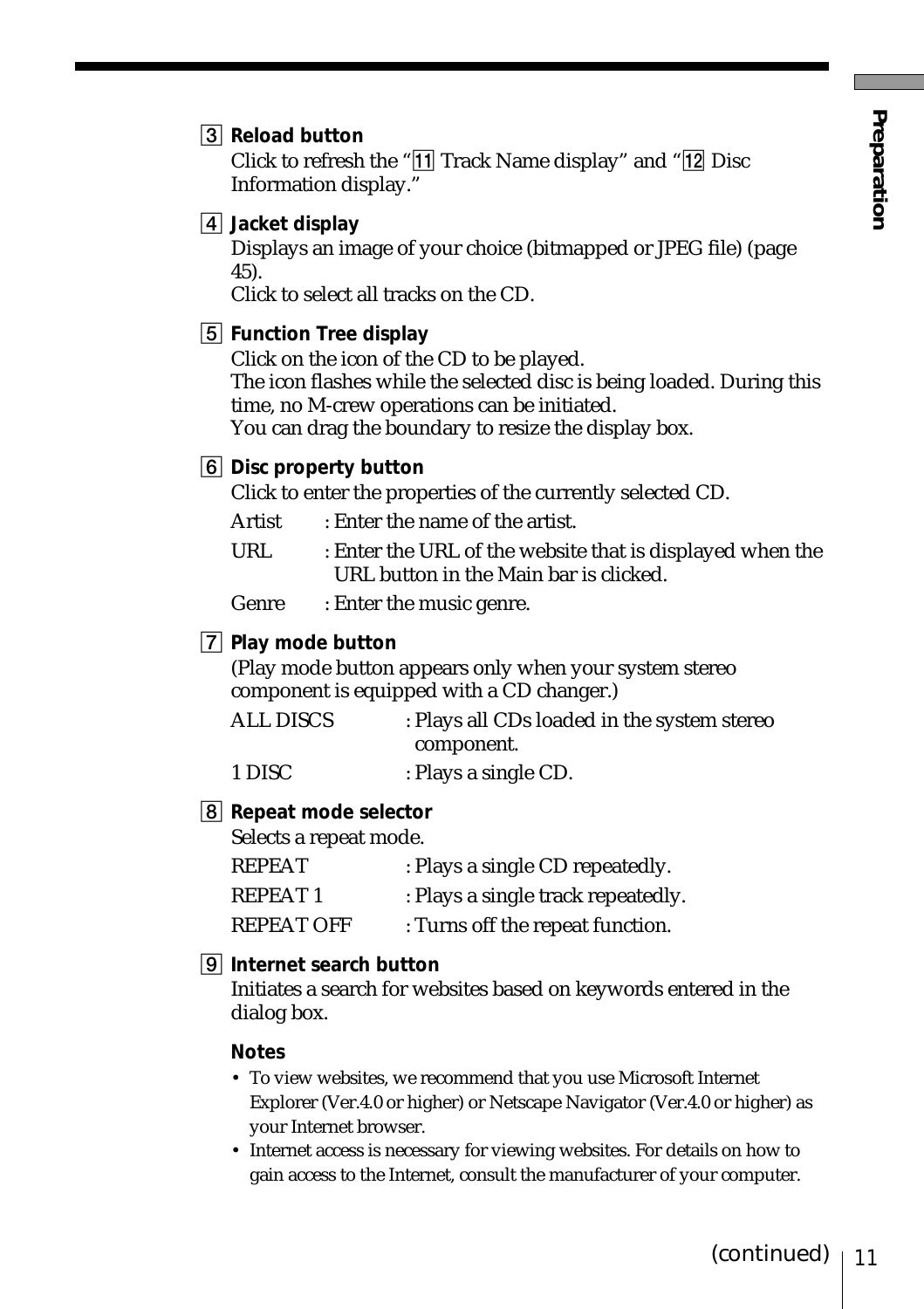3 **Reload button**
Click to refresh the "11 Track Name display" and "12 Disc Information display."

4 **Jacket display**
Displays an image of your choice (bitmapped or JPEG file) (page 45).
Click to select all tracks on the CD.

5 **Function Tree display**
Click on the icon of the CD to be played.
The icon flashes while the selected disc is being loaded. During this time, no M-crew operations can be initiated.
You can drag the boundary to resize the display box.

6 **Disc property button**
Click to enter the properties of the currently selected CD.

| | |
|---|---|
| Artist | : Enter the name of the artist. |
| URL | : Enter the URL of the website that is displayed when the URL button in the Main bar is clicked. |
| Genre | : Enter the music genre. |

7 **Play mode button**
(Play mode button appears only when your system stereo component is equipped with a CD changer.)

| | |
|---|---|
| ALL DISCS | : Plays all CDs loaded in the system stereo component. |
| 1 DISC | : Plays a single CD. |

8 **Repeat mode selector**
Selects a repeat mode.

| | |
|---|---|
| REPEAT | : Plays a single CD repeatedly. |
| REPEAT 1 | : Plays a single track repeatedly. |
| REPEAT OFF | : Turns off the repeat function. |

9 **Internet search button**
Initiates a search for websites based on keywords entered in the dialog box.

**Notes**

- To view websites, we recommend that you use Microsoft Internet Explorer (Ver.4.0 or higher) or Netscape Navigator (Ver.4.0 or higher) as your Internet browser.
- Internet access is necessary for viewing websites. For details on how to gain access to the Internet, consult the manufacturer of your computer.

(continued)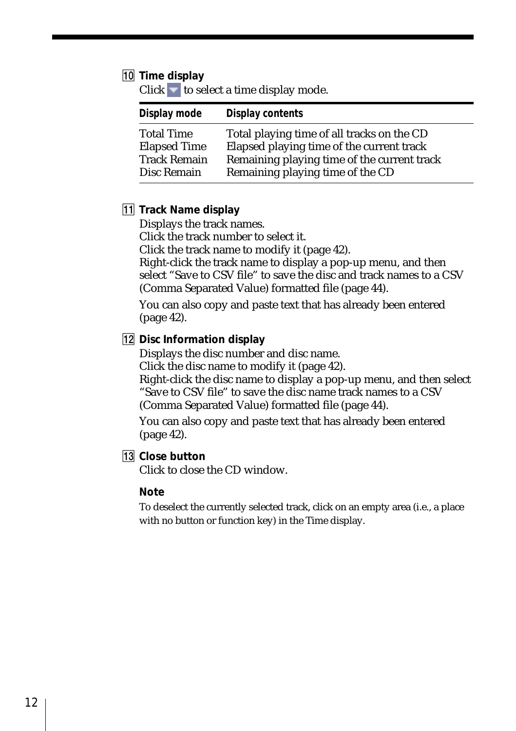**10 Time display**

Click ▼ to select a time display mode.

| Display mode | Display contents |
|---|---|
| Total Time | Total playing time of all tracks on the CD |
| Elapsed Time | Elapsed playing time of the current track |
| Track Remain | Remaining playing time of the current track |
| Disc Remain | Remaining playing time of the CD |

**11 Track Name display**

Displays the track names.
Click the track number to select it.
Click the track name to modify it (page 42).
Right-click the track name to display a pop-up menu, and then select "Save to CSV file" to save the disc and track names to a CSV (Comma Separated Value) formatted file (page 44).

You can also copy and paste text that has already been entered (page 42).

**12 Disc Information display**

Displays the disc number and disc name.
Click the disc name to modify it (page 42).
Right-click the disc name to display a pop-up menu, and then select "Save to CSV file" to save the disc name track names to a CSV (Comma Separated Value) formatted file (page 44).

You can also copy and paste text that has already been entered (page 42).

**13 Close button**

Click to close the CD window.

**Note**

To deselect the currently selected track, click on an empty area (i.e., a place with no button or function key) in the Time display.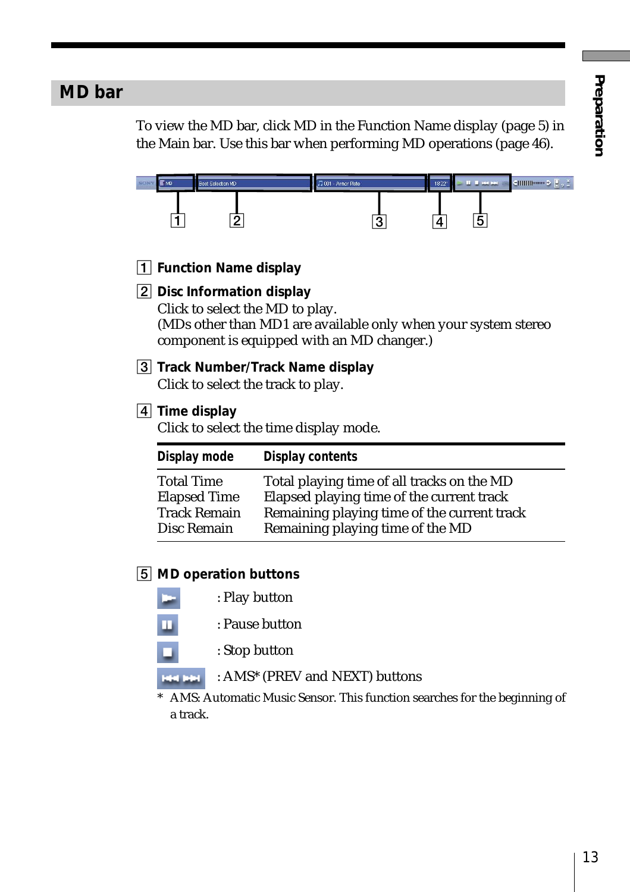## MD bar

To view the MD bar, click MD in the Function Name display (page 5) in the Main bar. Use this bar when performing MD operations (page 46).

1 **Function Name display**

2 **Disc Information display**
Click to select the MD to play.
(MDs other than MD1 are available only when your system stereo component is equipped with an MD changer.)

3 **Track Number/Track Name display**
Click to select the track to play.

4 **Time display**
Click to select the time display mode.

| Display mode | Display contents |
|---|---|
| Total Time | Total playing time of all tracks on the MD |
| Elapsed Time | Elapsed playing time of the current track |
| Track Remain | Remaining playing time of the current track |
| Disc Remain | Remaining playing time of the MD |

5 **MD operation buttons**

: Play button

: Pause button

: Stop button

: AMS* (PREV and NEXT) buttons

\* AMS: Automatic Music Sensor. This function searches for the beginning of a track.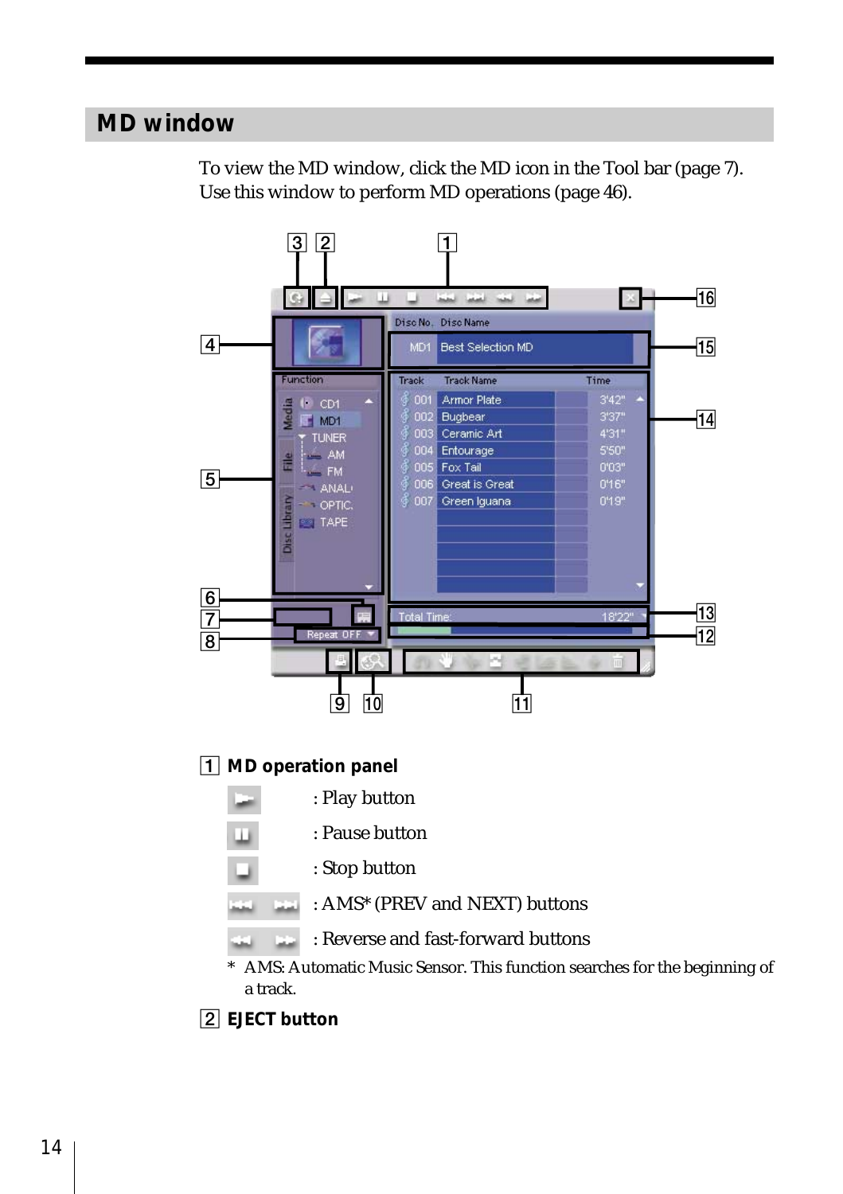## MD window

To view the MD window, click the MD icon in the Tool bar (page 7). Use this window to perform MD operations (page 46).

1 **MD operation panel**

: Play button

: Pause button

: Stop button

: AMS* (PREV and NEXT) buttons

: Reverse and fast-forward buttons

\* AMS: Automatic Music Sensor. This function searches for the beginning of a track.

2 **EJECT button**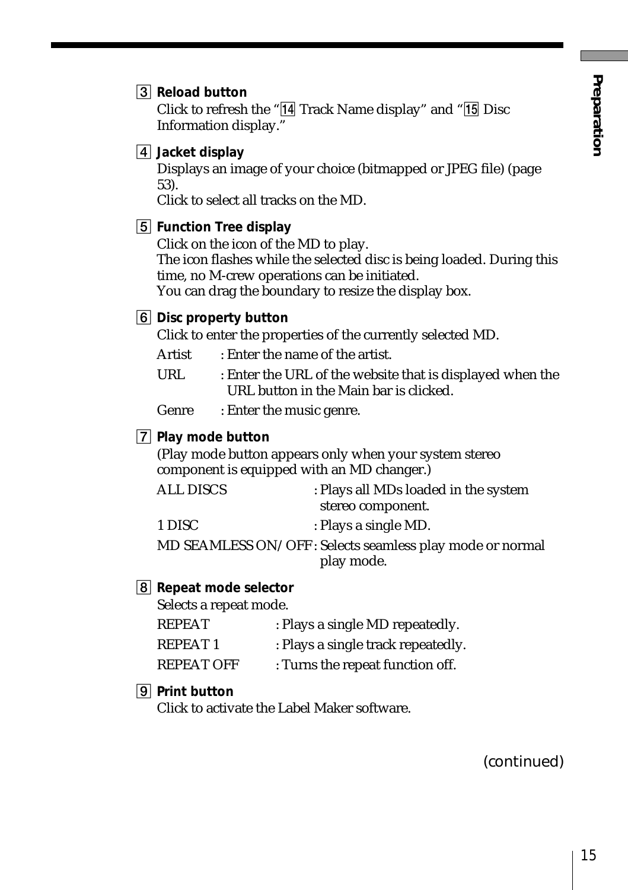3 **Reload button**
Click to refresh the "14 Track Name display" and "15 Disc Information display."

4 **Jacket display**
Displays an image of your choice (bitmapped or JPEG file) (page 53).
Click to select all tracks on the MD.

5 **Function Tree display**
Click on the icon of the MD to play.
The icon flashes while the selected disc is being loaded. During this time, no M-crew operations can be initiated.
You can drag the boundary to resize the display box.

6 **Disc property button**
Click to enter the properties of the currently selected MD.

Artist : Enter the name of the artist.

URL : Enter the URL of the website that is displayed when the URL button in the Main bar is clicked.

Genre : Enter the music genre.

7 **Play mode button**
(Play mode button appears only when your system stereo component is equipped with an MD changer.)

ALL DISCS : Plays all MDs loaded in the system stereo component.

1 DISC : Plays a single MD.

MD SEAMLESS ON/OFF : Selects seamless play mode or normal play mode.

8 **Repeat mode selector**
Selects a repeat mode.

REPEAT : Plays a single MD repeatedly.

REPEAT 1 : Plays a single track repeatedly.

REPEAT OFF : Turns the repeat function off.

9 **Print button**
Click to activate the Label Maker software.

(continued)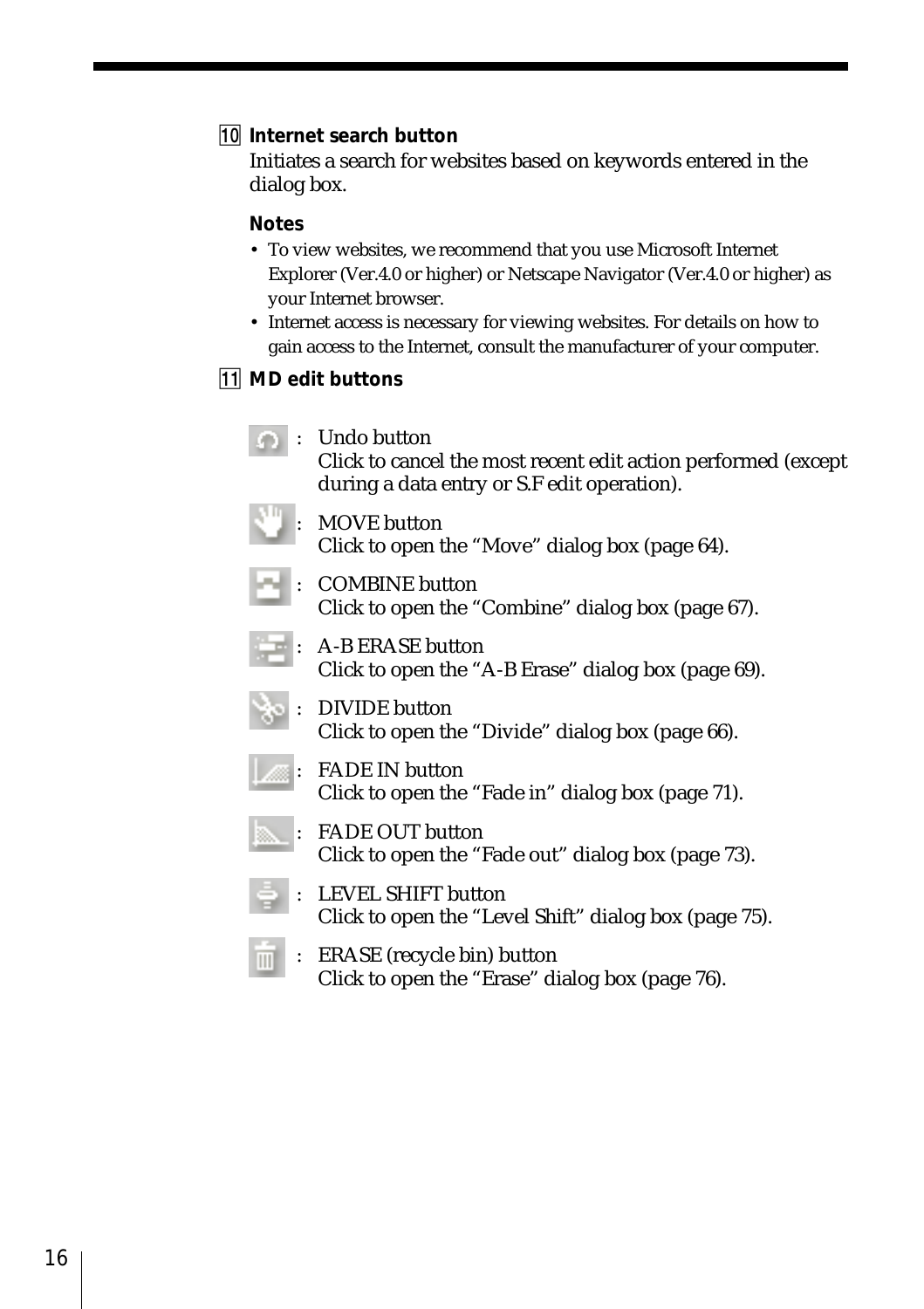**10 Internet search button**

Initiates a search for websites based on keywords entered in the dialog box.

**Notes**

- To view websites, we recommend that you use Microsoft Internet Explorer (Ver.4.0 or higher) or Netscape Navigator (Ver.4.0 or higher) as your Internet browser.
- Internet access is necessary for viewing websites. For details on how to gain access to the Internet, consult the manufacturer of your computer.

**11 MD edit buttons**

: Undo button
Click to cancel the most recent edit action performed (except during a data entry or S.F edit operation).

: MOVE button
Click to open the “Move” dialog box (page 64).

: COMBINE button
Click to open the “Combine” dialog box (page 67).

: A-B ERASE button
Click to open the “A-B Erase” dialog box (page 69).

: DIVIDE button
Click to open the “Divide” dialog box (page 66).

: FADE IN button
Click to open the “Fade in” dialog box (page 71).

: FADE OUT button
Click to open the “Fade out” dialog box (page 73).

: LEVEL SHIFT button
Click to open the “Level Shift” dialog box (page 75).

: ERASE (recycle bin) button
Click to open the “Erase” dialog box (page 76).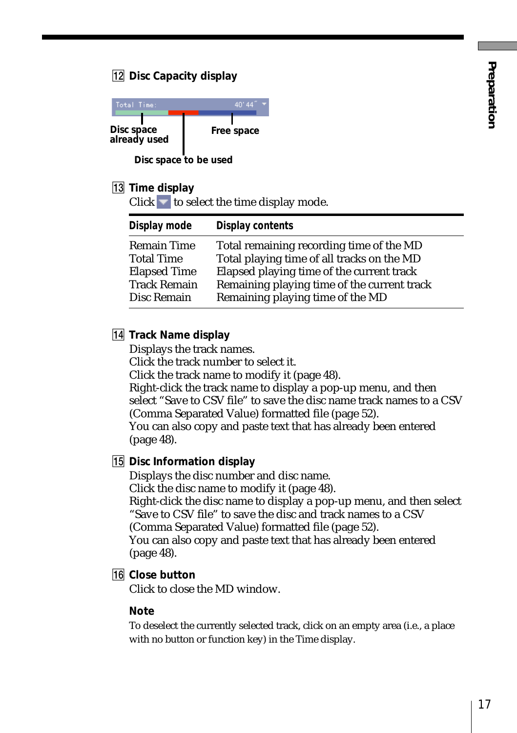## 12 Disc Capacity display

Total Time: 40' 44"

Disc space already used

Free space

Disc space to be used

## 13 Time display

Click ▼ to select the time display mode.

| Display mode | Display contents |
|---|---|
| Remain Time | Total remaining recording time of the MD |
| Total Time | Total playing time of all tracks on the MD |
| Elapsed Time | Elapsed playing time of the current track |
| Track Remain | Remaining playing time of the current track |
| Disc Remain | Remaining playing time of the MD |

## 14 Track Name display

Displays the track names.
Click the track number to select it.
Click the track name to modify it (page 48).
Right-click the track name to display a pop-up menu, and then select "Save to CSV file" to save the disc name track names to a CSV (Comma Separated Value) formatted file (page 52).
You can also copy and paste text that has already been entered (page 48).

## 15 Disc Information display

Displays the disc number and disc name.
Click the disc name to modify it (page 48).
Right-click the disc name to display a pop-up menu, and then select "Save to CSV file" to save the disc and track names to a CSV (Comma Separated Value) formatted file (page 52).
You can also copy and paste text that has already been entered (page 48).

## 16 Close button

Click to close the MD window.

### Note

To deselect the currently selected track, click on an empty area (i.e., a place with no button or function key) in the Time display.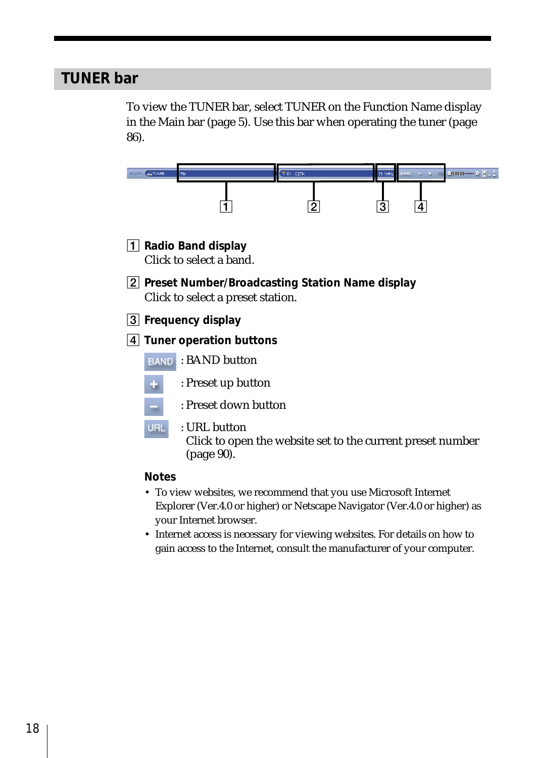## TUNER bar

To view the TUNER bar, select TUNER on the Function Name display in the Main bar (page 5). Use this bar when operating the tuner (page 86).

1 **Radio Band display**
Click to select a band.

2 **Preset Number/Broadcasting Station Name display**
Click to select a preset station.

3 **Frequency display**

4 **Tuner operation buttons**

BAND : BAND button

\+ : Preset up button

\- : Preset down button

URL : URL button
Click to open the website set to the current preset number (page 90).

**Notes**

- To view websites, we recommend that you use Microsoft Internet Explorer (Ver.4.0 or higher) or Netscape Navigator (Ver.4.0 or higher) as your Internet browser.
- Internet access is necessary for viewing websites. For details on how to gain access to the Internet, consult the manufacturer of your computer.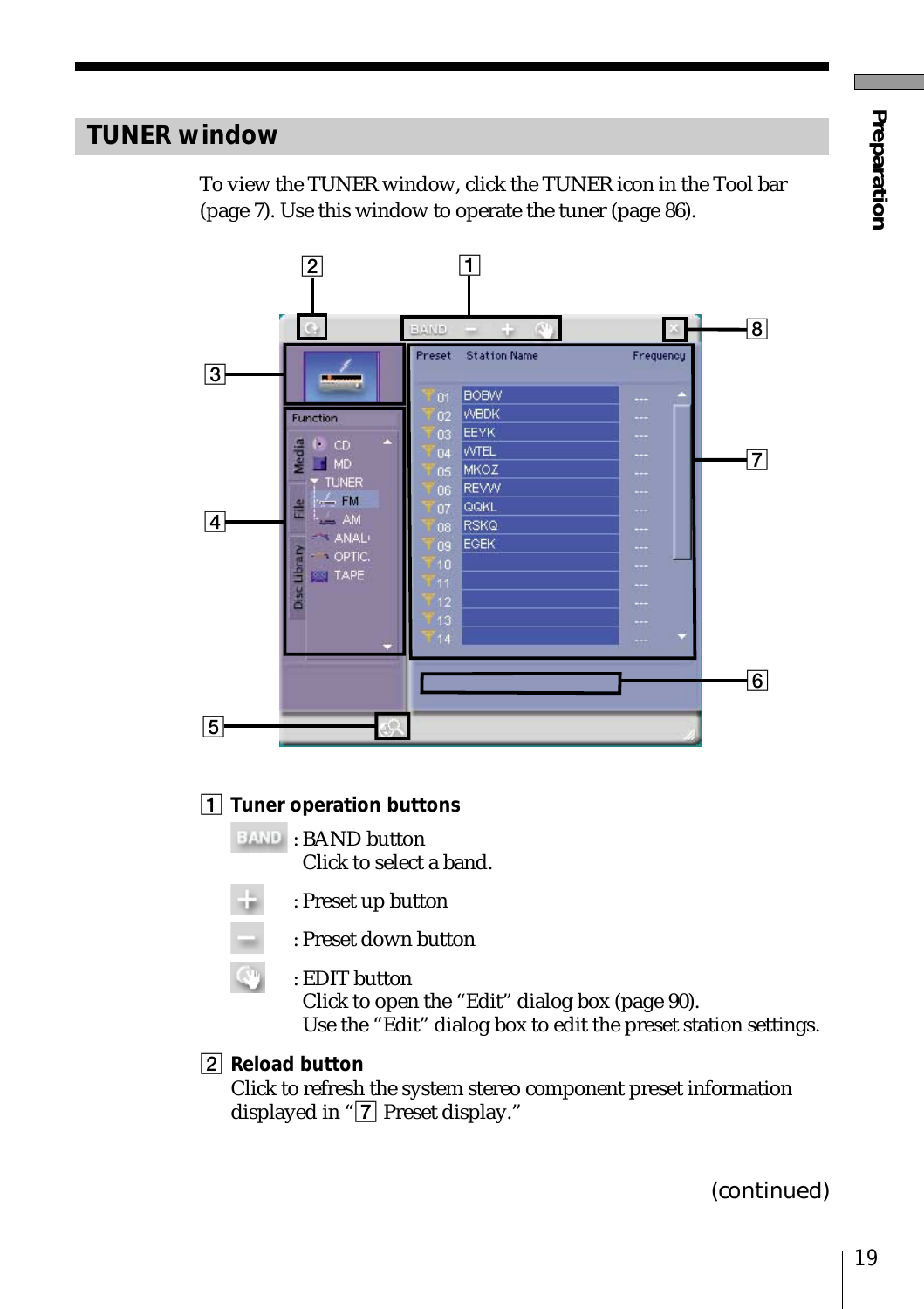## TUNER window

To view the TUNER window, click the TUNER icon in the Tool bar (page 7). Use this window to operate the tuner (page 86).

1 **Tuner operation buttons**

BAND : BAND button
Click to select a band.

: Preset up button

: Preset down button

: EDIT button
Click to open the "Edit" dialog box (page 90).
Use the "Edit" dialog box to edit the preset station settings.

2 **Reload button**

Click to refresh the system stereo component preset information displayed in "7 Preset display."

(continued)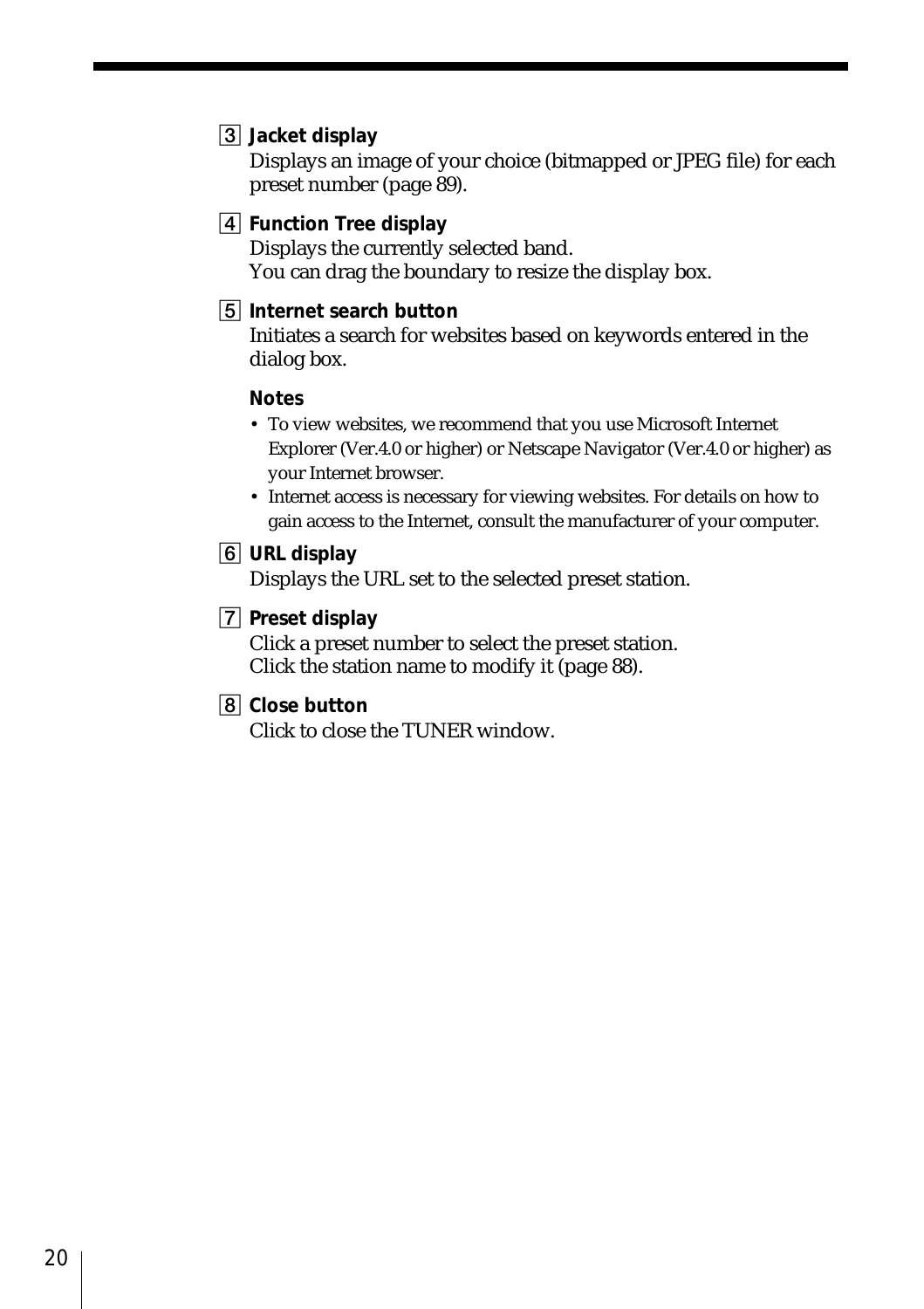**3 Jacket display**

Displays an image of your choice (bitmapped or JPEG file) for each preset number (page 89).

**4 Function Tree display**

Displays the currently selected band.
You can drag the boundary to resize the display box.

**5 Internet search button**

Initiates a search for websites based on keywords entered in the dialog box.

**Notes**

- To view websites, we recommend that you use Microsoft Internet Explorer (Ver.4.0 or higher) or Netscape Navigator (Ver.4.0 or higher) as your Internet browser.
- Internet access is necessary for viewing websites. For details on how to gain access to the Internet, consult the manufacturer of your computer.

**6 URL display**

Displays the URL set to the selected preset station.

**7 Preset display**

Click a preset number to select the preset station.
Click the station name to modify it (page 88).

**8 Close button**

Click to close the TUNER window.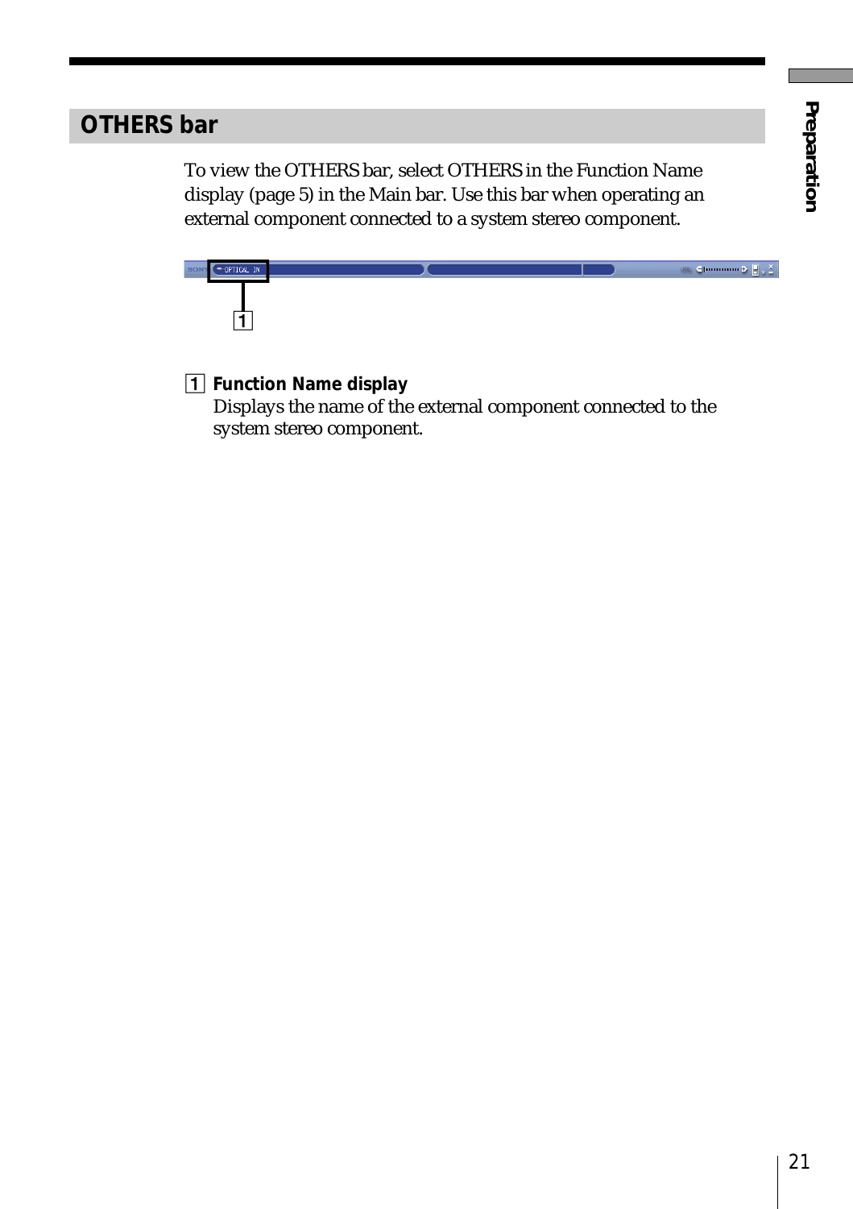## OTHERS bar

To view the OTHERS bar, select OTHERS in the Function Name display (page 5) in the Main bar. Use this bar when operating an external component connected to a system stereo component.

1 **Function Name display**
Displays the name of the external component connected to the system stereo component.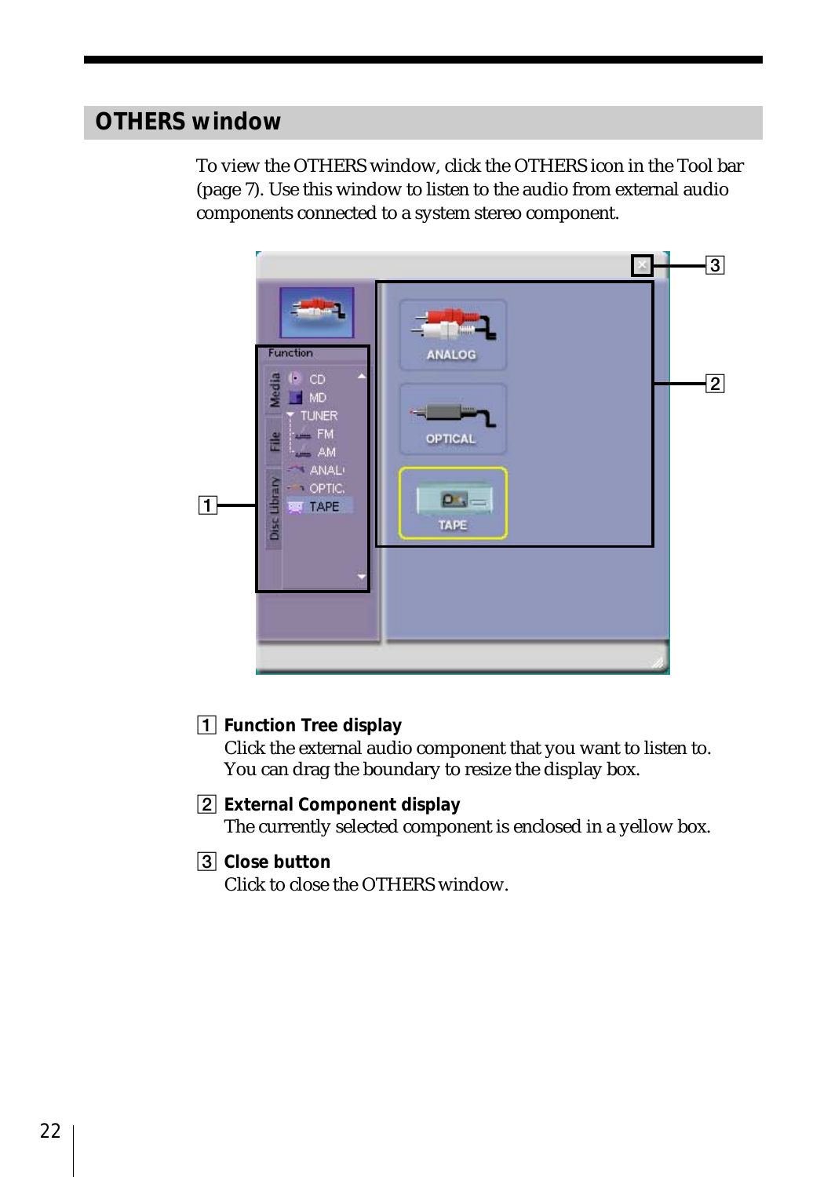## OTHERS window

To view the OTHERS window, click the OTHERS icon in the Tool bar (page 7). Use this window to listen to the audio from external audio components connected to a system stereo component.

1 **Function Tree display**
Click the external audio component that you want to listen to. You can drag the boundary to resize the display box.

2 **External Component display**
The currently selected component is enclosed in a yellow box.

3 **Close button**
Click to close the OTHERS window.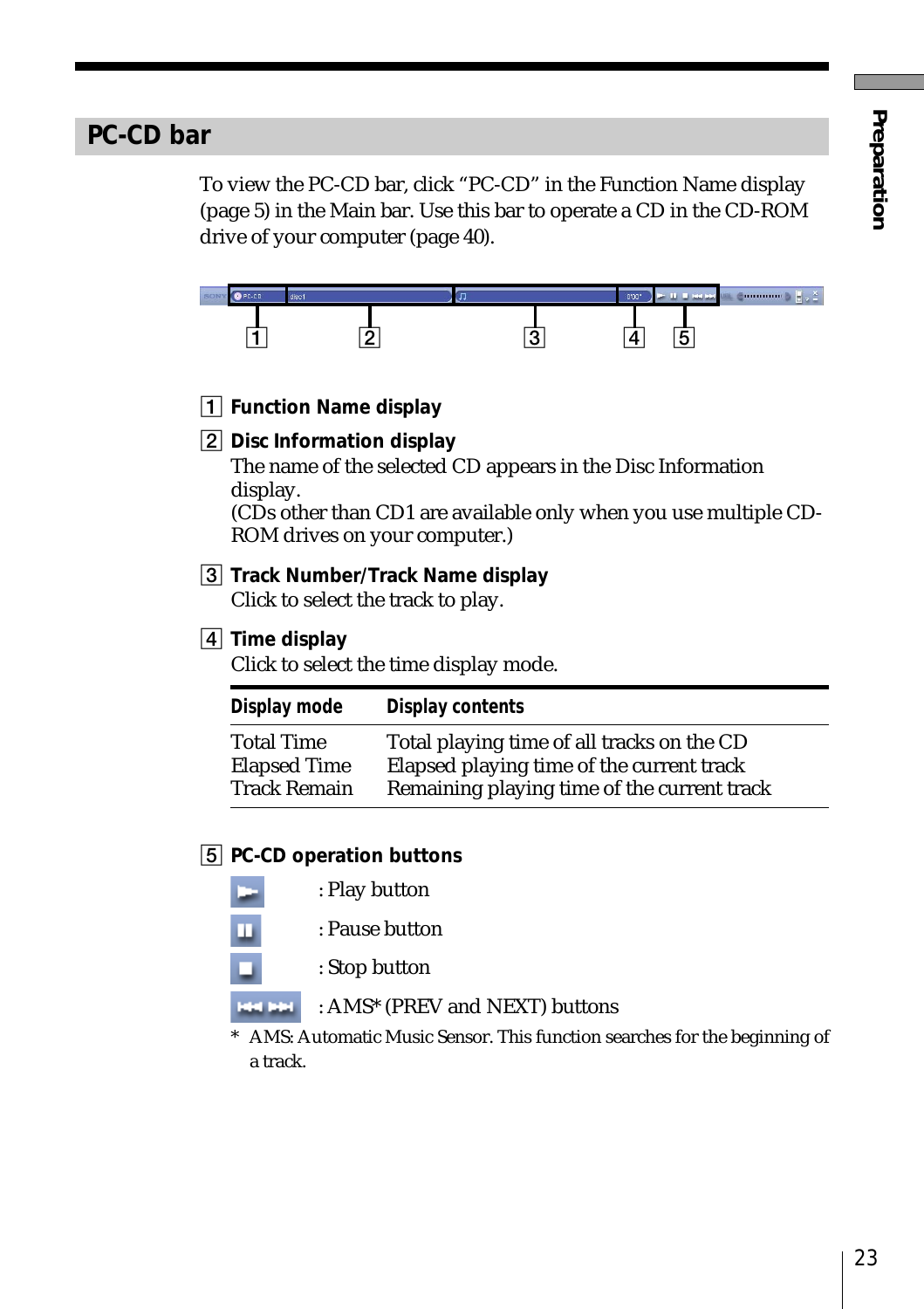## PC-CD bar

To view the PC-CD bar, click “PC-CD” in the Function Name display (page 5) in the Main bar. Use this bar to operate a CD in the CD-ROM drive of your computer (page 40).

1 **Function Name display**

2 **Disc Information display**
The name of the selected CD appears in the Disc Information display.
(CDs other than CD1 are available only when you use multiple CD-ROM drives on your computer.)

3 **Track Number/Track Name display**
Click to select the track to play.

4 **Time display**
Click to select the time display mode.

| Display mode | Display contents |
|---|---|
| Total Time | Total playing time of all tracks on the CD |
| Elapsed Time | Elapsed playing time of the current track |
| Track Remain | Remaining playing time of the current track |

5 **PC-CD operation buttons**

: Play button

: Pause button

: Stop button

: AMS* (PREV and NEXT) buttons

\* AMS: Automatic Music Sensor. This function searches for the beginning of a track.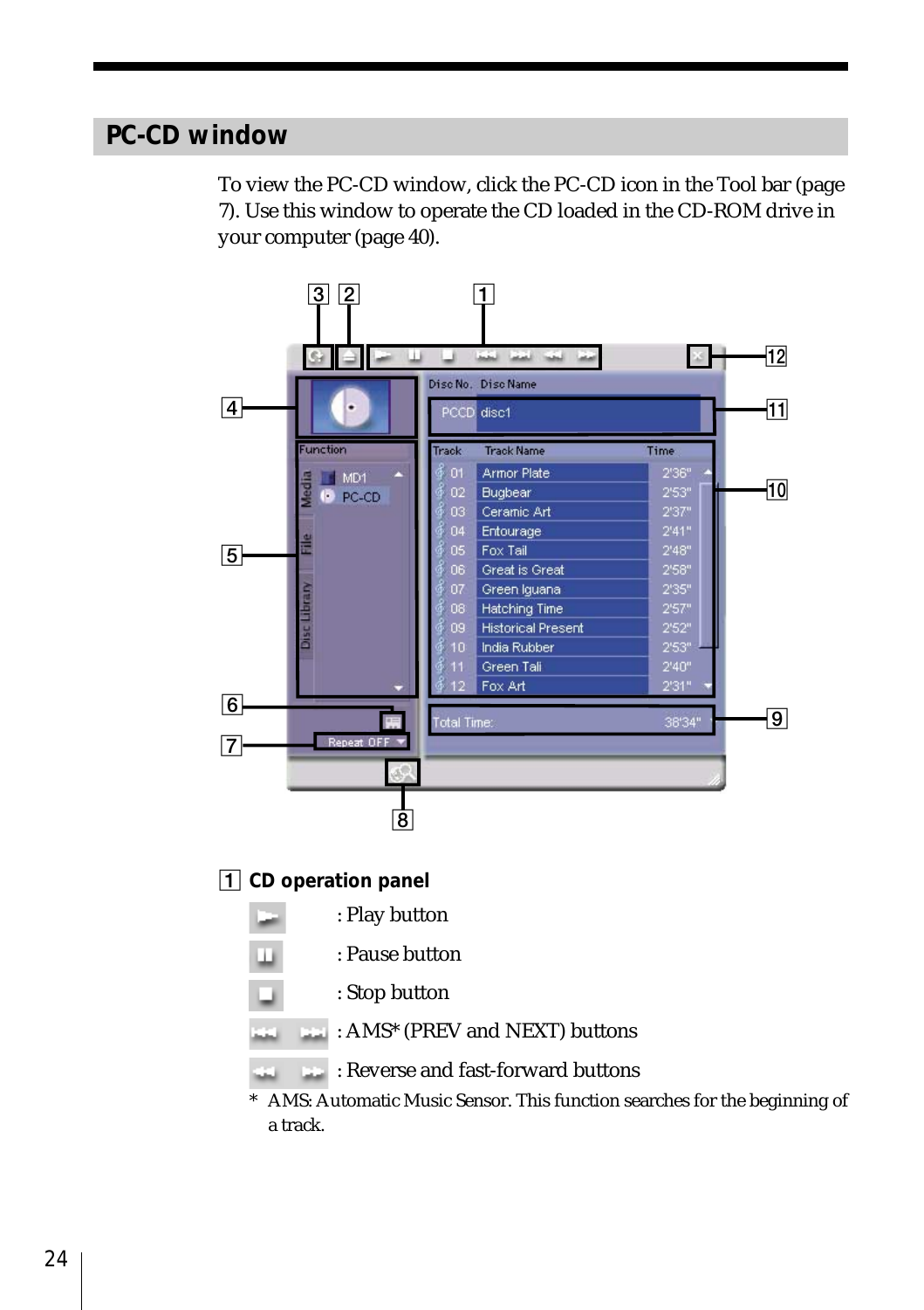## PC-CD window

To view the PC-CD window, click the PC-CD icon in the Tool bar (page 7). Use this window to operate the CD loaded in the CD-ROM drive in your computer (page 40).

### 1 CD operation panel

- : Play button
- : Pause button
- : Stop button
- : AMS* (PREV and NEXT) buttons
- : Reverse and fast-forward buttons

\* AMS: Automatic Music Sensor. This function searches for the beginning of a track.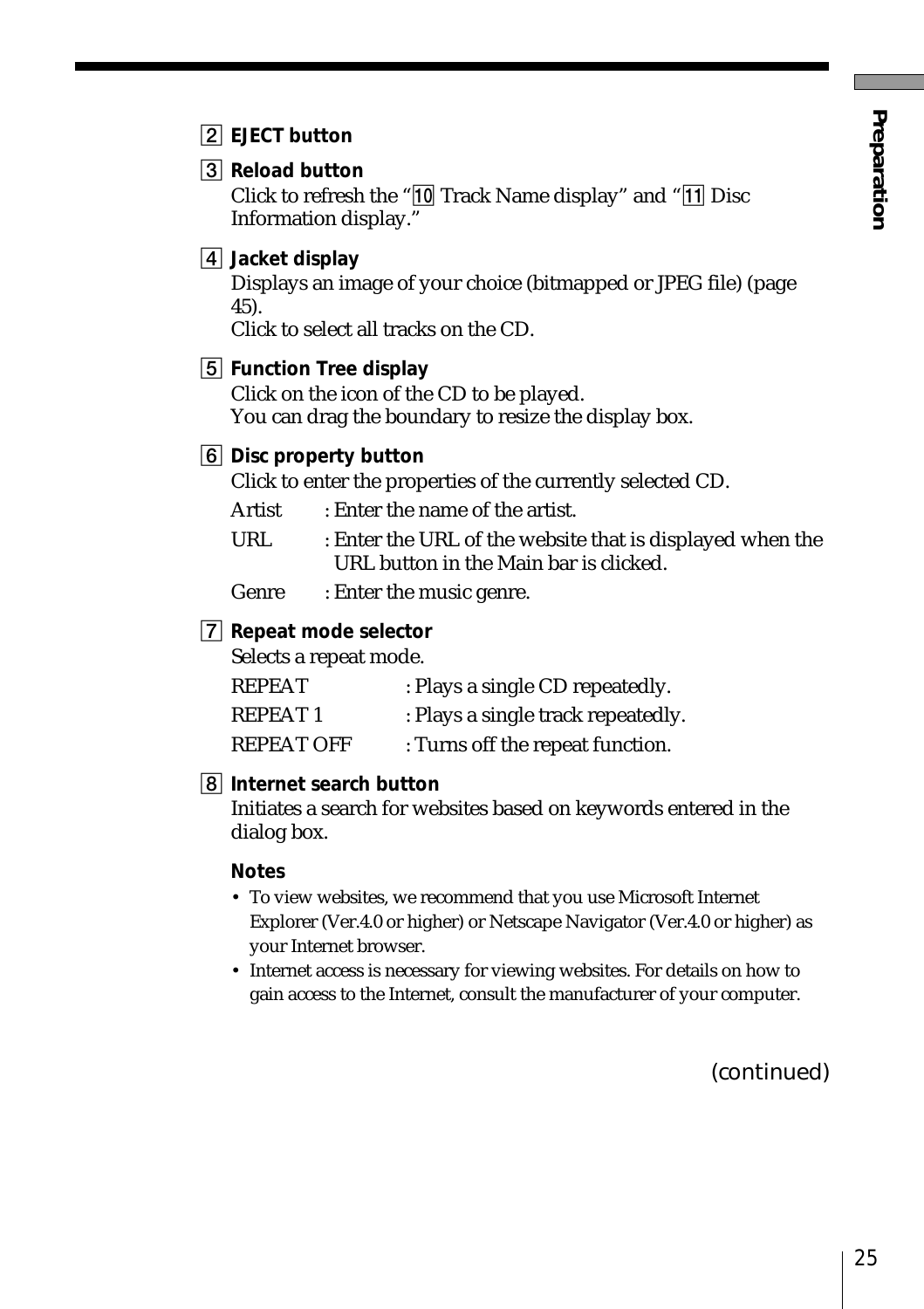**2 EJECT button**

**3 Reload button**
Click to refresh the "10 Track Name display" and "11 Disc Information display."

**4 Jacket display**
Displays an image of your choice (bitmapped or JPEG file) (page 45).
Click to select all tracks on the CD.

**5 Function Tree display**
Click on the icon of the CD to be played.
You can drag the boundary to resize the display box.

**6 Disc property button**
Click to enter the properties of the currently selected CD.

| | |
|---|---|
| Artist | : Enter the name of the artist. |
| URL | : Enter the URL of the website that is displayed when the URL button in the Main bar is clicked. |
| Genre | : Enter the music genre. |

**7 Repeat mode selector**
Selects a repeat mode.

| | |
|---|---|
| REPEAT | : Plays a single CD repeatedly. |
| REPEAT 1 | : Plays a single track repeatedly. |
| REPEAT OFF | : Turns off the repeat function. |

**8 Internet search button**
Initiates a search for websites based on keywords entered in the dialog box.

**Notes**
- To view websites, we recommend that you use Microsoft Internet Explorer (Ver.4.0 or higher) or Netscape Navigator (Ver.4.0 or higher) as your Internet browser.
- Internet access is necessary for viewing websites. For details on how to gain access to the Internet, consult the manufacturer of your computer.

(continued)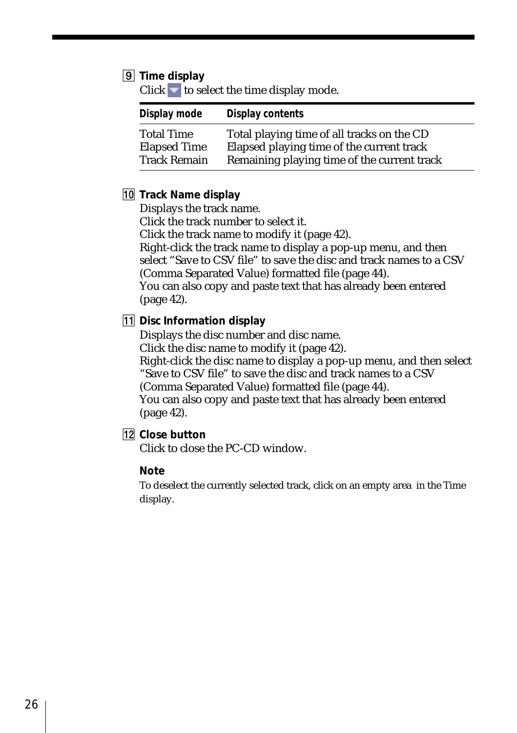### 9 Time display

Click ▼ to select the time display mode.

| Display mode | Display contents |
| --- | --- |
| Total Time | Total playing time of all tracks on the CD |
| Elapsed Time | Elapsed playing time of the current track |
| Track Remain | Remaining playing time of the current track |

### 10 Track Name display

Displays the track name.
Click the track number to select it.
Click the track name to modify it (page 42).
Right-click the track name to display a pop-up menu, and then select “Save to CSV file” to save the disc and track names to a CSV (Comma Separated Value) formatted file (page 44).
You can also copy and paste text that has already been entered (page 42).

### 11 Disc Information display

Displays the disc number and disc name.
Click the disc name to modify it (page 42).
Right-click the disc name to display a pop-up menu, and then select “Save to CSV file” to save the disc and track names to a CSV (Comma Separated Value) formatted file (page 44).
You can also copy and paste text that has already been entered (page 42).

### 12 Close button

Click to close the PC-CD window.

**Note**

To deselect the currently selected track, click on an empty area in the Time display.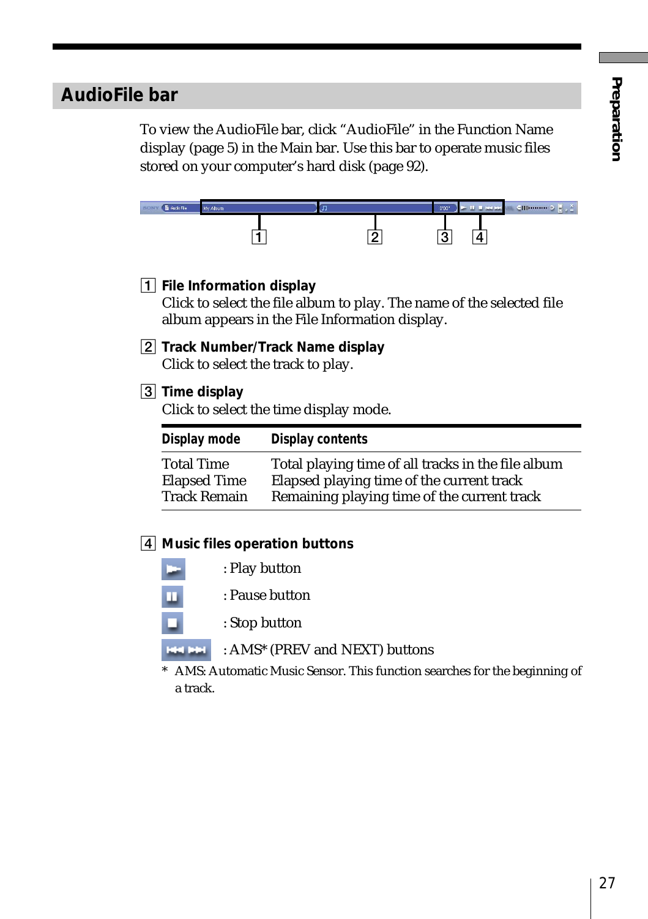## AudioFile bar

To view the AudioFile bar, click “AudioFile” in the Function Name display (page 5) in the Main bar. Use this bar to operate music files stored on your computer’s hard disk (page 92).

**1 File Information display**
Click to select the file album to play. The name of the selected file album appears in the File Information display.

**2 Track Number/Track Name display**
Click to select the track to play.

**3 Time display**
Click to select the time display mode.

| Display mode | Display contents |
| --- | --- |
| Total Time | Total playing time of all tracks in the file album |
| Elapsed Time | Elapsed playing time of the current track |
| Track Remain | Remaining playing time of the current track |

**4 Music files operation buttons**

: Play button

: Pause button

: Stop button

: AMS* (PREV and NEXT) buttons

\* AMS: Automatic Music Sensor. This function searches for the beginning of a track.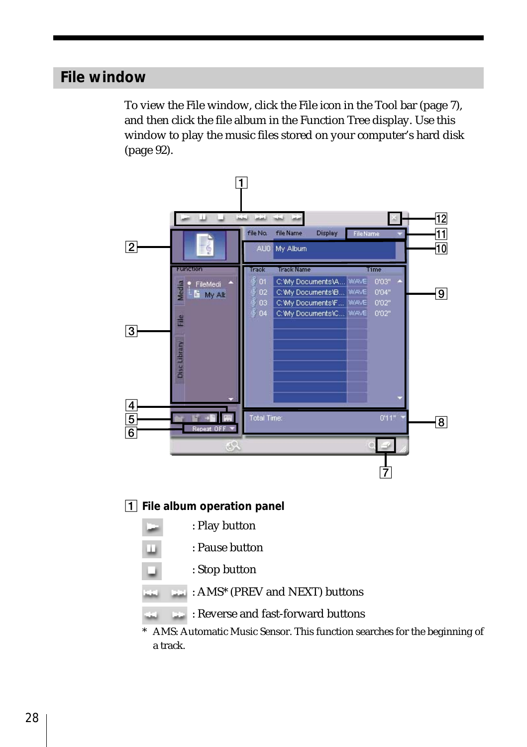## File window

To view the File window, click the File icon in the Tool bar (page 7), and then click the file album in the Function Tree display. Use this window to play the music files stored on your computer's hard disk (page 92).

### 1 File album operation panel

: Play button

: Pause button

: Stop button

: AMS* (PREV and NEXT) buttons

: Reverse and fast-forward buttons

* AMS: Automatic Music Sensor. This function searches for the beginning of a track.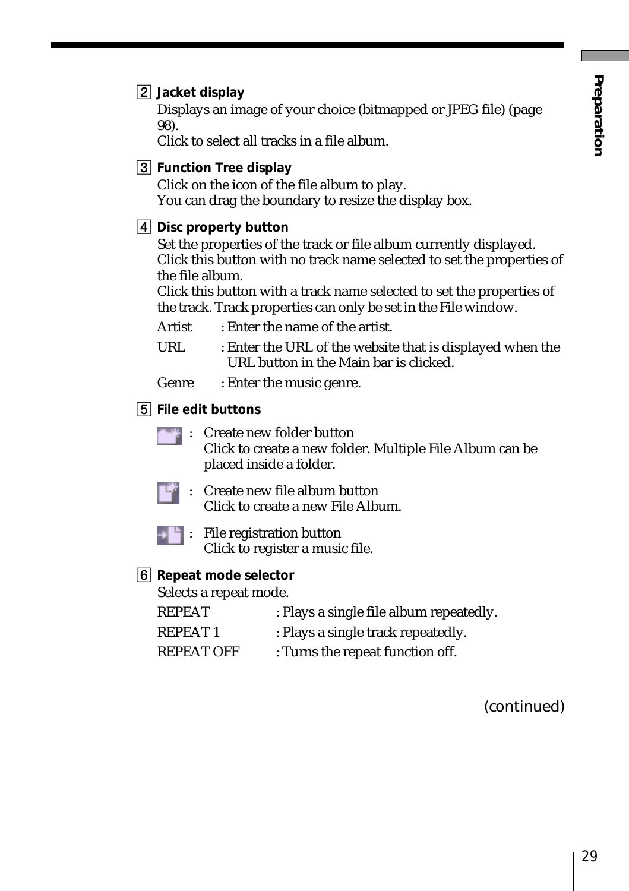**2 Jacket display**

Displays an image of your choice (bitmapped or JPEG file) (page 98).
Click to select all tracks in a file album.

**3 Function Tree display**

Click on the icon of the file album to play.
You can drag the boundary to resize the display box.

**4 Disc property button**

Set the properties of the track or file album currently displayed.
Click this button with no track name selected to set the properties of the file album.
Click this button with a track name selected to set the properties of the track. Track properties can only be set in the File window.

Artist : Enter the name of the artist.

URL : Enter the URL of the website that is displayed when the URL button in the Main bar is clicked.

Genre : Enter the music genre.

**5 File edit buttons**

: Create new folder button
Click to create a new folder. Multiple File Album can be placed inside a folder.

: Create new file album button
Click to create a new File Album.

: File registration button
Click to register a music file.

**6 Repeat mode selector**

Selects a repeat mode.

REPEAT : Plays a single file album repeatedly.

REPEAT 1 : Plays a single track repeatedly.

REPEAT OFF : Turns the repeat function off.

(continued)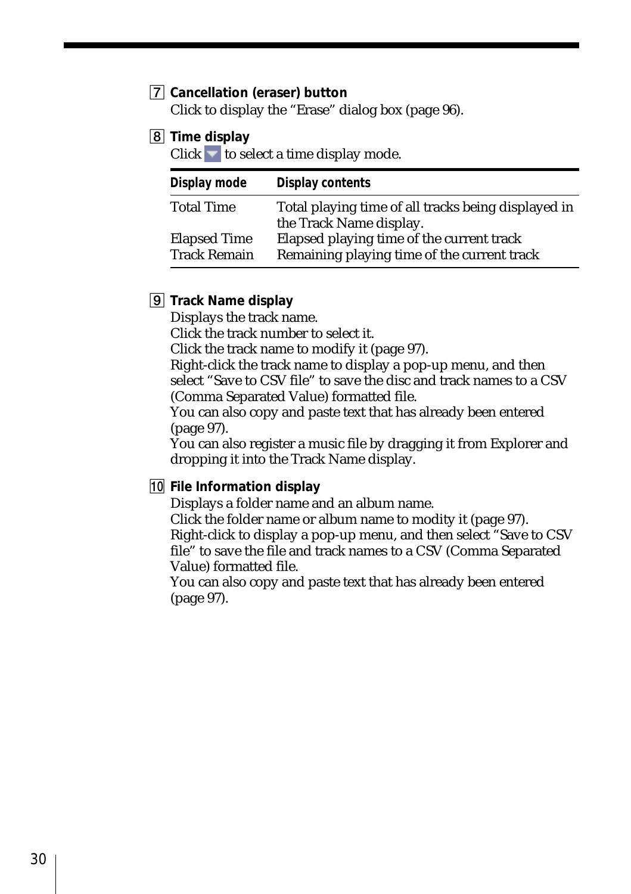7 **Cancellation (eraser) button**

Click to display the “Erase” dialog box (page 96).

8 **Time display**

Click ▼ to select a time display mode.

| Display mode | Display contents |
| --- | --- |
| Total Time | Total playing time of all tracks being displayed in the Track Name display. |
| Elapsed Time | Elapsed playing time of the current track |
| Track Remain | Remaining playing time of the current track |

9 **Track Name display**

Displays the track name.
Click the track number to select it.
Click the track name to modify it (page 97).
Right-click the track name to display a pop-up menu, and then select “Save to CSV file” to save the disc and track names to a CSV (Comma Separated Value) formatted file.
You can also copy and paste text that has already been entered (page 97).
You can also register a music file by dragging it from Explorer and dropping it into the Track Name display.

10 **File Information display**

Displays a folder name and an album name.
Click the folder name or album name to modity it (page 97).
Right-click to display a pop-up menu, and then select “Save to CSV file” to save the file and track names to a CSV (Comma Separated Value) formatted file.
You can also copy and paste text that has already been entered (page 97).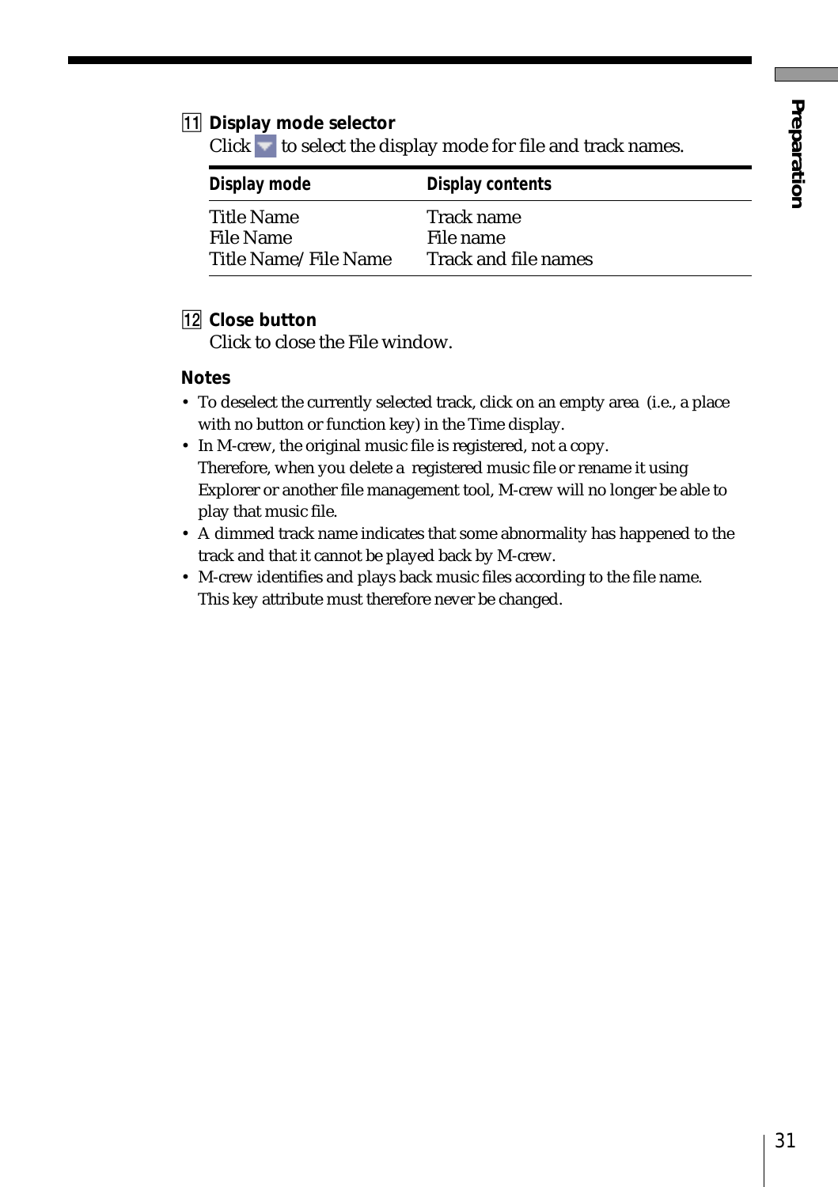11 **Display mode selector**

Click ▼ to select the display mode for file and track names.

| Display mode | Display contents |
|---|---|
| Title Name | Track name |
| File Name | File name |
| Title Name/File Name | Track and file names |

12 **Close button**

Click to close the File window.

**Notes**

- To deselect the currently selected track, click on an empty area (i.e., a place with no button or function key) in the Time display.
- In M-crew, the original music file is registered, not a copy. Therefore, when you delete a registered music file or rename it using Explorer or another file management tool, M-crew will no longer be able to play that music file.
- A dimmed track name indicates that some abnormality has happened to the track and that it cannot be played back by M-crew.
- M-crew identifies and plays back music files according to the file name. This key attribute must therefore never be changed.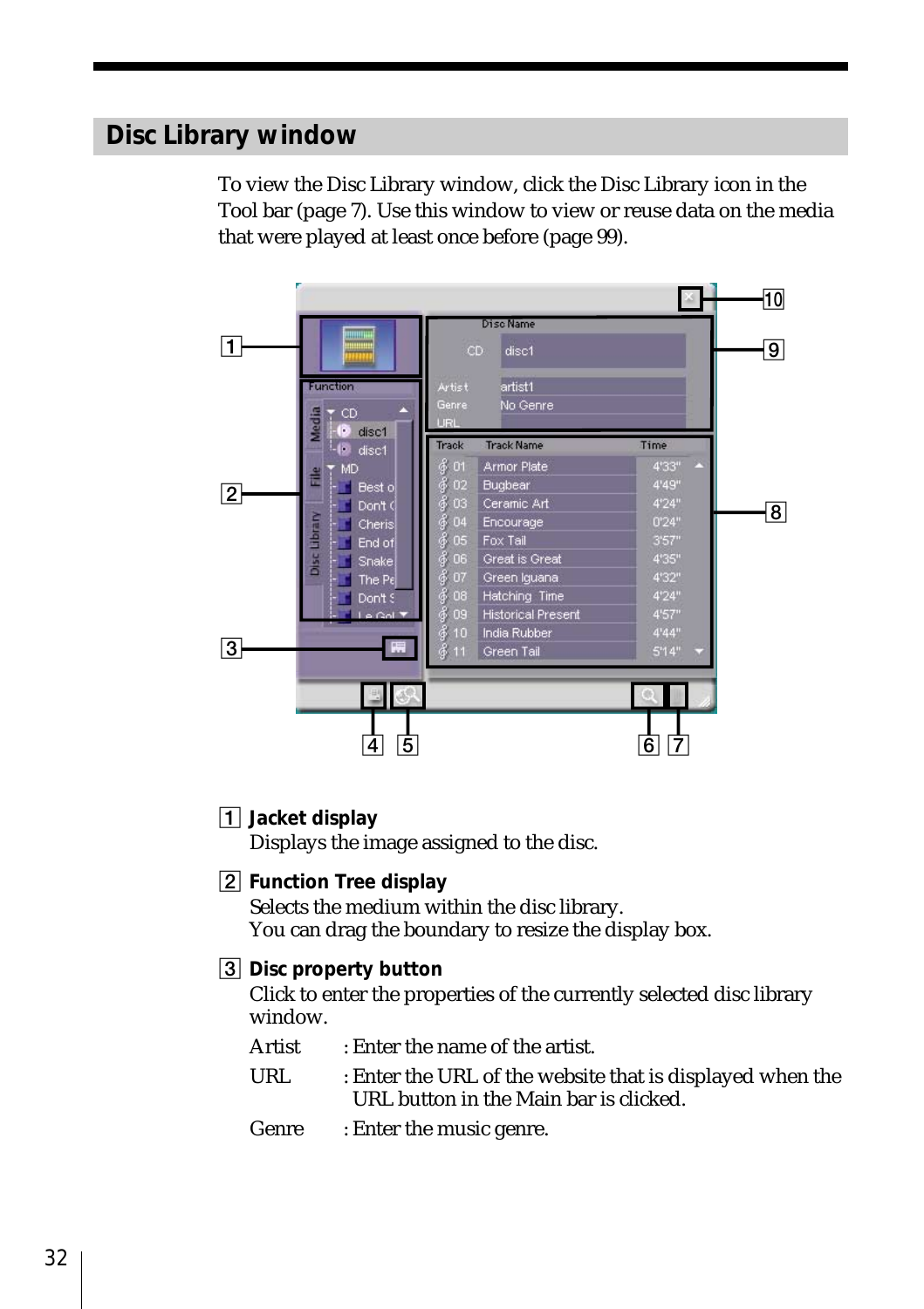## Disc Library window

To view the Disc Library window, click the Disc Library icon in the Tool bar (page 7). Use this window to view or reuse data on the media that were played at least once before (page 99).

1 **Jacket display**
Displays the image assigned to the disc.

2 **Function Tree display**
Selects the medium within the disc library.
You can drag the boundary to resize the display box.

3 **Disc property button**
Click to enter the properties of the currently selected disc library window.

Artist : Enter the name of the artist.

URL : Enter the URL of the website that is displayed when the URL button in the Main bar is clicked.

Genre : Enter the music genre.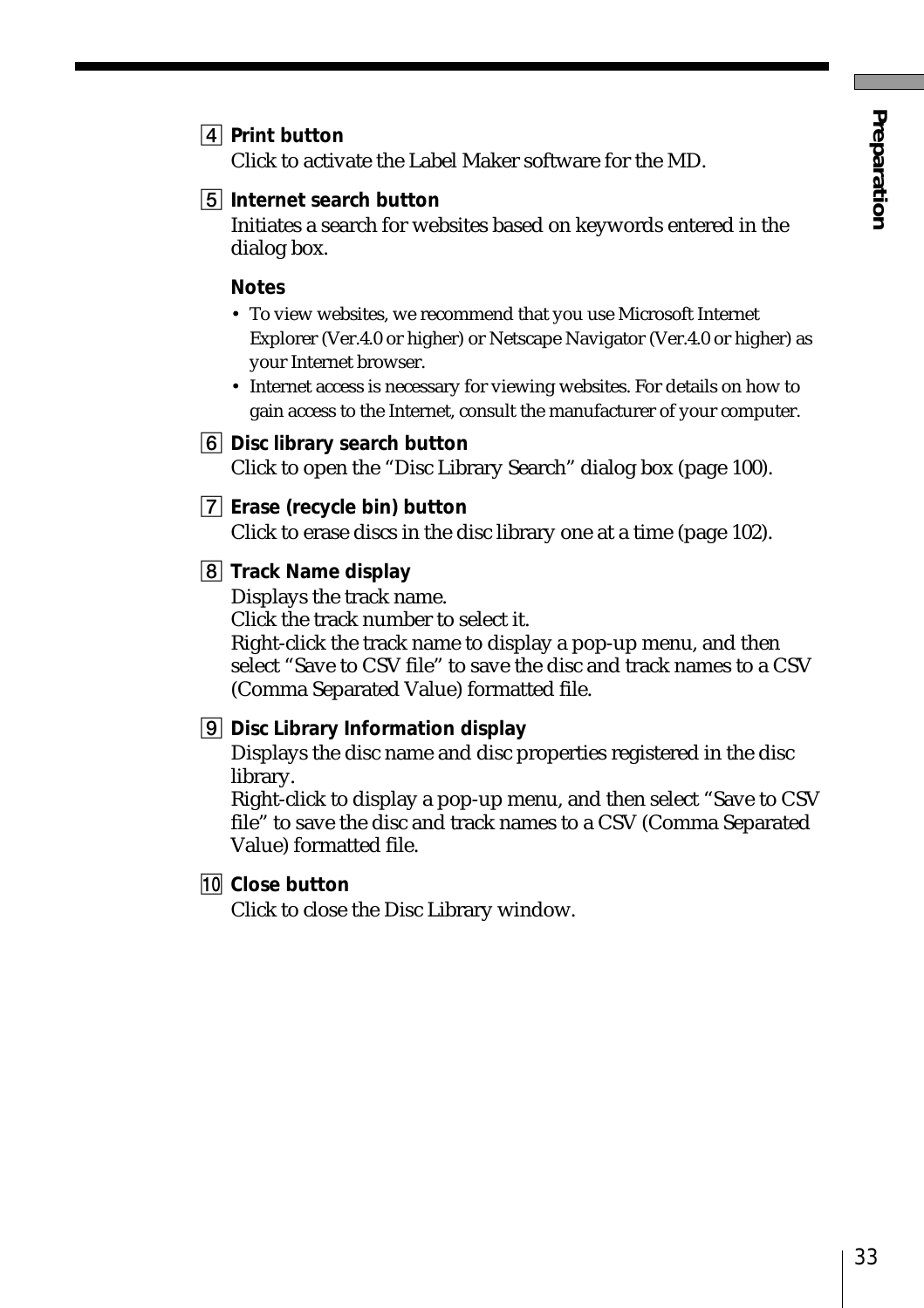4 **Print button**
Click to activate the Label Maker software for the MD.

5 **Internet search button**
Initiates a search for websites based on keywords entered in the dialog box.

**Notes**

- To view websites, we recommend that you use Microsoft Internet Explorer (Ver.4.0 or higher) or Netscape Navigator (Ver.4.0 or higher) as your Internet browser.
- Internet access is necessary for viewing websites. For details on how to gain access to the Internet, consult the manufacturer of your computer.

6 **Disc library search button**
Click to open the "Disc Library Search" dialog box (page 100).

7 **Erase (recycle bin) button**
Click to erase discs in the disc library one at a time (page 102).

8 **Track Name display**
Displays the track name.
Click the track number to select it.
Right-click the track name to display a pop-up menu, and then select "Save to CSV file" to save the disc and track names to a CSV (Comma Separated Value) formatted file.

9 **Disc Library Information display**
Displays the disc name and disc properties registered in the disc library.
Right-click to display a pop-up menu, and then select "Save to CSV file" to save the disc and track names to a CSV (Comma Separated Value) formatted file.

10 **Close button**
Click to close the Disc Library window.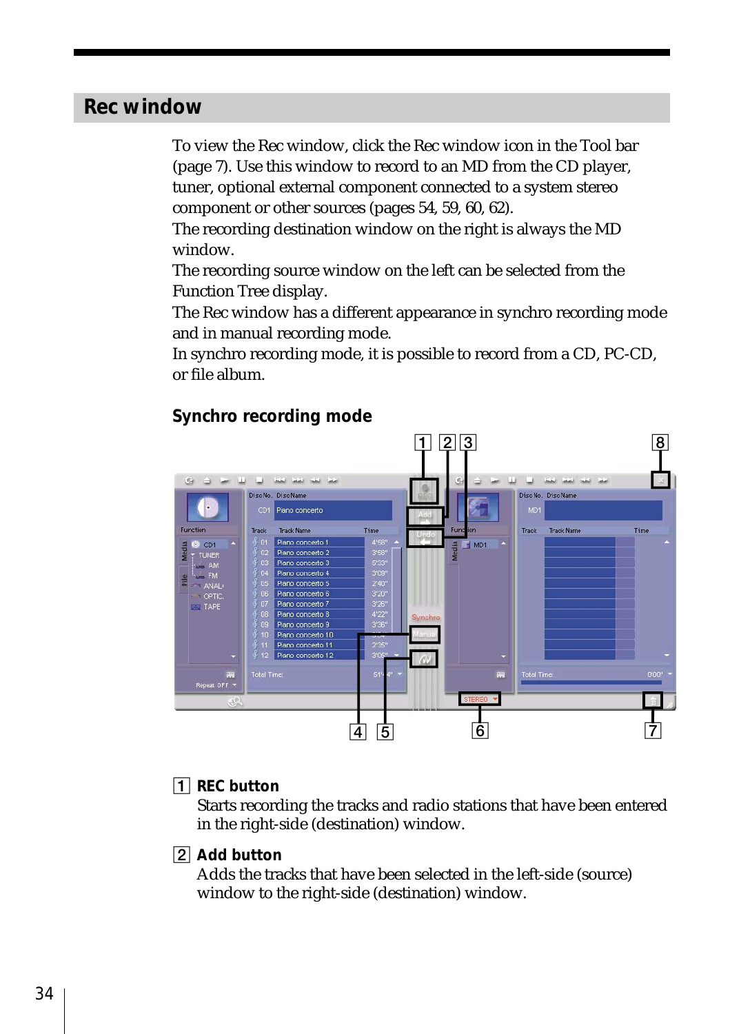## Rec window

To view the Rec window, click the Rec window icon in the Tool bar (page 7). Use this window to record to an MD from the CD player, tuner, optional external component connected to a system stereo component or other sources (pages 54, 59, 60, 62).
The recording destination window on the right is always the MD window.
The recording source window on the left can be selected from the Function Tree display.
The Rec window has a different appearance in synchro recording mode and in manual recording mode.
In synchro recording mode, it is possible to record from a CD, PC-CD, or file album.

### Synchro recording mode

1 **REC button**
Starts recording the tracks and radio stations that have been entered in the right-side (destination) window.

2 **Add button**
Adds the tracks that have been selected in the left-side (source) window to the right-side (destination) window.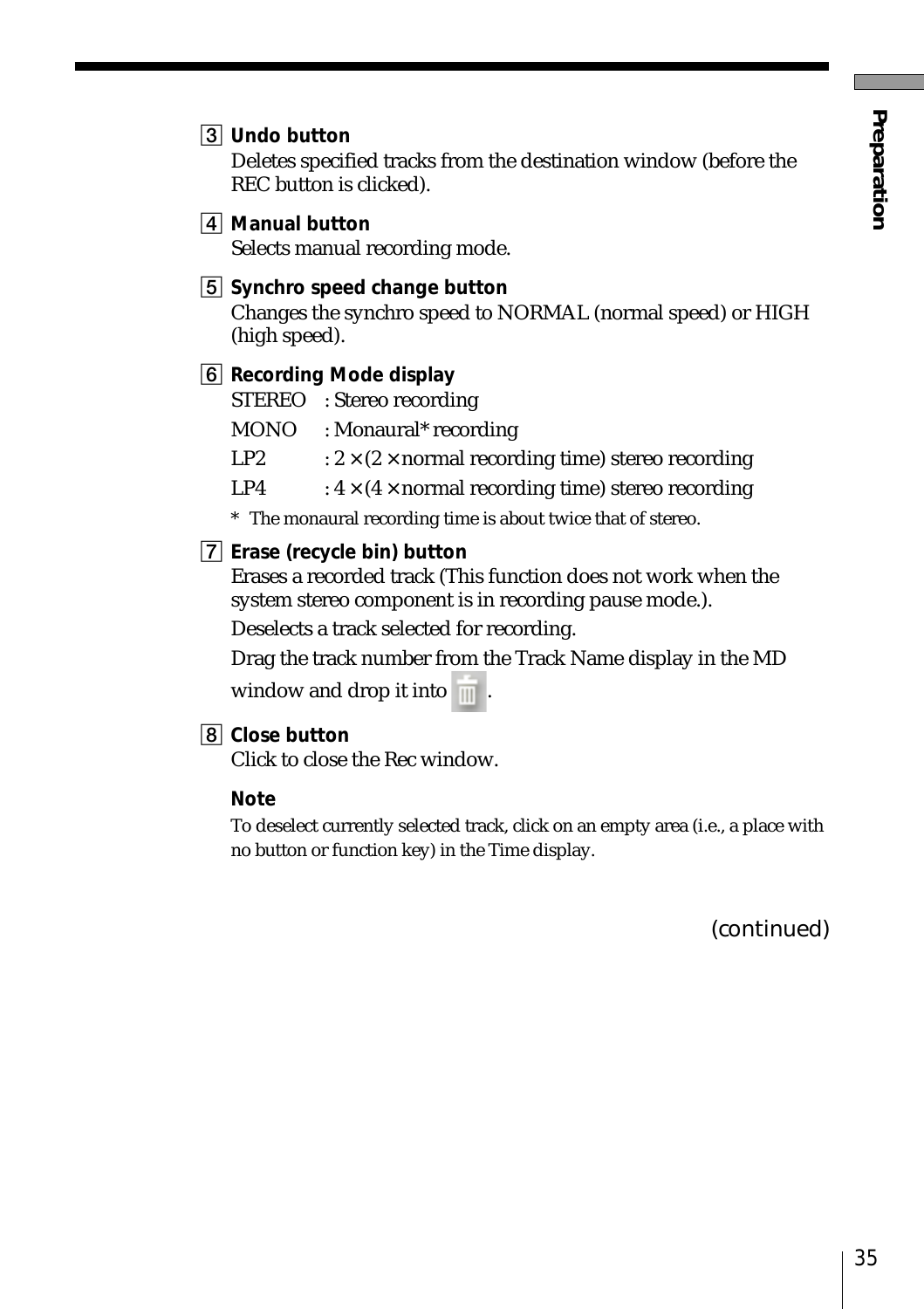3 **Undo button**
Deletes specified tracks from the destination window (before the REC button is clicked).

4 **Manual button**
Selects manual recording mode.

5 **Synchro speed change button**
Changes the synchro speed to NORMAL (normal speed) or HIGH (high speed).

6 **Recording Mode display**

| | |
|---|---|
| STEREO | : Stereo recording |
| MONO | : Monaural* recording |
| LP2 | : 2 × (2 × normal recording time) stereo recording |
| LP4 | : 4 × (4 × normal recording time) stereo recording |

\* The monaural recording time is about twice that of stereo.

7 **Erase (recycle bin) button**
Erases a recorded track (This function does not work when the system stereo component is in recording pause mode.).

Deselects a track selected for recording.

Drag the track number from the Track Name display in the MD window and drop it into .

8 **Close button**
Click to close the Rec window.

**Note**

To deselect currently selected track, click on an empty area (i.e., a place with no button or function key) in the Time display.

(continued)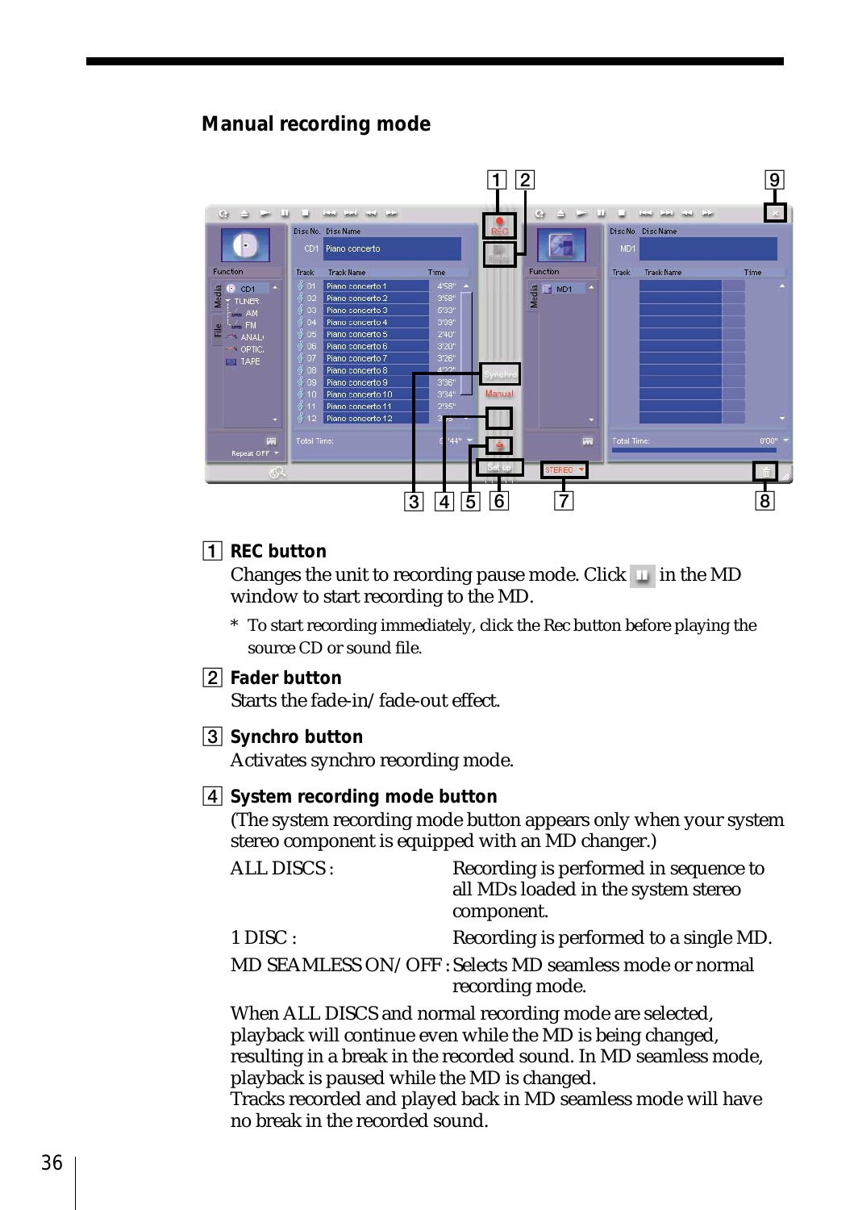## Manual recording mode

**1 REC button**

Changes the unit to recording pause mode. Click ▮▮ in the MD window to start recording to the MD.

* To start recording immediately, click the Rec button before playing the source CD or sound file.

**2 Fader button**

Starts the fade-in/fade-out effect.

**3 Synchro button**

Activates synchro recording mode.

**4 System recording mode button**

(The system recording mode button appears only when your system stereo component is equipped with an MD changer.)

| | |
|---|---|
| ALL DISCS : | Recording is performed in sequence to all MDs loaded in the system stereo component. |
| 1 DISC : | Recording is performed to a single MD. |
| MD SEAMLESS ON/OFF : | Selects MD seamless mode or normal recording mode. |

When ALL DISCS and normal recording mode are selected, playback will continue even while the MD is being changed, resulting in a break in the recorded sound. In MD seamless mode, playback is paused while the MD is changed.
Tracks recorded and played back in MD seamless mode will have no break in the recorded sound.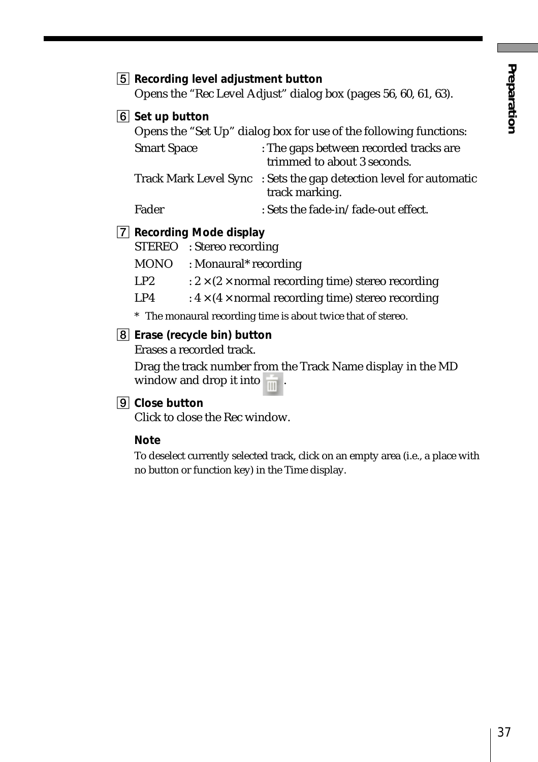5 **Recording level adjustment button**
Opens the "Rec Level Adjust" dialog box (pages 56, 60, 61, 63).

6 **Set up button**
Opens the "Set Up" dialog box for use of the following functions:

| | |
|---|---|
| Smart Space | : The gaps between recorded tracks are trimmed to about 3 seconds. |
| Track Mark Level Sync | : Sets the gap detection level for automatic track marking. |
| Fader | : Sets the fade-in/fade-out effect. |

7 **Recording Mode display**

| | |
|---|---|
| STEREO | : Stereo recording |
| MONO | : Monaural* recording |
| LP2 | : 2 × (2 × normal recording time) stereo recording |
| LP4 | : 4 × (4 × normal recording time) stereo recording |

\* The monaural recording time is about twice that of stereo.

8 **Erase (recycle bin) button**
Erases a recorded track.

Drag the track number from the Track Name display in the MD window and drop it into the recycle bin icon.

9 **Close button**
Click to close the Rec window.

**Note**

To deselect currently selected track, click on an empty area (i.e., a place with no button or function key) in the Time display.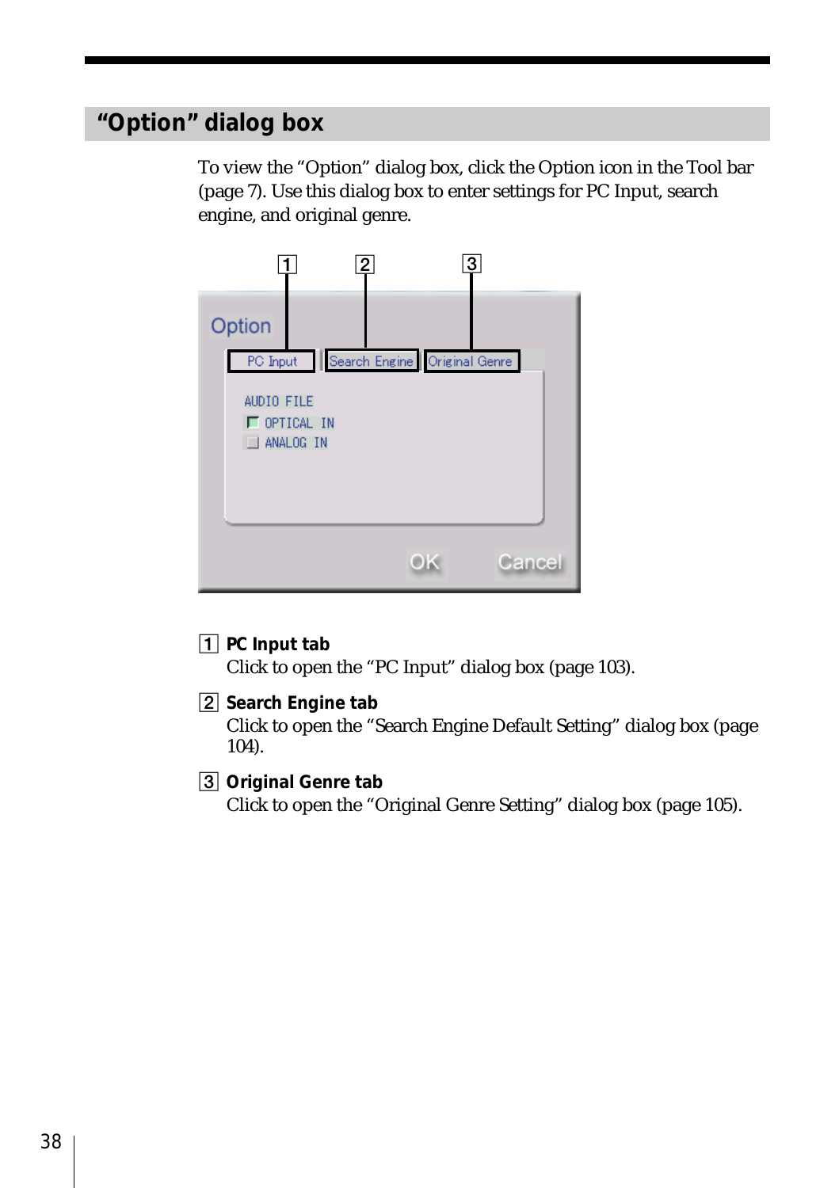## “Option” dialog box

To view the “Option” dialog box, click the Option icon in the Tool bar (page 7). Use this dialog box to enter settings for PC Input, search engine, and original genre.

1 **PC Input tab**
Click to open the “PC Input” dialog box (page 103).

2 **Search Engine tab**
Click to open the “Search Engine Default Setting” dialog box (page 104).

3 **Original Genre tab**
Click to open the “Original Genre Setting” dialog box (page 105).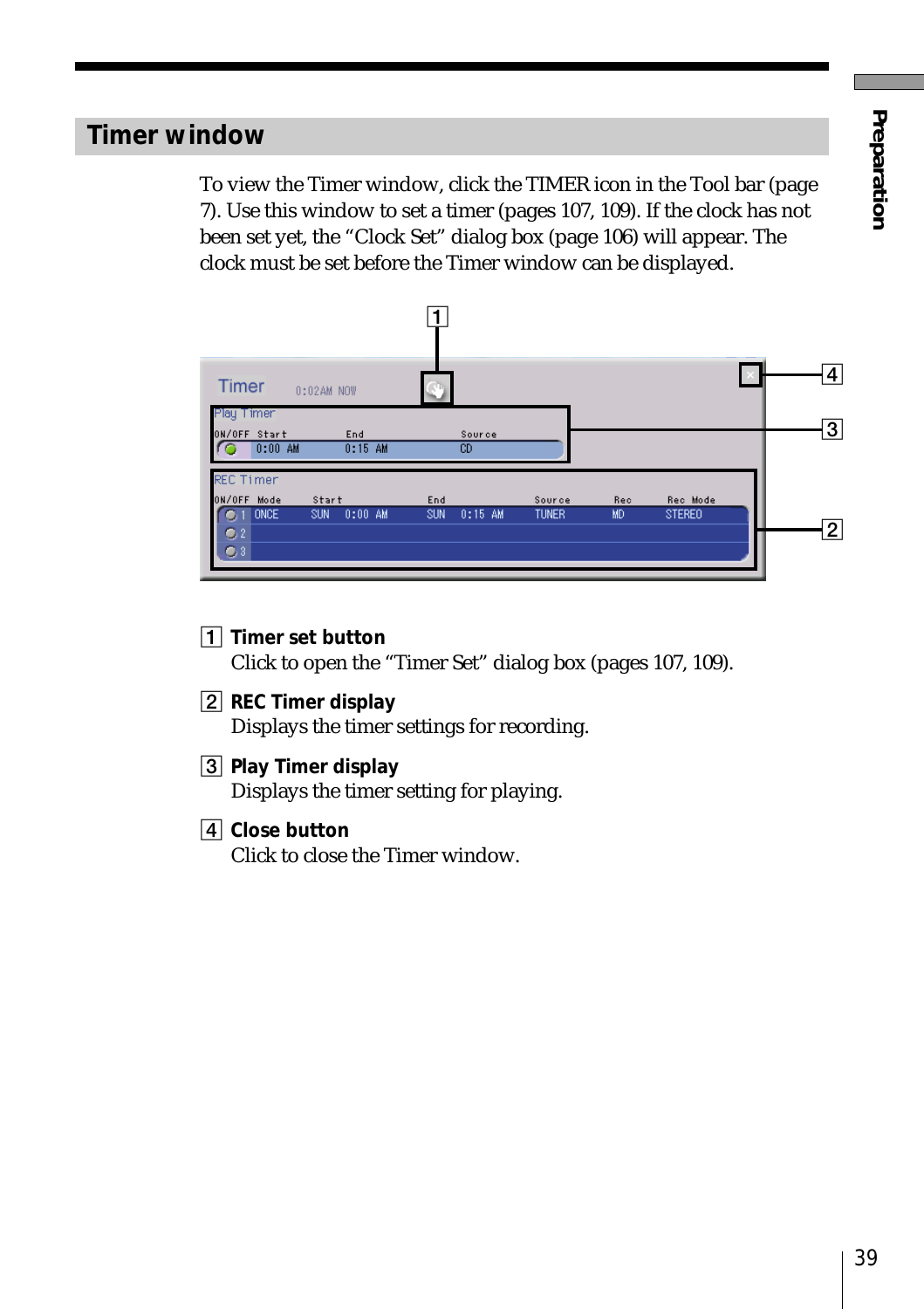## Timer window

To view the Timer window, click the TIMER icon in the Tool bar (page 7). Use this window to set a timer (pages 107, 109). If the clock has not been set yet, the "Clock Set" dialog box (page 106) will appear. The clock must be set before the Timer window can be displayed.

1 **Timer set button**
Click to open the "Timer Set" dialog box (pages 107, 109).

2 **REC Timer display**
Displays the timer settings for recording.

3 **Play Timer display**
Displays the timer setting for playing.

4 **Close button**
Click to close the Timer window.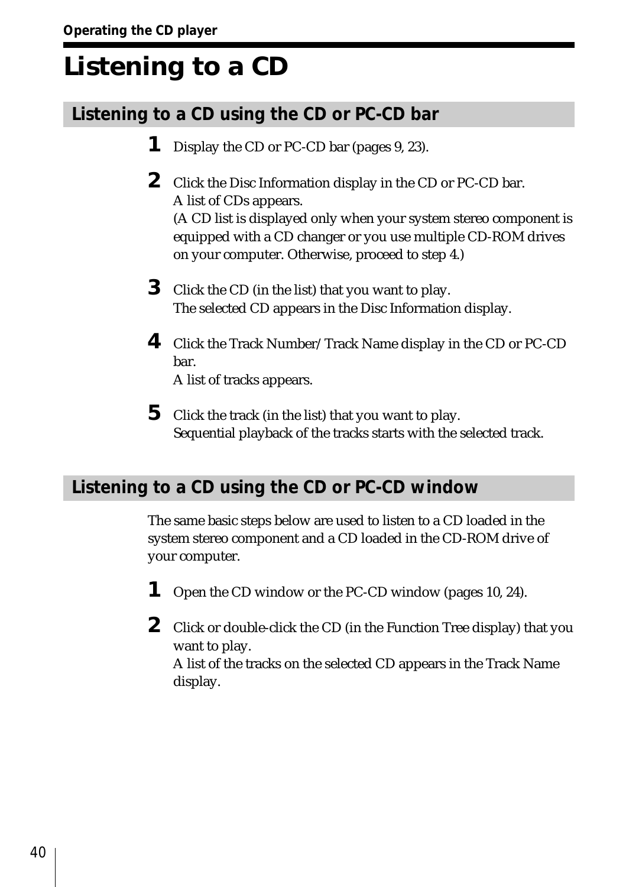# Listening to a CD

## Listening to a CD using the CD or PC-CD bar

1. Display the CD or PC-CD bar (pages 9, 23).

2. Click the Disc Information display in the CD or PC-CD bar.
   A list of CDs appears.
   (A CD list is displayed only when your system stereo component is equipped with a CD changer or you use multiple CD-ROM drives on your computer. Otherwise, proceed to step 4.)

3. Click the CD (in the list) that you want to play.
   The selected CD appears in the Disc Information display.

4. Click the Track Number/Track Name display in the CD or PC-CD bar.
   A list of tracks appears.

5. Click the track (in the list) that you want to play.
   Sequential playback of the tracks starts with the selected track.

## Listening to a CD using the CD or PC-CD window

The same basic steps below are used to listen to a CD loaded in the system stereo component and a CD loaded in the CD-ROM drive of your computer.

1. Open the CD window or the PC-CD window (pages 10, 24).

2. Click or double-click the CD (in the Function Tree display) that you want to play.
   A list of the tracks on the selected CD appears in the Track Name display.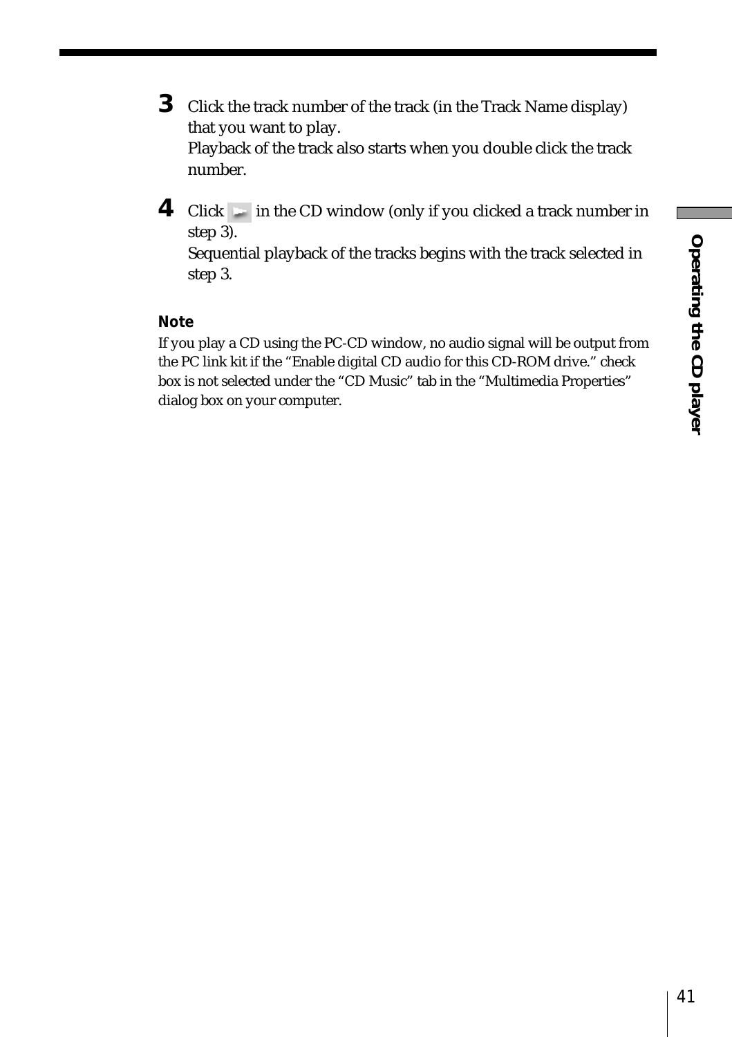3. Click the track number of the track (in the Track Name display) that you want to play.
   Playback of the track also starts when you double click the track number.

4. Click ▶ in the CD window (only if you clicked a track number in step 3).
   Sequential playback of the tracks begins with the track selected in step 3.

**Note**

If you play a CD using the PC-CD window, no audio signal will be output from the PC link kit if the “Enable digital CD audio for this CD-ROM drive.” check box is not selected under the “CD Music” tab in the “Multimedia Properties” dialog box on your computer.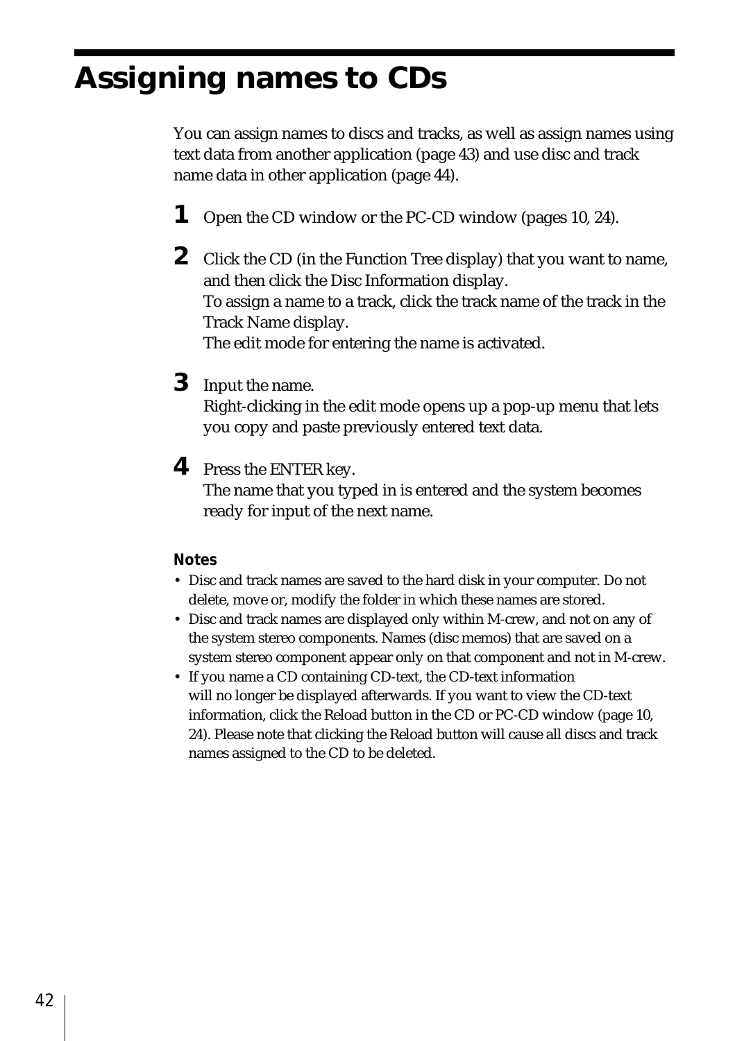# Assigning names to CDs

You can assign names to discs and tracks, as well as assign names using text data from another application (page 43) and use disc and track name data in other application (page 44).

**1** Open the CD window or the PC-CD window (pages 10, 24).

**2** Click the CD (in the Function Tree display) that you want to name, and then click the Disc Information display.
To assign a name to a track, click the track name of the track in the Track Name display.
The edit mode for entering the name is activated.

**3** Input the name.
Right-clicking in the edit mode opens up a pop-up menu that lets you copy and paste previously entered text data.

**4** Press the ENTER key.
The name that you typed in is entered and the system becomes ready for input of the next name.

**Notes**

- Disc and track names are saved to the hard disk in your computer. Do not delete, move or, modify the folder in which these names are stored.
- Disc and track names are displayed only within M-crew, and not on any of the system stereo components. Names (disc memos) that are saved on a system stereo component appear only on that component and not in M-crew.
- If you name a CD containing CD-text, the CD-text information will no longer be displayed afterwards. If you want to view the CD-text information, click the Reload button in the CD or PC-CD window (page 10, 24). Please note that clicking the Reload button will cause all discs and track names assigned to the CD to be deleted.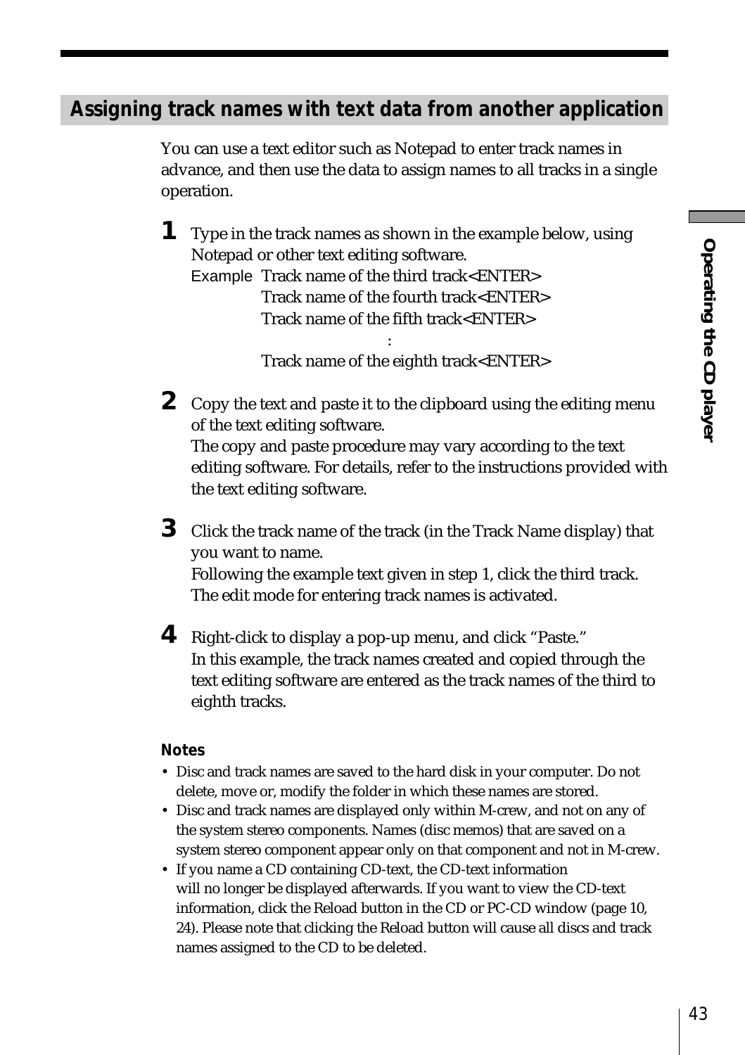## Assigning track names with text data from another application

You can use a text editor such as Notepad to enter track names in advance, and then use the data to assign names to all tracks in a single operation.

**1** Type in the track names as shown in the example below, using Notepad or other text editing software.

Example Track name of the third track<ENTER>
Track name of the fourth track<ENTER>
Track name of the fifth track<ENTER>
:
Track name of the eighth track<ENTER>

**2** Copy the text and paste it to the clipboard using the editing menu of the text editing software.
The copy and paste procedure may vary according to the text editing software. For details, refer to the instructions provided with the text editing software.

**3** Click the track name of the track (in the Track Name display) that you want to name.
Following the example text given in step 1, click the third track.
The edit mode for entering track names is activated.

**4** Right-click to display a pop-up menu, and click "Paste."
In this example, the track names created and copied through the text editing software are entered as the track names of the third to eighth tracks.

**Notes**

- Disc and track names are saved to the hard disk in your computer. Do not delete, move or, modify the folder in which these names are stored.
- Disc and track names are displayed only within M-crew, and not on any of the system stereo components. Names (disc memos) that are saved on a system stereo component appear only on that component and not in M-crew.
- If you name a CD containing CD-text, the CD-text information will no longer be displayed afterwards. If you want to view the CD-text information, click the Reload button in the CD or PC-CD window (page 10, 24). Please note that clicking the Reload button will cause all discs and track names assigned to the CD to be deleted.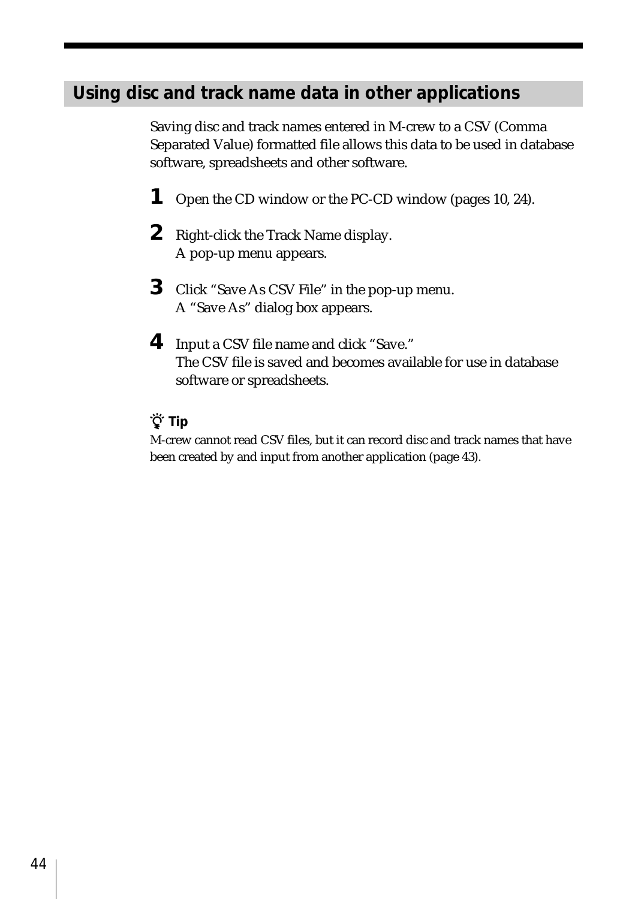## Using disc and track name data in other applications

Saving disc and track names entered in M-crew to a CSV (Comma Separated Value) formatted file allows this data to be used in database software, spreadsheets and other software.

1. Open the CD window or the PC-CD window (pages 10, 24).
2. Right-click the Track Name display.
   A pop-up menu appears.
3. Click “Save As CSV File” in the pop-up menu.
   A “Save As” dialog box appears.
4. Input a CSV file name and click “Save.”
   The CSV file is saved and becomes available for use in database software or spreadsheets.

**Tip**

M-crew cannot read CSV files, but it can record disc and track names that have been created by and input from another application (page 43).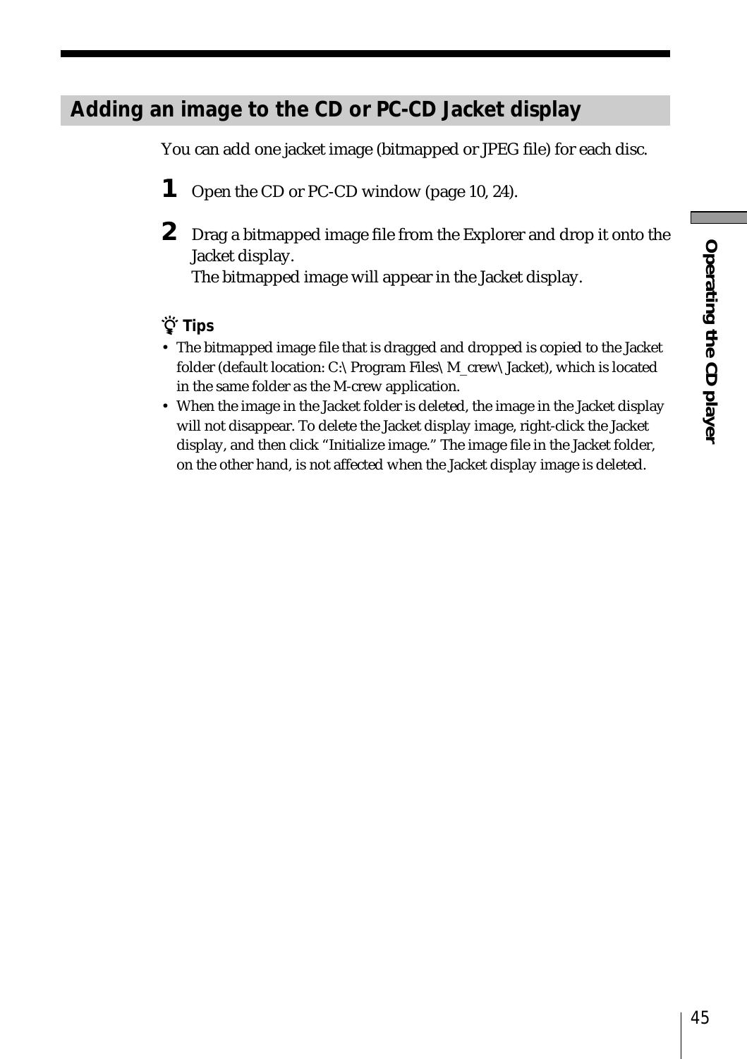## Adding an image to the CD or PC-CD Jacket display

You can add one jacket image (bitmapped or JPEG file) for each disc.

1. Open the CD or PC-CD window (page 10, 24).
2. Drag a bitmapped image file from the Explorer and drop it onto the Jacket display.
   The bitmapped image will appear in the Jacket display.

**Tips**

- The bitmapped image file that is dragged and dropped is copied to the Jacket folder (default location: C:\Program Files\M_crew\Jacket), which is located in the same folder as the M-crew application.
- When the image in the Jacket folder is deleted, the image in the Jacket display will not disappear. To delete the Jacket display image, right-click the Jacket display, and then click "Initialize image." The image file in the Jacket folder, on the other hand, is not affected when the Jacket display image is deleted.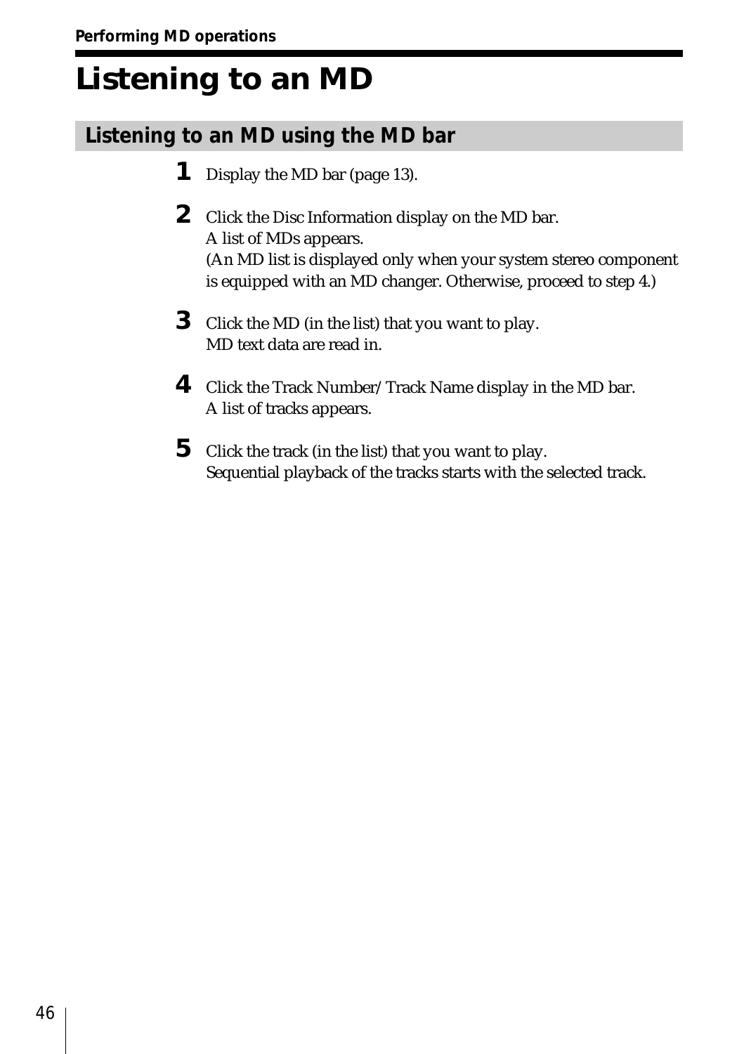# Listening to an MD

## Listening to an MD using the MD bar

1. Display the MD bar (page 13).

2. Click the Disc Information display on the MD bar.
   A list of MDs appears.
   (An MD list is displayed only when your system stereo component is equipped with an MD changer. Otherwise, proceed to step 4.)

3. Click the MD (in the list) that you want to play.
   MD text data are read in.

4. Click the Track Number/Track Name display in the MD bar.
   A list of tracks appears.

5. Click the track (in the list) that you want to play.
   Sequential playback of the tracks starts with the selected track.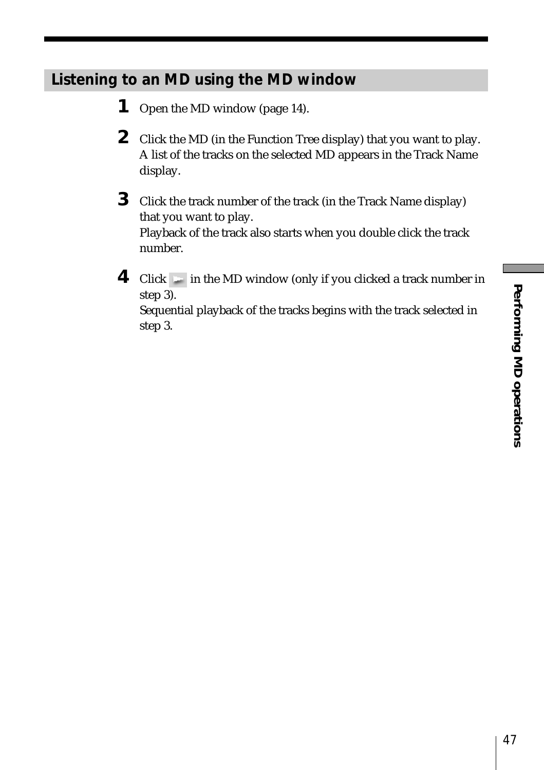## Listening to an MD using the MD window

**1** Open the MD window (page 14).

**2** Click the MD (in the Function Tree display) that you want to play.
A list of the tracks on the selected MD appears in the Track Name display.

**3** Click the track number of the track (in the Track Name display) that you want to play.
Playback of the track also starts when you double click the track number.

**4** Click ► in the MD window (only if you clicked a track number in step 3).
Sequential playback of the tracks begins with the track selected in step 3.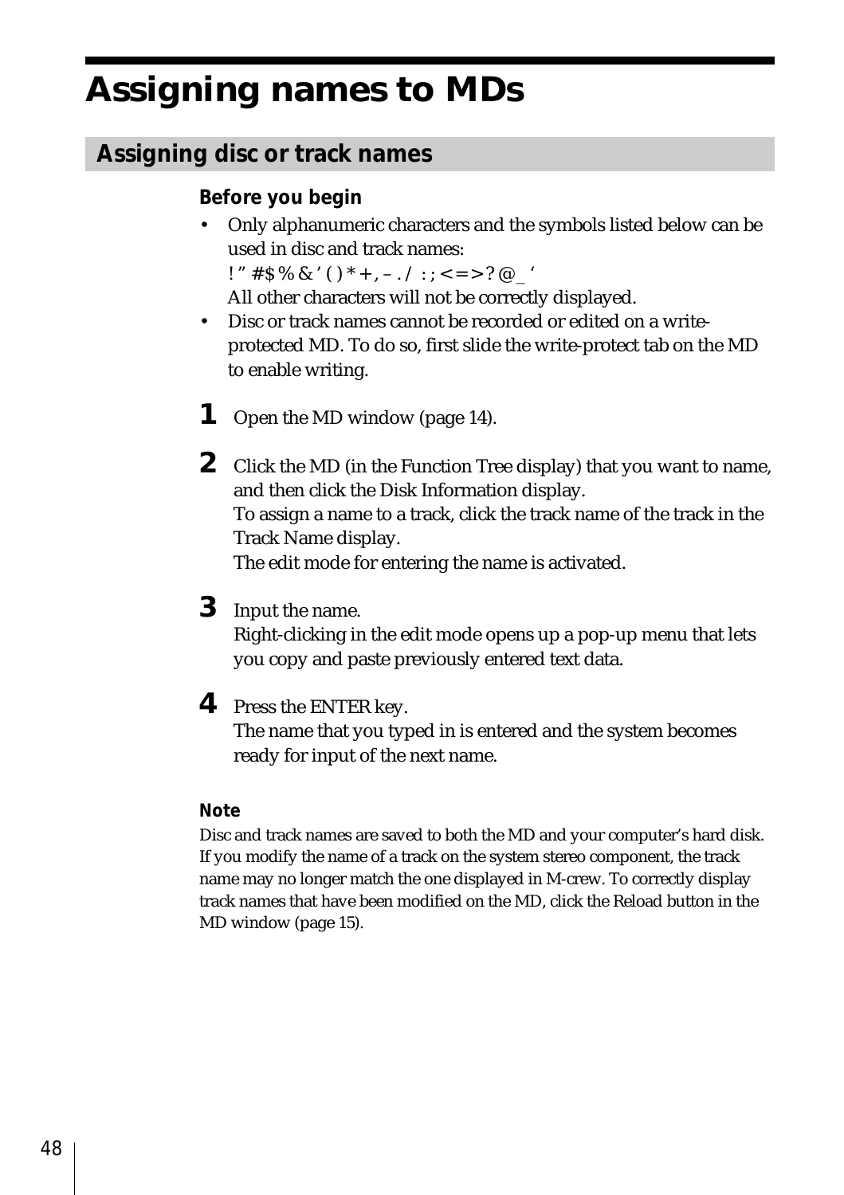# Assigning names to MDs

## Assigning disc or track names

### Before you begin

- Only alphanumeric characters and the symbols listed below can be used in disc and track names:
  ! ” # $ % & ’ ( ) * + , – . / : ; < = > ? @ _ ‘
  All other characters will not be correctly displayed.
- Disc or track names cannot be recorded or edited on a write-protected MD. To do so, first slide the write-protect tab on the MD to enable writing.

**1** Open the MD window (page 14).

**2** Click the MD (in the Function Tree display) that you want to name, and then click the Disk Information display.
To assign a name to a track, click the track name of the track in the Track Name display.
The edit mode for entering the name is activated.

**3** Input the name.
Right-clicking in the edit mode opens up a pop-up menu that lets you copy and paste previously entered text data.

**4** Press the ENTER key.
The name that you typed in is entered and the system becomes ready for input of the next name.

### Note

Disc and track names are saved to both the MD and your computer’s hard disk. If you modify the name of a track on the system stereo component, the track name may no longer match the one displayed in M-crew. To correctly display track names that have been modified on the MD, click the Reload button in the MD window (page 15).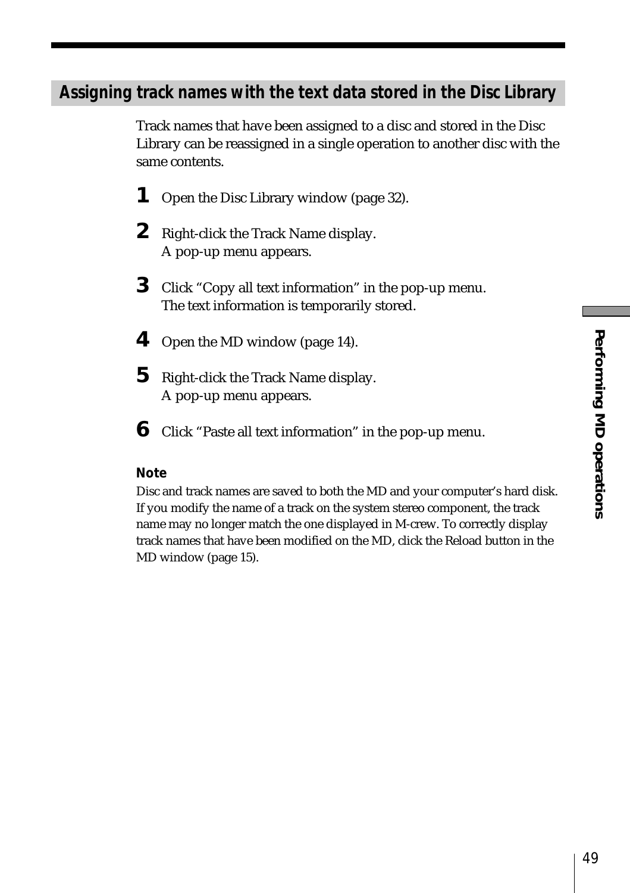## Assigning track names with the text data stored in the Disc Library

Track names that have been assigned to a disc and stored in the Disc Library can be reassigned in a single operation to another disc with the same contents.

1. Open the Disc Library window (page 32).
2. Right-click the Track Name display.
   A pop-up menu appears.
3. Click “Copy all text information” in the pop-up menu.
   The text information is temporarily stored.
4. Open the MD window (page 14).
5. Right-click the Track Name display.
   A pop-up menu appears.
6. Click “Paste all text information” in the pop-up menu.

**Note**

Disc and track names are saved to both the MD and your computer’s hard disk. If you modify the name of a track on the system stereo component, the track name may no longer match the one displayed in M-crew. To correctly display track names that have been modified on the MD, click the Reload button in the MD window (page 15).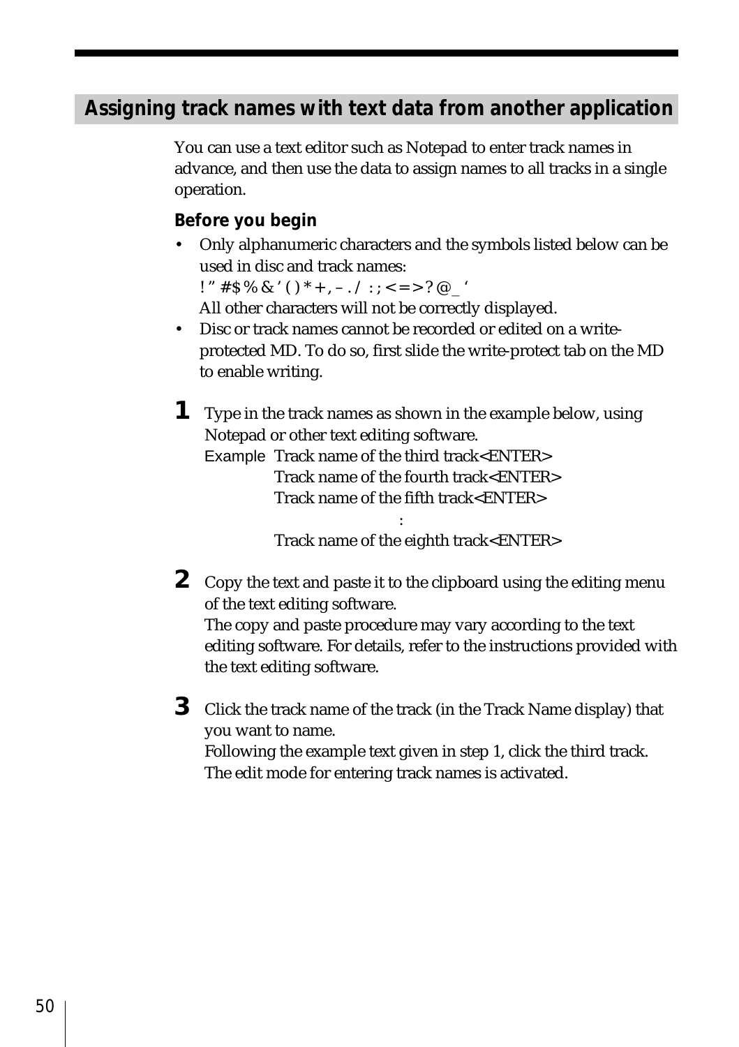## Assigning track names with text data from another application

You can use a text editor such as Notepad to enter track names in advance, and then use the data to assign names to all tracks in a single operation.

### Before you begin

- Only alphanumeric characters and the symbols listed below can be used in disc and track names:
  ! ” # $ % & ’ ( ) * + , – . / : ; < = > ? @ _ ‘
  All other characters will not be correctly displayed.
- Disc or track names cannot be recorded or edited on a write-protected MD. To do so, first slide the write-protect tab on the MD to enable writing.

**1** Type in the track names as shown in the example below, using Notepad or other text editing software.

Example Track name of the third track<ENTER>
Track name of the fourth track<ENTER>
Track name of the fifth track<ENTER>
:
Track name of the eighth track<ENTER>

**2** Copy the text and paste it to the clipboard using the editing menu of the text editing software.
The copy and paste procedure may vary according to the text editing software. For details, refer to the instructions provided with the text editing software.

**3** Click the track name of the track (in the Track Name display) that you want to name.
Following the example text given in step 1, click the third track.
The edit mode for entering track names is activated.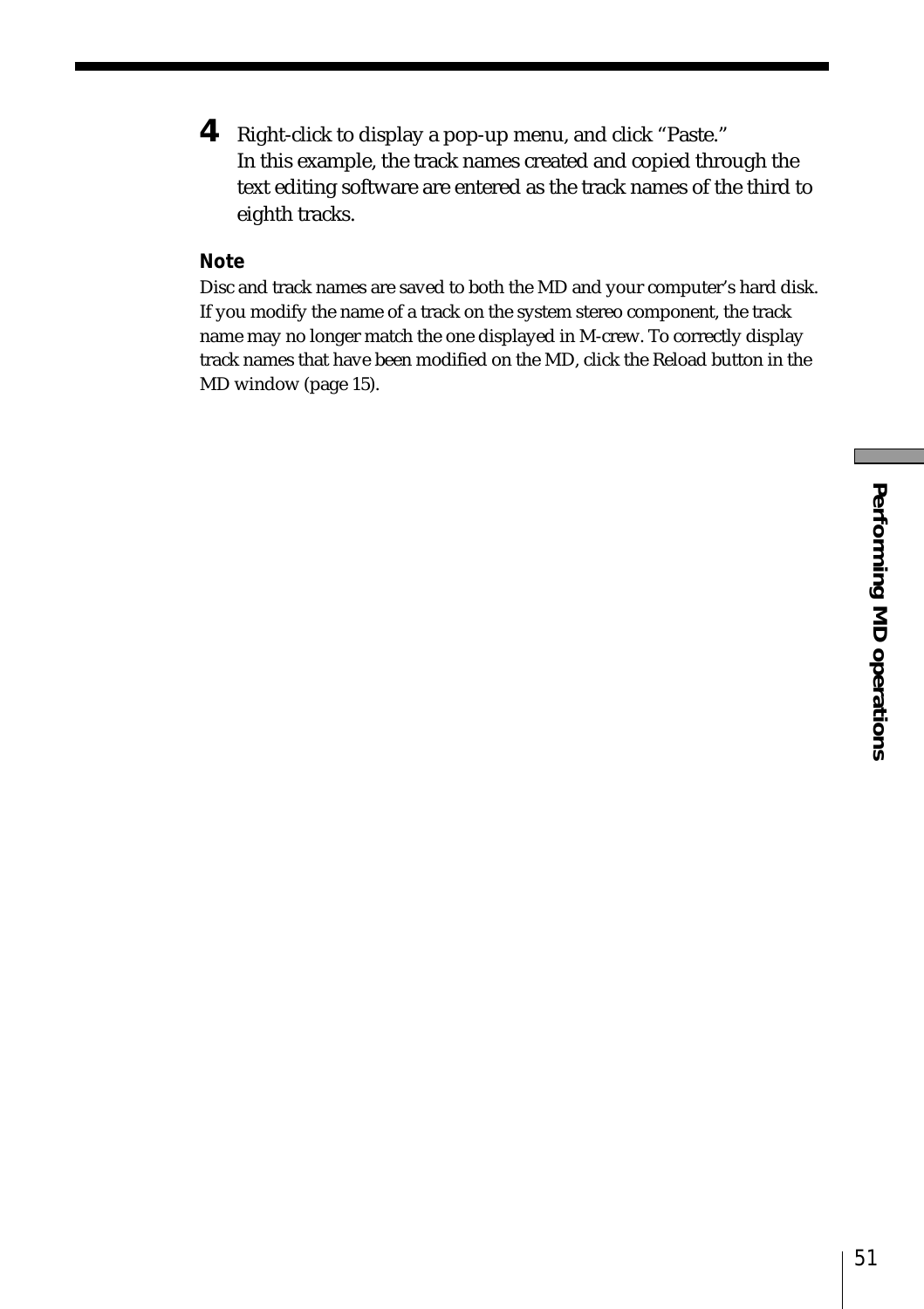4. Right-click to display a pop-up menu, and click “Paste.”
   In this example, the track names created and copied through the text editing software are entered as the track names of the third to eighth tracks.

**Note**

Disc and track names are saved to both the MD and your computer’s hard disk. If you modify the name of a track on the system stereo component, the track name may no longer match the one displayed in M-crew. To correctly display track names that have been modified on the MD, click the Reload button in the MD window (page 15).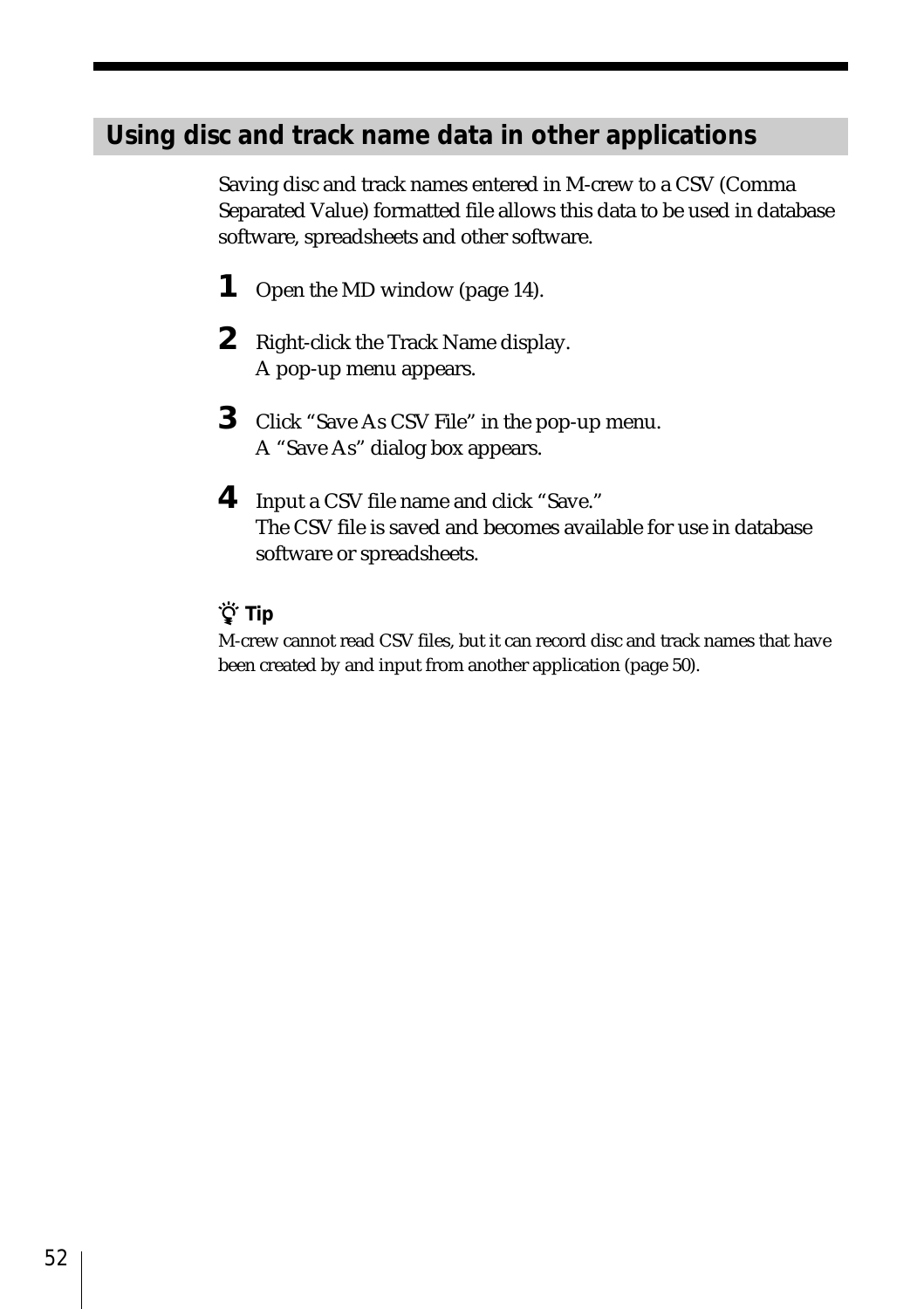## Using disc and track name data in other applications

Saving disc and track names entered in M-crew to a CSV (Comma Separated Value) formatted file allows this data to be used in database software, spreadsheets and other software.

**1** Open the MD window (page 14).

**2** Right-click the Track Name display.
A pop-up menu appears.

**3** Click “Save As CSV File” in the pop-up menu.
A “Save As” dialog box appears.

**4** Input a CSV file name and click “Save.”
The CSV file is saved and becomes available for use in database software or spreadsheets.

**Tip**

M-crew cannot read CSV files, but it can record disc and track names that have been created by and input from another application (page 50).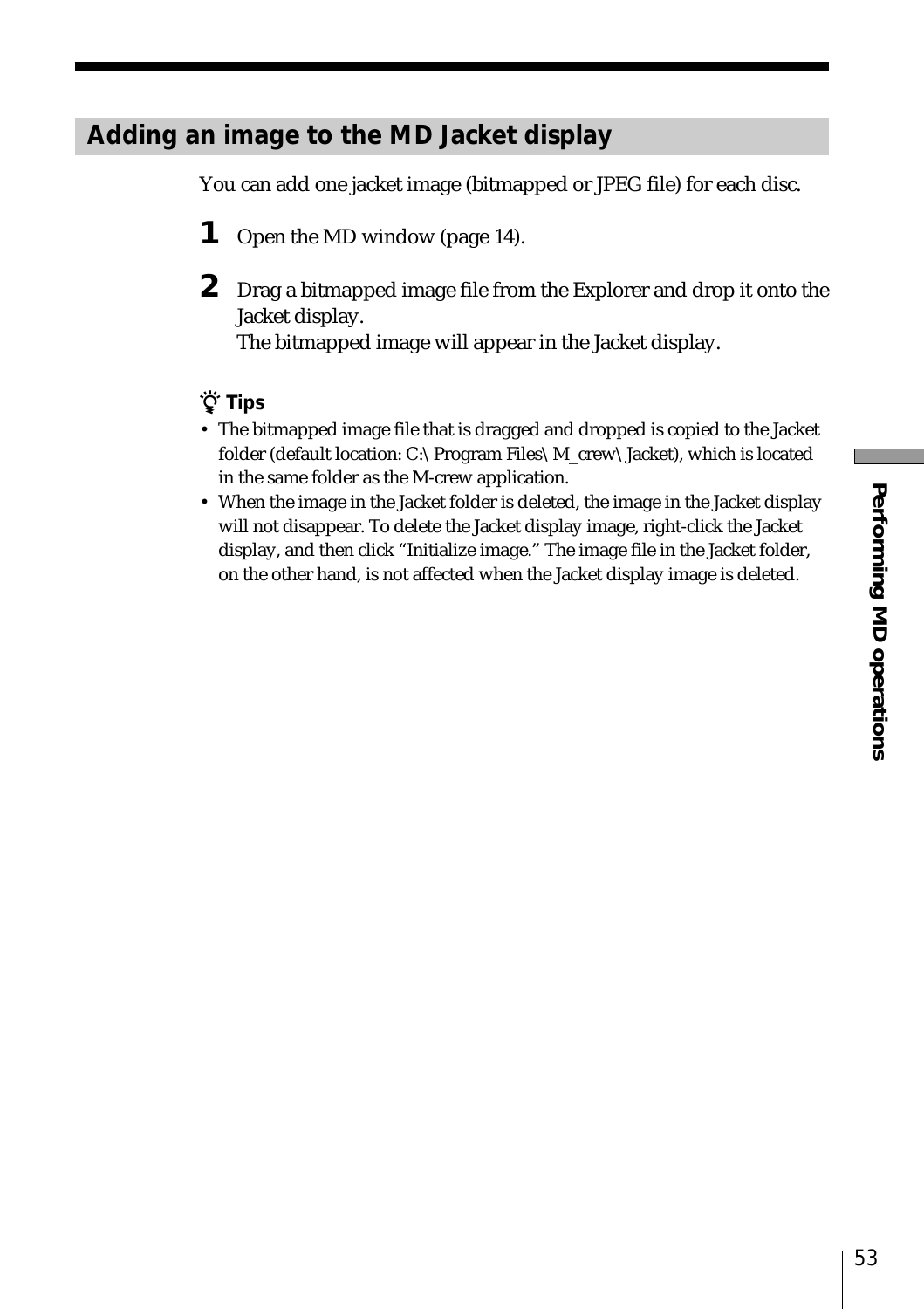## Adding an image to the MD Jacket display

You can add one jacket image (bitmapped or JPEG file) for each disc.

**1** Open the MD window (page 14).

**2** Drag a bitmapped image file from the Explorer and drop it onto the Jacket display.
The bitmapped image will appear in the Jacket display.

**Tips**

- The bitmapped image file that is dragged and dropped is copied to the Jacket folder (default location: C:\ Program Files\ M_crew\ Jacket), which is located in the same folder as the M-crew application.
- When the image in the Jacket folder is deleted, the image in the Jacket display will not disappear. To delete the Jacket display image, right-click the Jacket display, and then click "Initialize image." The image file in the Jacket folder, on the other hand, is not affected when the Jacket display image is deleted.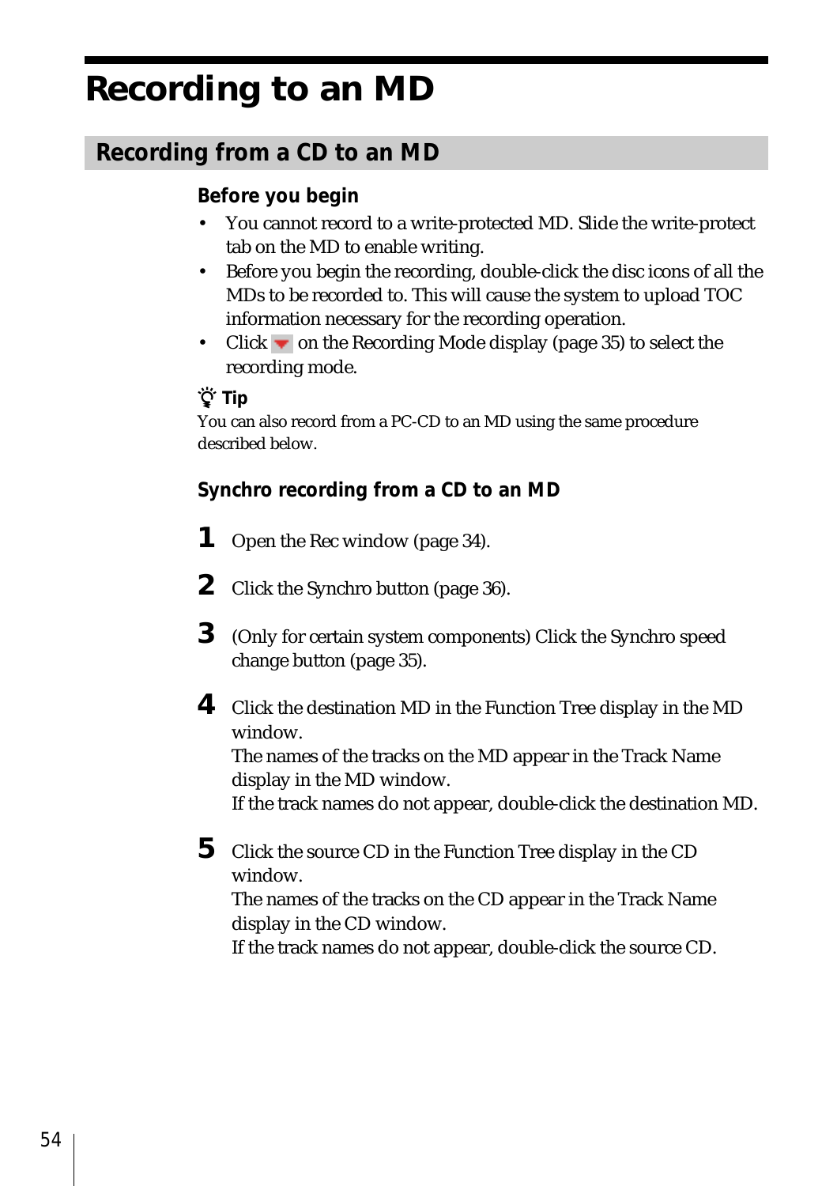# Recording to an MD

## Recording from a CD to an MD

### Before you begin

- You cannot record to a write-protected MD. Slide the write-protect tab on the MD to enable writing.
- Before you begin the recording, double-click the disc icons of all the MDs to be recorded to. This will cause the system to upload TOC information necessary for the recording operation.
- Click ▼ on the Recording Mode display (page 35) to select the recording mode.

**Tip**

You can also record from a PC-CD to an MD using the same procedure described below.

### Synchro recording from a CD to an MD

**1** Open the Rec window (page 34).

**2** Click the Synchro button (page 36).

**3** (Only for certain system components) Click the Synchro speed change button (page 35).

**4** Click the destination MD in the Function Tree display in the MD window.
The names of the tracks on the MD appear in the Track Name display in the MD window.
If the track names do not appear, double-click the destination MD.

**5** Click the source CD in the Function Tree display in the CD window.
The names of the tracks on the CD appear in the Track Name display in the CD window.
If the track names do not appear, double-click the source CD.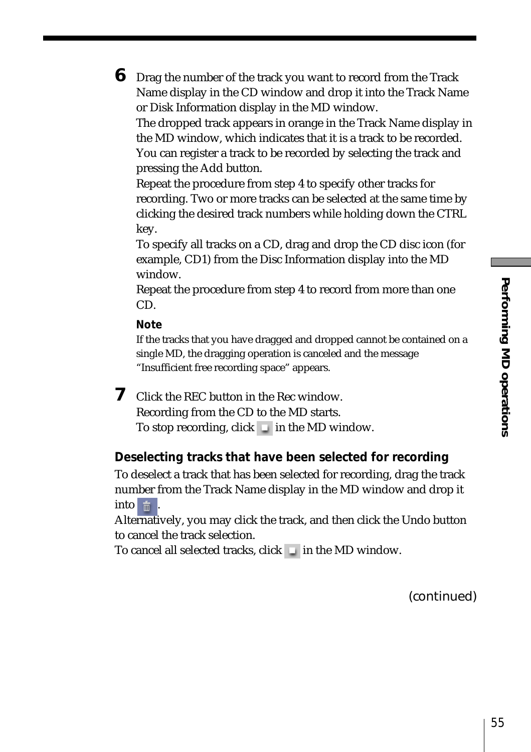**6** Drag the number of the track you want to record from the Track Name display in the CD window and drop it into the Track Name or Disk Information display in the MD window.
The dropped track appears in orange in the Track Name display in the MD window, which indicates that it is a track to be recorded.
You can register a track to be recorded by selecting the track and pressing the Add button.
Repeat the procedure from step 4 to specify other tracks for recording. Two or more tracks can be selected at the same time by clicking the desired track numbers while holding down the CTRL key.
To specify all tracks on a CD, drag and drop the CD disc icon (for example, CD1) from the Disc Information display into the MD window.
Repeat the procedure from step 4 to record from more than one CD.

**Note**

If the tracks that you have dragged and dropped cannot be contained on a single MD, the dragging operation is canceled and the message "Insufficient free recording space" appears.

**7** Click the REC button in the Rec window.
Recording from the CD to the MD starts.
To stop recording, click ■ in the MD window.

### Deselecting tracks that have been selected for recording

To deselect a track that has been selected for recording, drag the track number from the Track Name display in the MD window and drop it into 🗑.
Alternatively, you may click the track, and then click the Undo button to cancel the track selection.
To cancel all selected tracks, click ■ in the MD window.

(continued)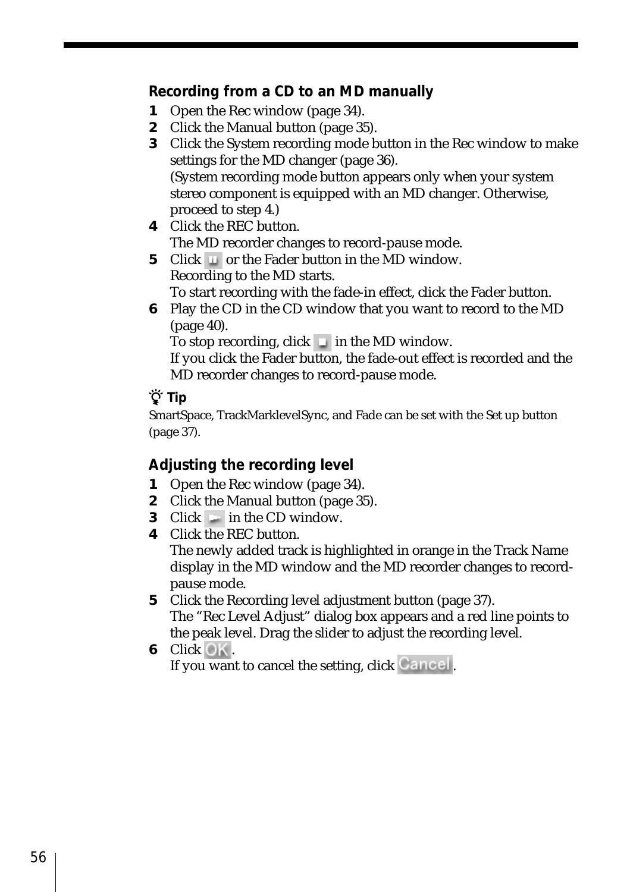### Recording from a CD to an MD manually

1. Open the Rec window (page 34).
2. Click the Manual button (page 35).
3. Click the System recording mode button in the Rec window to make settings for the MD changer (page 36).
   (System recording mode button appears only when your system stereo component is equipped with an MD changer. Otherwise, proceed to step 4.)
4. Click the REC button.
   The MD recorder changes to record-pause mode.
5. Click  or the Fader button in the MD window.
   Recording to the MD starts.
   To start recording with the fade-in effect, click the Fader button.
6. Play the CD in the CD window that you want to record to the MD (page 40).
   To stop recording, click  in the MD window.
   If you click the Fader button, the fade-out effect is recorded and the MD recorder changes to record-pause mode.

**Tip**

SmartSpace, TrackMarklevelSync, and Fade can be set with the Set up button (page 37).

### Adjusting the recording level

1. Open the Rec window (page 34).
2. Click the Manual button (page 35).
3. Click  in the CD window.
4. Click the REC button.
   The newly added track is highlighted in orange in the Track Name display in the MD window and the MD recorder changes to record-pause mode.
5. Click the Recording level adjustment button (page 37).
   The "Rec Level Adjust" dialog box appears and a red line points to the peak level. Drag the slider to adjust the recording level.
6. Click OK.
   If you want to cancel the setting, click Cancel.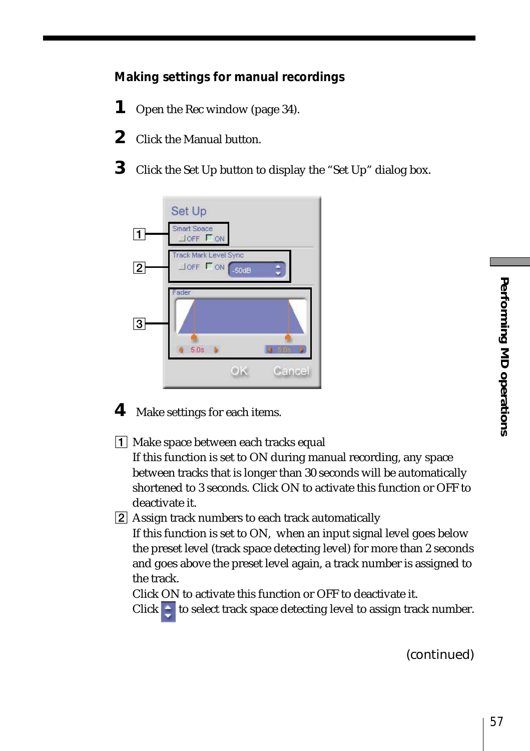### Making settings for manual recordings

**1** Open the Rec window (page 34).

**2** Click the Manual button.

**3** Click the Set Up button to display the "Set Up" dialog box.

**4** Make settings for each items.

1 Make space between each tracks equal
If this function is set to ON during manual recording, any space between tracks that is longer than 30 seconds will be automatically shortened to 3 seconds. Click ON to activate this function or OFF to deactivate it.

2 Assign track numbers to each track automatically
If this function is set to ON, when an input signal level goes below the preset level (track space detecting level) for more than 2 seconds and goes above the preset level again, a track number is assigned to the track.
Click ON to activate this function or OFF to deactivate it.
Click to select track space detecting level to assign track number.

(continued)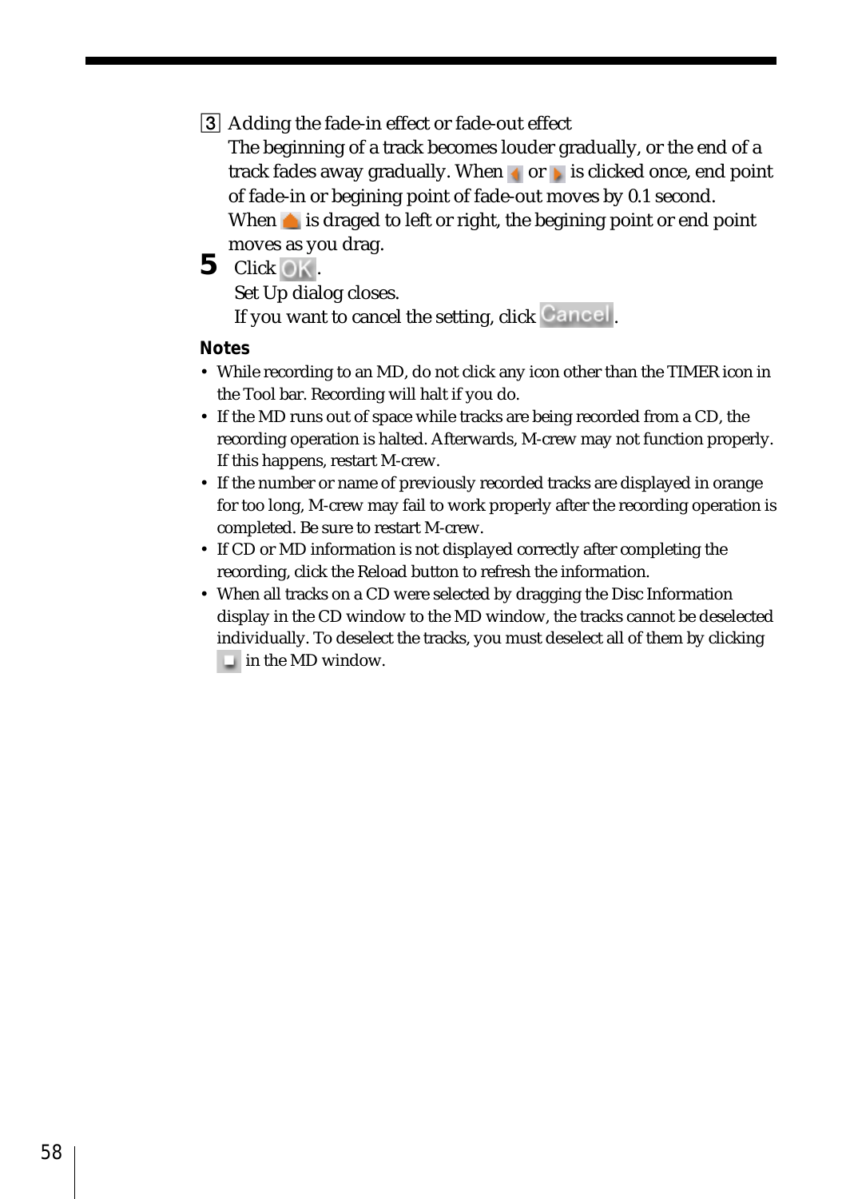3 Adding the fade-in effect or fade-out effect
The beginning of a track becomes louder gradually, or the end of a track fades away gradually. When [◀] or [▶] is clicked once, end point of fade-in or begining point of fade-out moves by 0.1 second.
When [▲] is draged to left or right, the begining point or end point moves as you drag.

**5** Click [OK].
Set Up dialog closes.
If you want to cancel the setting, click [Cancel].

**Notes**

- While recording to an MD, do not click any icon other than the TIMER icon in the Tool bar. Recording will halt if you do.
- If the MD runs out of space while tracks are being recorded from a CD, the recording operation is halted. Afterwards, M-crew may not function properly. If this happens, restart M-crew.
- If the number or name of previously recorded tracks are displayed in orange for too long, M-crew may fail to work properly after the recording operation is completed. Be sure to restart M-crew.
- If CD or MD information is not displayed correctly after completing the recording, click the Reload button to refresh the information.
- When all tracks on a CD were selected by dragging the Disc Information display in the CD window to the MD window, the tracks cannot be deselected individually. To deselect the tracks, you must deselect all of them by clicking [□] in the MD window.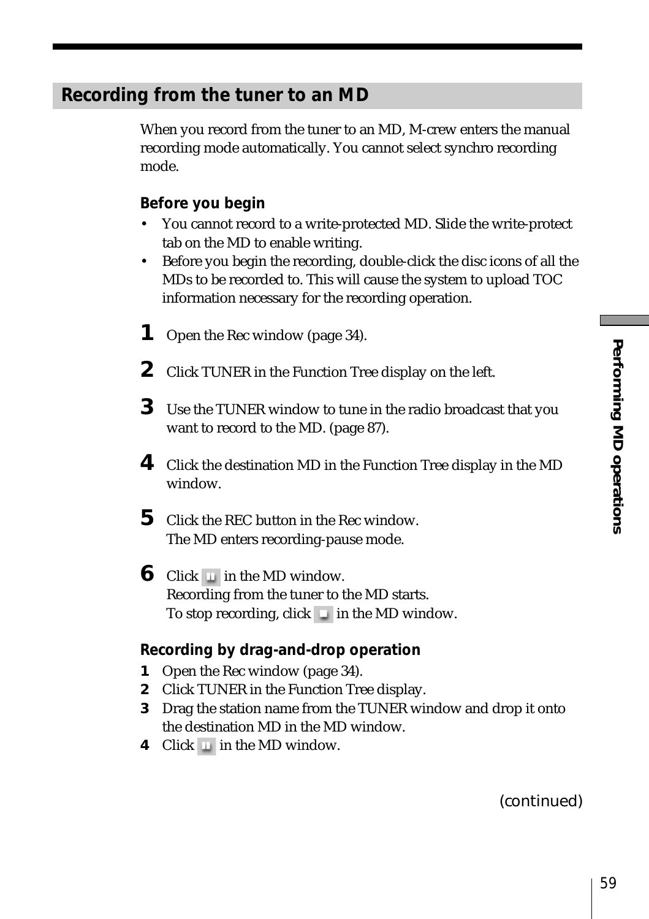## Recording from the tuner to an MD

When you record from the tuner to an MD, M-crew enters the manual recording mode automatically. You cannot select synchro recording mode.

**Before you begin**

- You cannot record to a write-protected MD. Slide the write-protect tab on the MD to enable writing.
- Before you begin the recording, double-click the disc icons of all the MDs to be recorded to. This will cause the system to upload TOC information necessary for the recording operation.

**1** Open the Rec window (page 34).

**2** Click TUNER in the Function Tree display on the left.

**3** Use the TUNER window to tune in the radio broadcast that you want to record to the MD. (page 87).

**4** Click the destination MD in the Function Tree display in the MD window.

**5** Click the REC button in the Rec window.
The MD enters recording-pause mode.

**6** Click ▮▮ in the MD window.
Recording from the tuner to the MD starts.
To stop recording, click ■ in the MD window.

**Recording by drag-and-drop operation**

1. Open the Rec window (page 34).
2. Click TUNER in the Function Tree display.
3. Drag the station name from the TUNER window and drop it onto the destination MD in the MD window.
4. Click ▮▮ in the MD window.

(continued)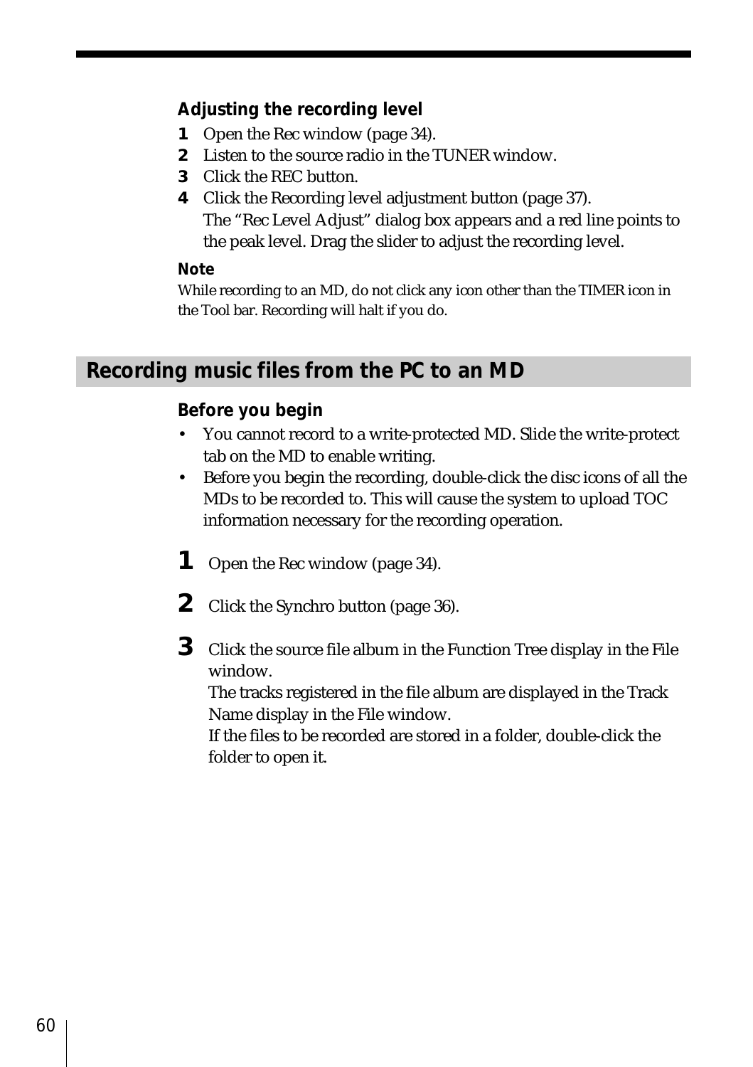### Adjusting the recording level

1. Open the Rec window (page 34).
2. Listen to the source radio in the TUNER window.
3. Click the REC button.
4. Click the Recording level adjustment button (page 37).
   The "Rec Level Adjust" dialog box appears and a red line points to the peak level. Drag the slider to adjust the recording level.

**Note**

While recording to an MD, do not click any icon other than the TIMER icon in the Tool bar. Recording will halt if you do.

## Recording music files from the PC to an MD

### Before you begin

- You cannot record to a write-protected MD. Slide the write-protect tab on the MD to enable writing.
- Before you begin the recording, double-click the disc icons of all the MDs to be recorded to. This will cause the system to upload TOC information necessary for the recording operation.

**1** Open the Rec window (page 34).

**2** Click the Synchro button (page 36).

**3** Click the source file album in the Function Tree display in the File window.
The tracks registered in the file album are displayed in the Track Name display in the File window.
If the files to be recorded are stored in a folder, double-click the folder to open it.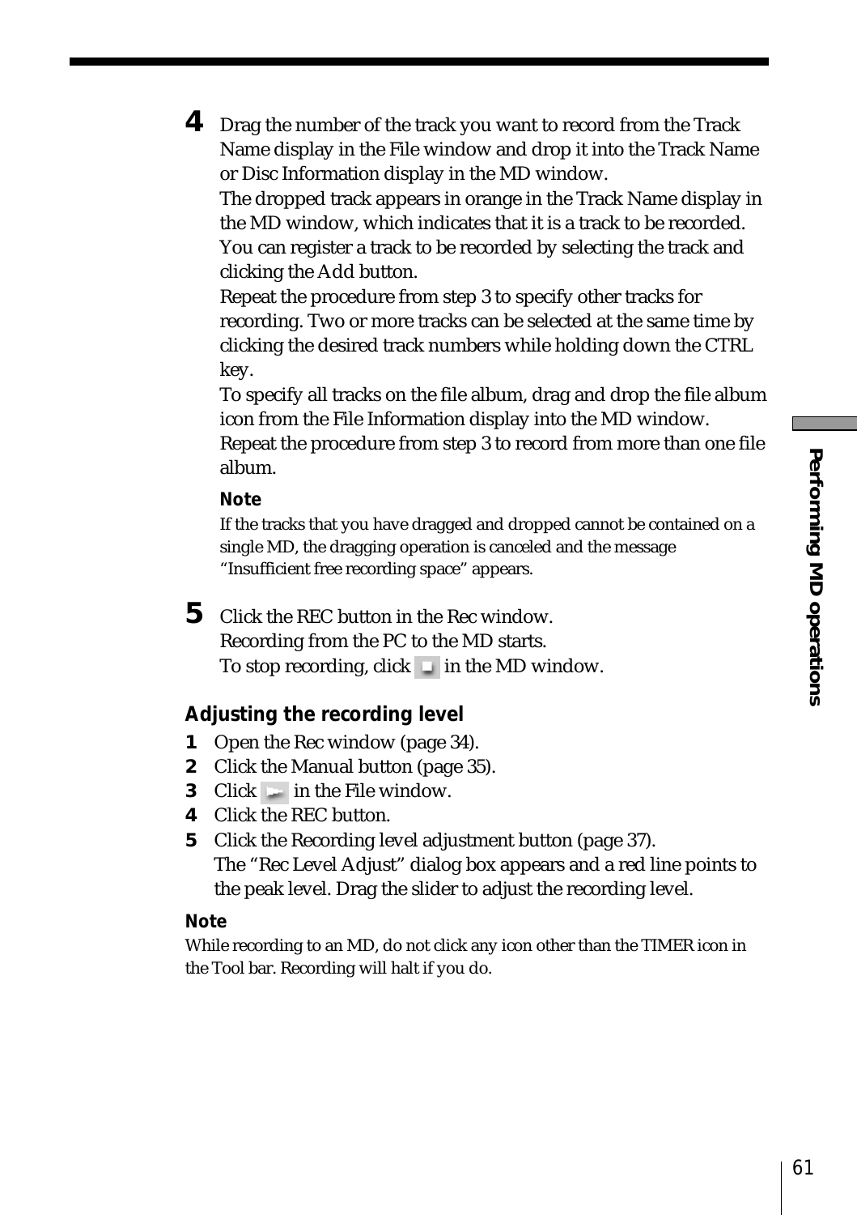**4** Drag the number of the track you want to record from the Track Name display in the File window and drop it into the Track Name or Disc Information display in the MD window.

The dropped track appears in orange in the Track Name display in the MD window, which indicates that it is a track to be recorded. You can register a track to be recorded by selecting the track and clicking the Add button.

Repeat the procedure from step 3 to specify other tracks for recording. Two or more tracks can be selected at the same time by clicking the desired track numbers while holding down the CTRL key.

To specify all tracks on the file album, drag and drop the file album icon from the File Information display into the MD window.

Repeat the procedure from step 3 to record from more than one file album.

**Note**

If the tracks that you have dragged and dropped cannot be contained on a single MD, the dragging operation is canceled and the message "Insufficient free recording space" appears.

**5** Click the REC button in the Rec window.

Recording from the PC to the MD starts.

To stop recording, click ■ in the MD window.

### Adjusting the recording level

1. Open the Rec window (page 34).
2. Click the Manual button (page 35).
3. Click ► in the File window.
4. Click the REC button.
5. Click the Recording level adjustment button (page 37).
   The "Rec Level Adjust" dialog box appears and a red line points to the peak level. Drag the slider to adjust the recording level.

**Note**

While recording to an MD, do not click any icon other than the TIMER icon in the Tool bar. Recording will halt if you do.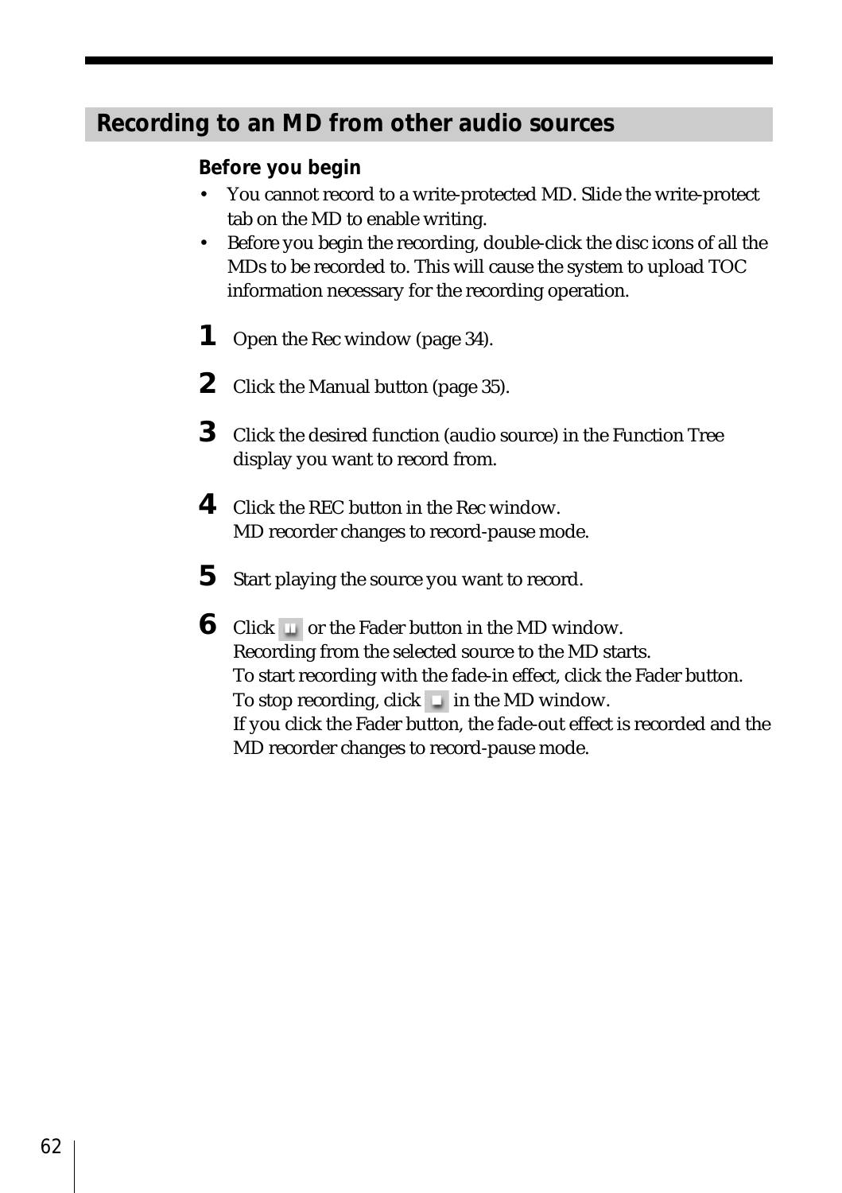## Recording to an MD from other audio sources

**Before you begin**

- You cannot record to a write-protected MD. Slide the write-protect tab on the MD to enable writing.
- Before you begin the recording, double-click the disc icons of all the MDs to be recorded to. This will cause the system to upload TOC information necessary for the recording operation.

**1** Open the Rec window (page 34).

**2** Click the Manual button (page 35).

**3** Click the desired function (audio source) in the Function Tree display you want to record from.

**4** Click the REC button in the Rec window.
MD recorder changes to record-pause mode.

**5** Start playing the source you want to record.

**6** Click  or the Fader button in the MD window.
Recording from the selected source to the MD starts.
To start recording with the fade-in effect, click the Fader button.
To stop recording, click  in the MD window.
If you click the Fader button, the fade-out effect is recorded and the MD recorder changes to record-pause mode.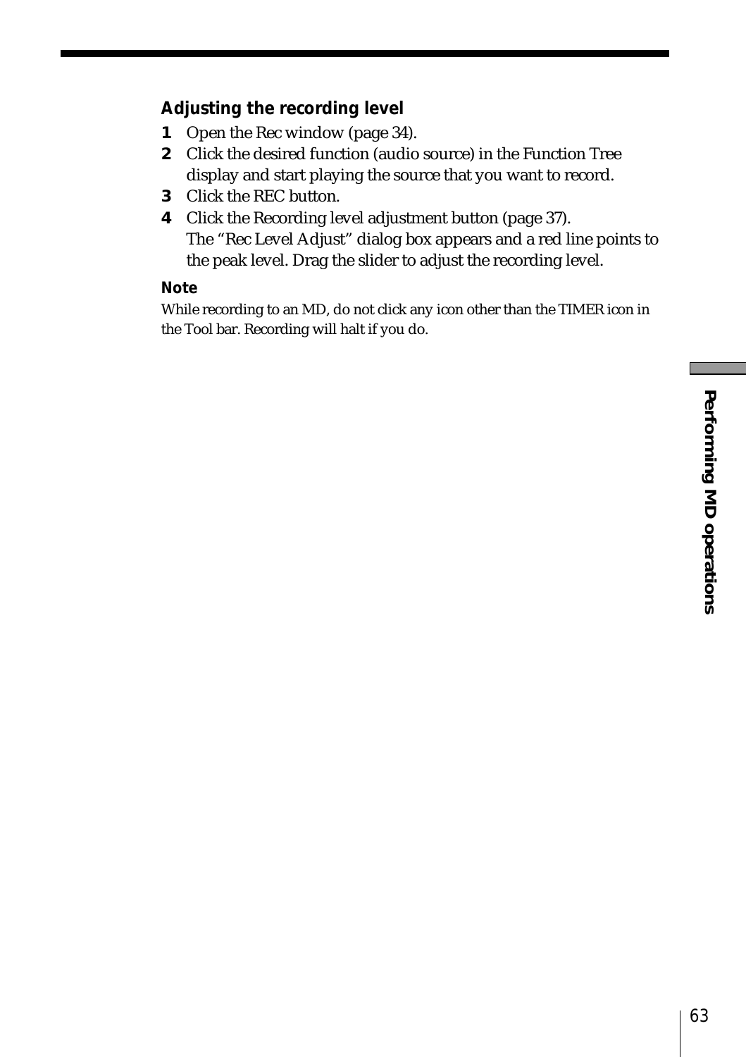### Adjusting the recording level

1. Open the Rec window (page 34).
2. Click the desired function (audio source) in the Function Tree display and start playing the source that you want to record.
3. Click the REC button.
4. Click the Recording level adjustment button (page 37).
   The “Rec Level Adjust” dialog box appears and a red line points to the peak level. Drag the slider to adjust the recording level.

**Note**

While recording to an MD, do not click any icon other than the TIMER icon in the Tool bar. Recording will halt if you do.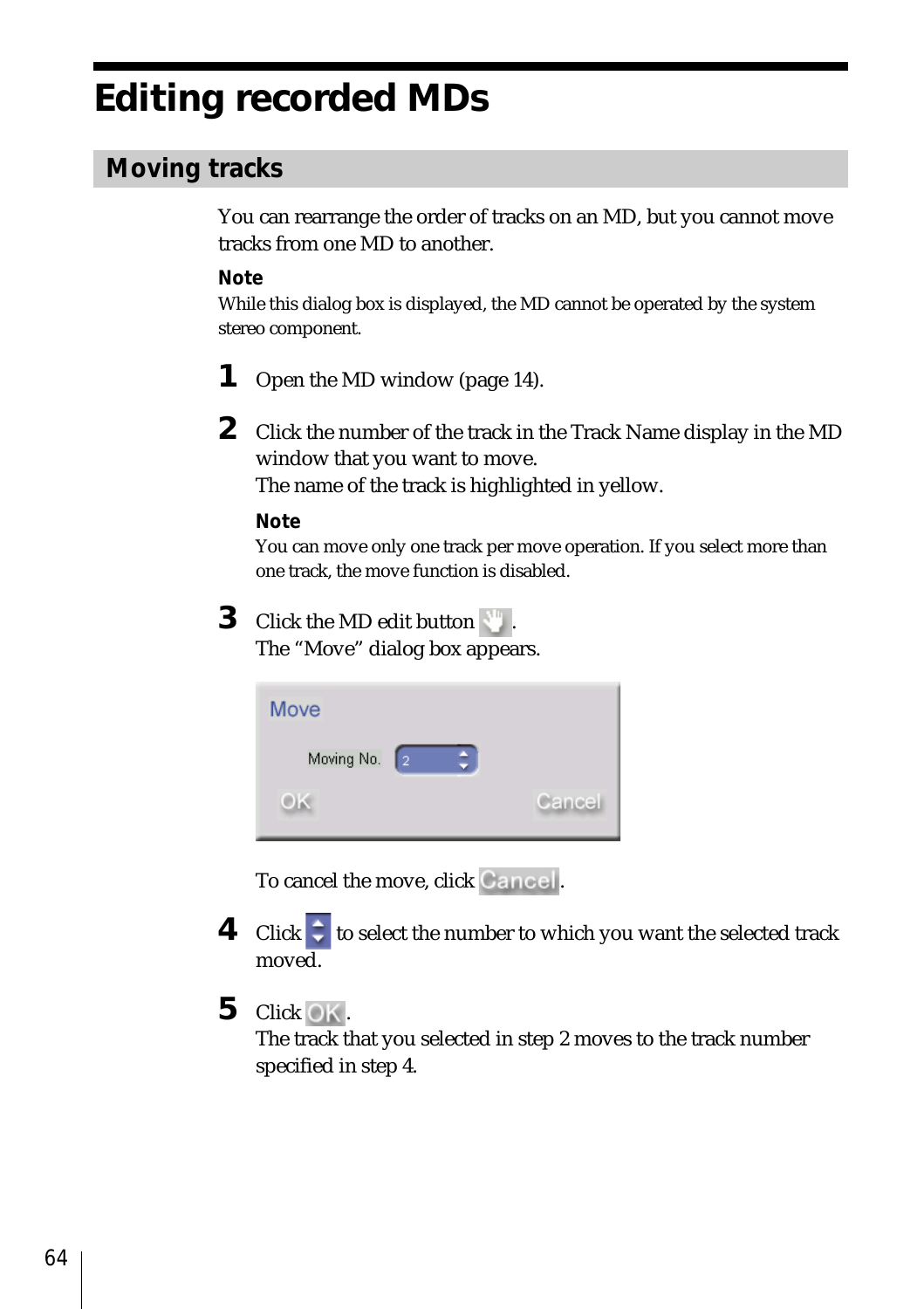# Editing recorded MDs

## Moving tracks

You can rearrange the order of tracks on an MD, but you cannot move tracks from one MD to another.

**Note**

While this dialog box is displayed, the MD cannot be operated by the system stereo component.

**1** Open the MD window (page 14).

**2** Click the number of the track in the Track Name display in the MD window that you want to move.
The name of the track is highlighted in yellow.

**Note**

You can move only one track per move operation. If you select more than one track, the move function is disabled.

**3** Click the MD edit button .
The "Move" dialog box appears.

Move

Moving No. 2

OK Cancel

To cancel the move, click Cancel.

**4** Click to select the number to which you want the selected track moved.

**5** Click OK.
The track that you selected in step 2 moves to the track number specified in step 4.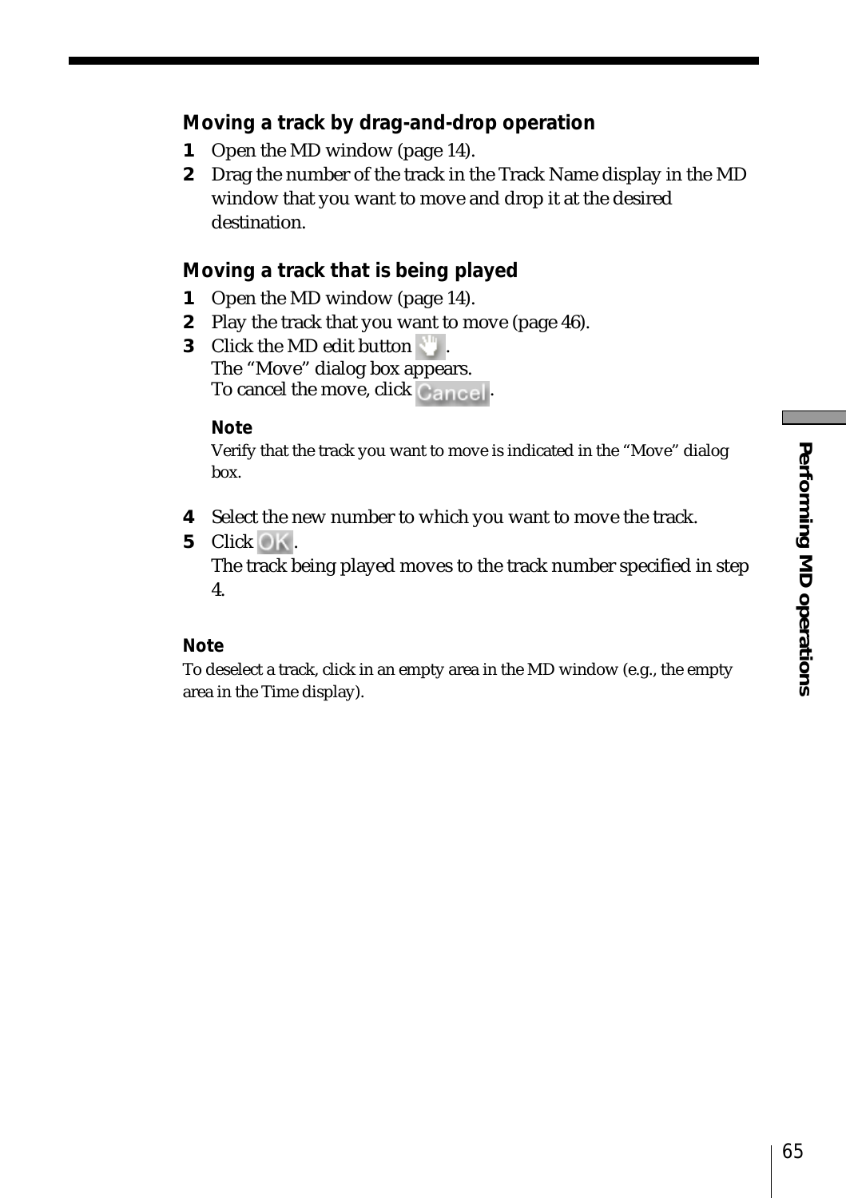### Moving a track by drag-and-drop operation

1. Open the MD window (page 14).
2. Drag the number of the track in the Track Name display in the MD window that you want to move and drop it at the desired destination.

### Moving a track that is being played

1. Open the MD window (page 14).
2. Play the track that you want to move (page 46).
3. Click the MD edit button .
   The "Move" dialog box appears.
   To cancel the move, click Cancel.

   **Note**
   Verify that the track you want to move is indicated in the "Move" dialog box.

4. Select the new number to which you want to move the track.
5. Click OK.
   The track being played moves to the track number specified in step 4.

**Note**
To deselect a track, click in an empty area in the MD window (e.g., the empty area in the Time display).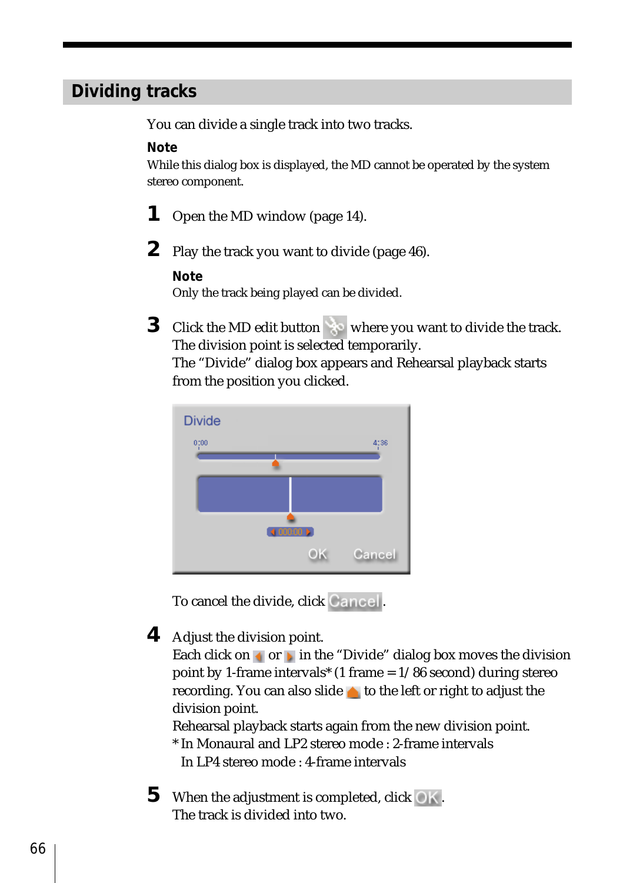## Dividing tracks

You can divide a single track into two tracks.

**Note**

While this dialog box is displayed, the MD cannot be operated by the system stereo component.

**1** Open the MD window (page 14).

**2** Play the track you want to divide (page 46).

**Note**

Only the track being played can be divided.

**3** Click the MD edit button where you want to divide the track.
The division point is selected temporarily.
The "Divide" dialog box appears and Rehearsal playback starts from the position you clicked.

To cancel the divide, click Cancel.

**4** Adjust the division point.
Each click on or in the "Divide" dialog box moves the division point by 1-frame intervals* (1 frame = 1/86 second) during stereo recording. You can also slide to the left or right to adjust the division point.
Rehearsal playback starts again from the new division point.
* In Monaural and LP2 stereo mode : 2-frame intervals
In LP4 stereo mode : 4-frame intervals

**5** When the adjustment is completed, click OK.
The track is divided into two.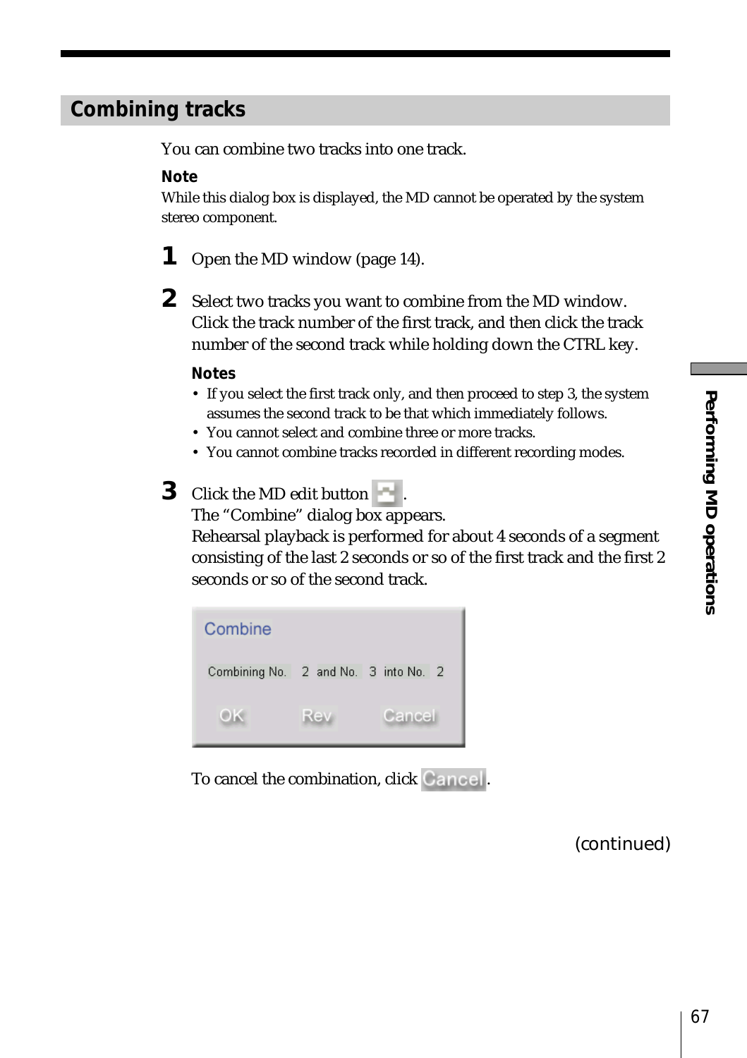## Combining tracks

You can combine two tracks into one track.

**Note**

While this dialog box is displayed, the MD cannot be operated by the system stereo component.

**1** Open the MD window (page 14).

**2** Select two tracks you want to combine from the MD window. Click the track number of the first track, and then click the track number of the second track while holding down the CTRL key.

**Notes**

- If you select the first track only, and then proceed to step 3, the system assumes the second track to be that which immediately follows.
- You cannot select and combine three or more tracks.
- You cannot combine tracks recorded in different recording modes.

**3** Click the MD edit button.
The “Combine” dialog box appears.
Rehearsal playback is performed for about 4 seconds of a segment consisting of the last 2 seconds or so of the first track and the first 2 seconds or so of the second track.

Combine

Combining No. 2 and No. 3 into No. 2

OK Rev Cancel

To cancel the combination, click Cancel.

(continued)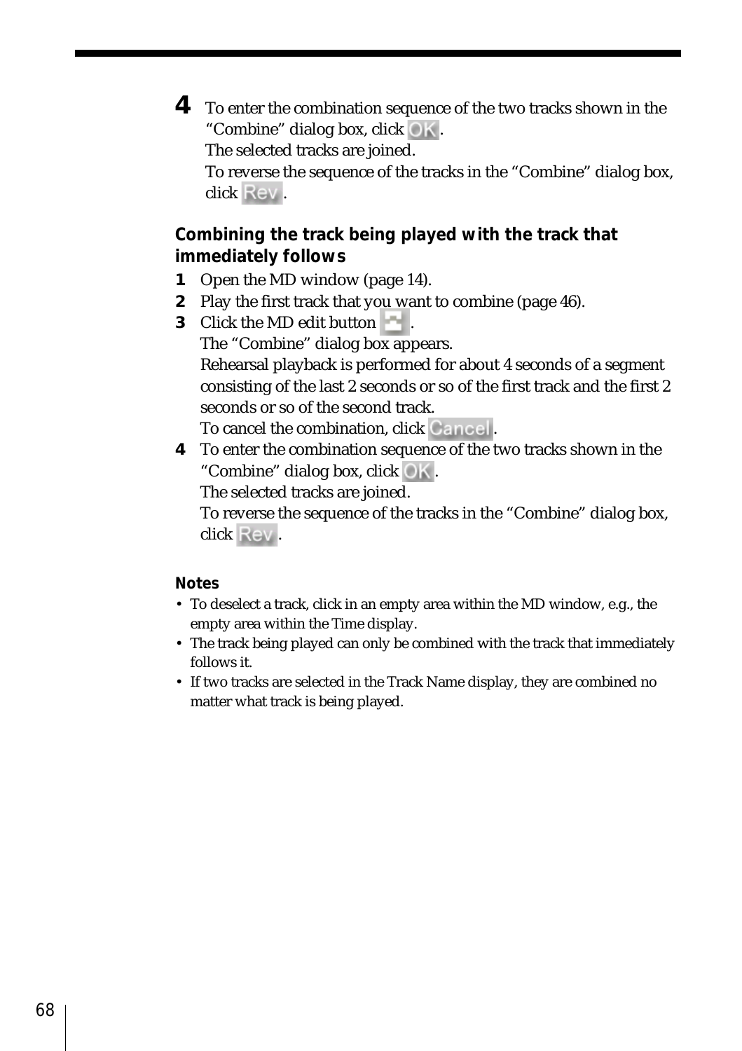**4** To enter the combination sequence of the two tracks shown in the "Combine" dialog box, click OK.
The selected tracks are joined.
To reverse the sequence of the tracks in the "Combine" dialog box, click Rev.

### Combining the track being played with the track that immediately follows

1. Open the MD window (page 14).
2. Play the first track that you want to combine (page 46).
3. Click the MD edit button.
   The "Combine" dialog box appears.
   Rehearsal playback is performed for about 4 seconds of a segment consisting of the last 2 seconds or so of the first track and the first 2 seconds or so of the second track.
   To cancel the combination, click Cancel.
4. To enter the combination sequence of the two tracks shown in the "Combine" dialog box, click OK.
   The selected tracks are joined.
   To reverse the sequence of the tracks in the "Combine" dialog box, click Rev.

**Notes**

- To deselect a track, click in an empty area within the MD window, e.g., the empty area within the Time display.
- The track being played can only be combined with the track that immediately follows it.
- If two tracks are selected in the Track Name display, they are combined no matter what track is being played.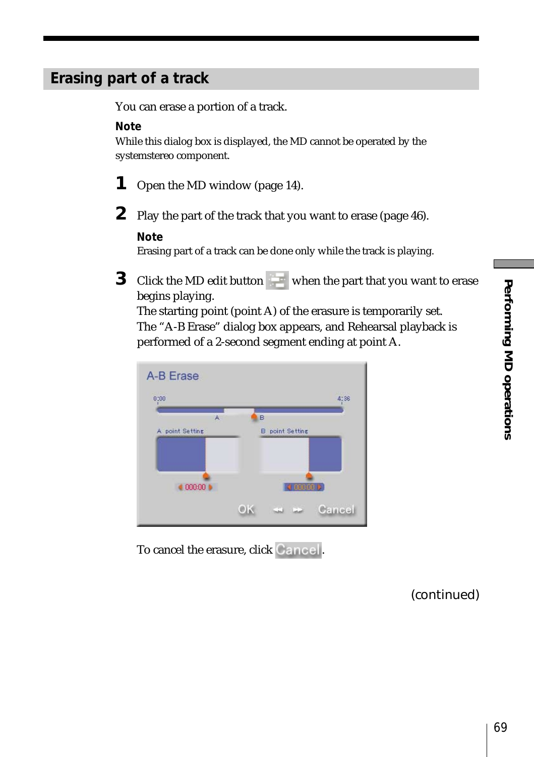## Erasing part of a track

You can erase a portion of a track.

**Note**

While this dialog box is displayed, the MD cannot be operated by the systemstereo component.

**1** Open the MD window (page 14).

**2** Play the part of the track that you want to erase (page 46).

**Note**

Erasing part of a track can be done only while the track is playing.

**3** Click the MD edit button when the part that you want to erase begins playing.
The starting point (point A) of the erasure is temporarily set.
The “A-B Erase” dialog box appears, and Rehearsal playback is performed of a 2-second segment ending at point A.

To cancel the erasure, click Cancel.

(continued)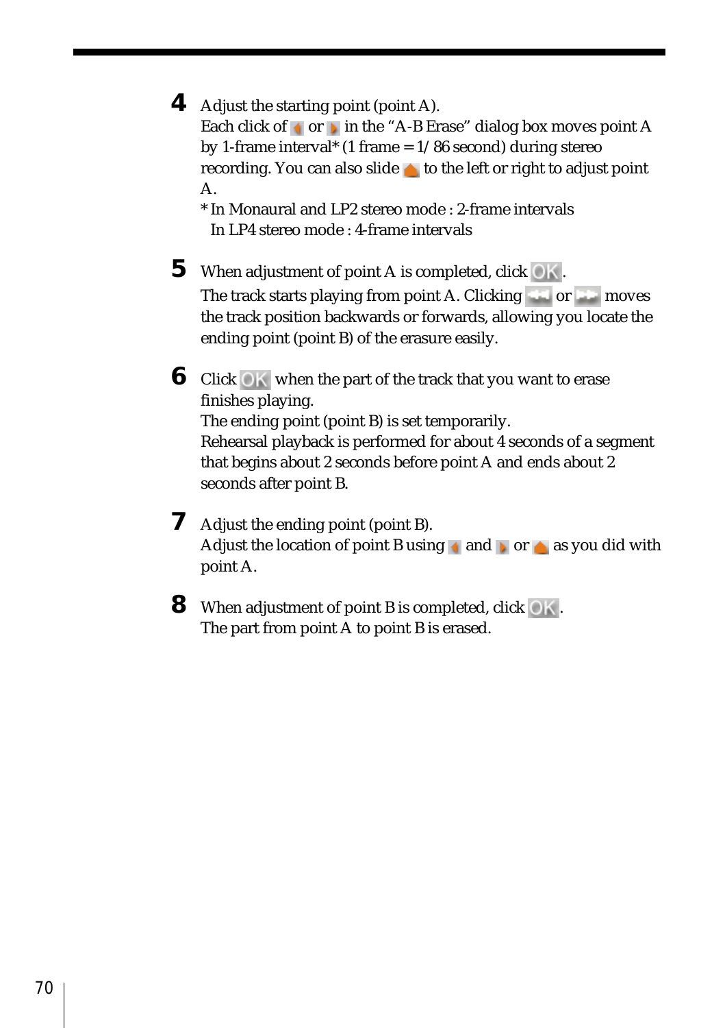4. Adjust the starting point (point A).
   Each click of or in the "A-B Erase" dialog box moves point A by 1-frame interval* (1 frame = 1/86 second) during stereo recording. You can also slide to the left or right to adjust point A.
   * In Monaural and LP2 stereo mode : 2-frame intervals
     In LP4 stereo mode : 4-frame intervals

5. When adjustment of point A is completed, click OK.
   The track starts playing from point A. Clicking or moves the track position backwards or forwards, allowing you locate the ending point (point B) of the erasure easily.

6. Click OK when the part of the track that you want to erase finishes playing.
   The ending point (point B) is set temporarily.
   Rehearsal playback is performed for about 4 seconds of a segment that begins about 2 seconds before point A and ends about 2 seconds after point B.

7. Adjust the ending point (point B).
   Adjust the location of point B using and or as you did with point A.

8. When adjustment of point B is completed, click OK.
   The part from point A to point B is erased.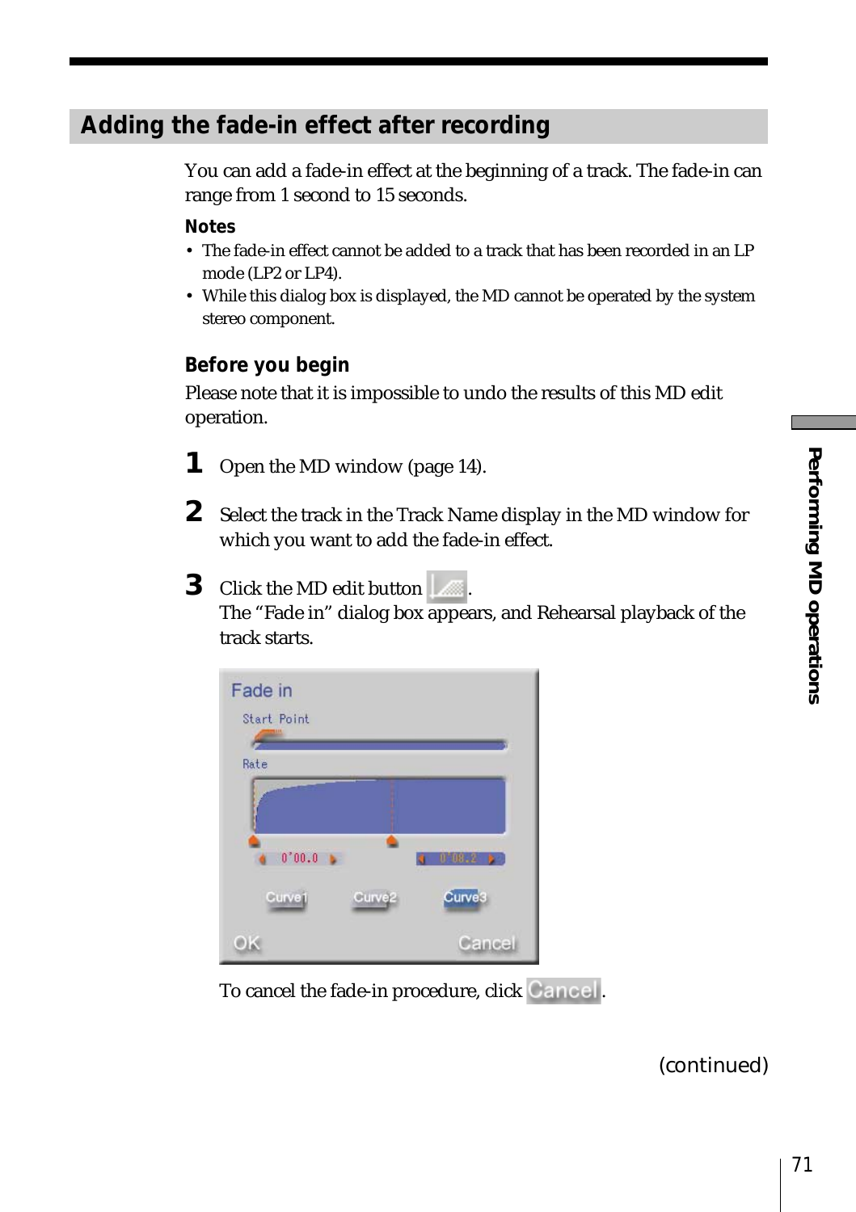## Adding the fade-in effect after recording

You can add a fade-in effect at the beginning of a track. The fade-in can range from 1 second to 15 seconds.

**Notes**

- The fade-in effect cannot be added to a track that has been recorded in an LP mode (LP2 or LP4).
- While this dialog box is displayed, the MD cannot be operated by the system stereo component.

**Before you begin**

Please note that it is impossible to undo the results of this MD edit operation.

**1** Open the MD window (page 14).

**2** Select the track in the Track Name display in the MD window for which you want to add the fade-in effect.

**3** Click the MD edit button .
The “Fade in” dialog box appears, and Rehearsal playback of the track starts.

To cancel the fade-in procedure, click Cancel.

(continued)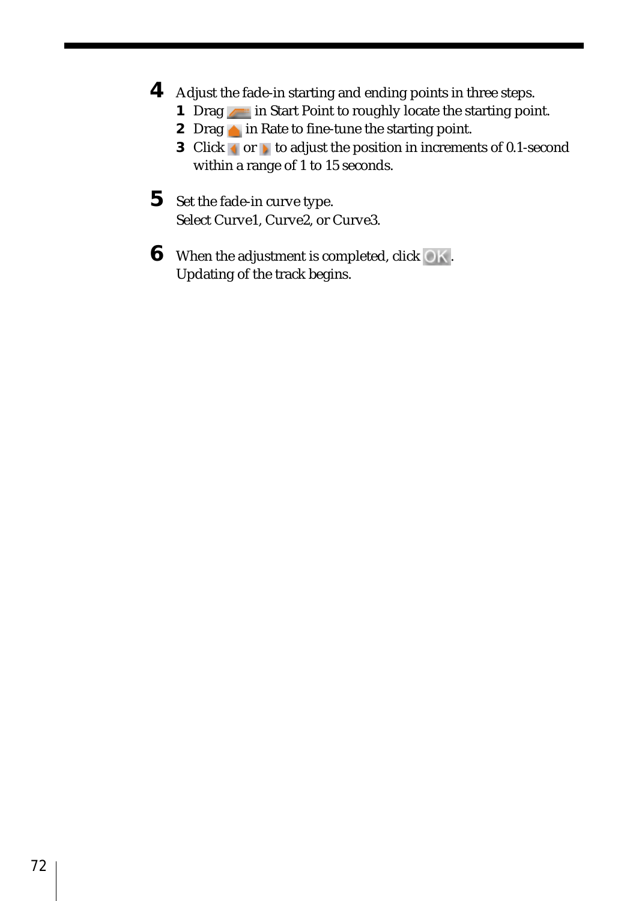**4** Adjust the fade-in starting and ending points in three steps.

1. Drag in Start Point to roughly locate the starting point.
2. Drag in Rate to fine-tune the starting point.
3. Click or to adjust the position in increments of 0.1-second within a range of 1 to 15 seconds.

**5** Set the fade-in curve type.
Select Curve1, Curve2, or Curve3.

**6** When the adjustment is completed, click OK.
Updating of the track begins.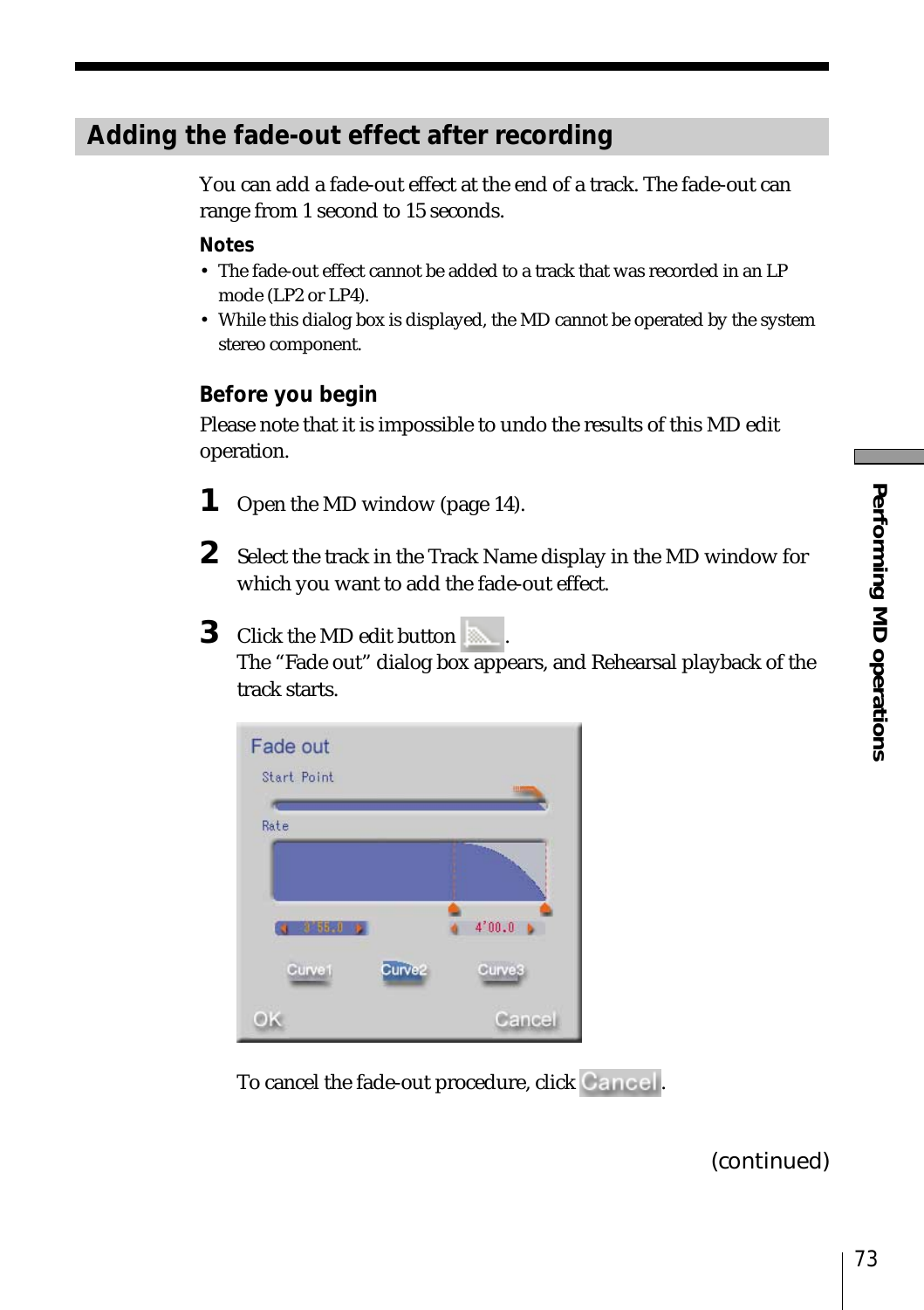## Adding the fade-out effect after recording

You can add a fade-out effect at the end of a track. The fade-out can range from 1 second to 15 seconds.

**Notes**

- The fade-out effect cannot be added to a track that was recorded in an LP mode (LP2 or LP4).
- While this dialog box is displayed, the MD cannot be operated by the system stereo component.

**Before you begin**

Please note that it is impossible to undo the results of this MD edit operation.

**1** Open the MD window (page 14).

**2** Select the track in the Track Name display in the MD window for which you want to add the fade-out effect.

**3** Click the MD edit button .
The "Fade out" dialog box appears, and Rehearsal playback of the track starts.

To cancel the fade-out procedure, click Cancel.

(continued)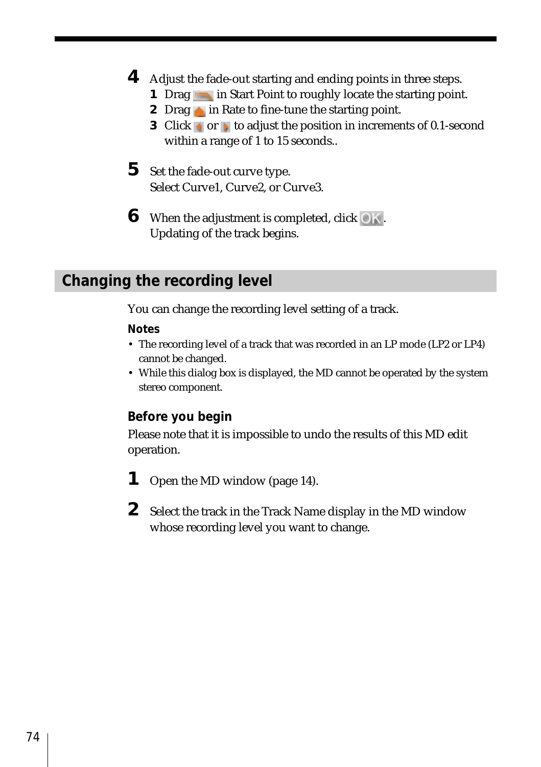**4** Adjust the fade-out starting and ending points in three steps.

1. Drag in Start Point to roughly locate the starting point.
2. Drag in Rate to fine-tune the starting point.
3. Click or to adjust the position in increments of 0.1-second within a range of 1 to 15 seconds..

**5** Set the fade-out curve type.
Select Curve1, Curve2, or Curve3.

**6** When the adjustment is completed, click OK.
Updating of the track begins.

## Changing the recording level

You can change the recording level setting of a track.

**Notes**

- The recording level of a track that was recorded in an LP mode (LP2 or LP4) cannot be changed.
- While this dialog box is displayed, the MD cannot be operated by the system stereo component.

### Before you begin

Please note that it is impossible to undo the results of this MD edit operation.

**1** Open the MD window (page 14).

**2** Select the track in the Track Name display in the MD window whose recording level you want to change.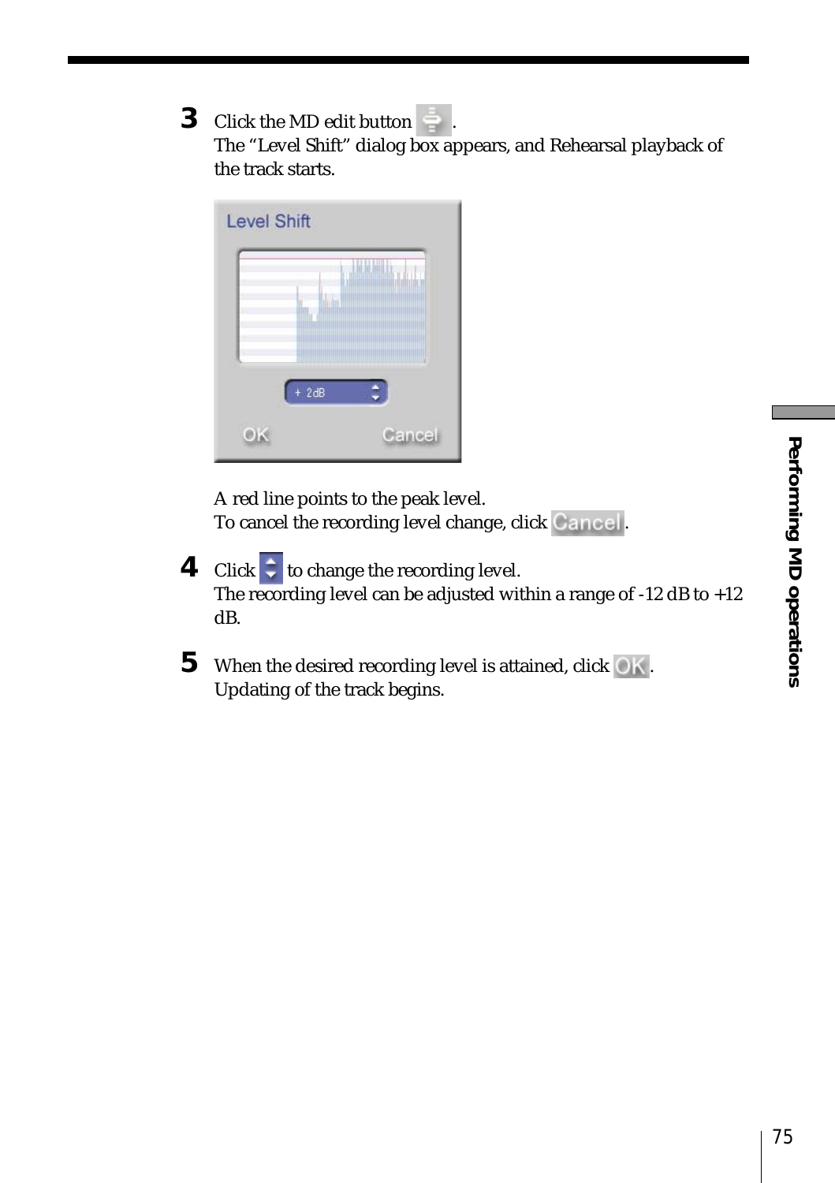**3** Click the MD edit button .
The “Level Shift” dialog box appears, and Rehearsal playback of the track starts.

A red line points to the peak level.
To cancel the recording level change, click Cancel.

**4** Click to change the recording level.
The recording level can be adjusted within a range of -12 dB to +12 dB.

**5** When the desired recording level is attained, click OK.
Updating of the track begins.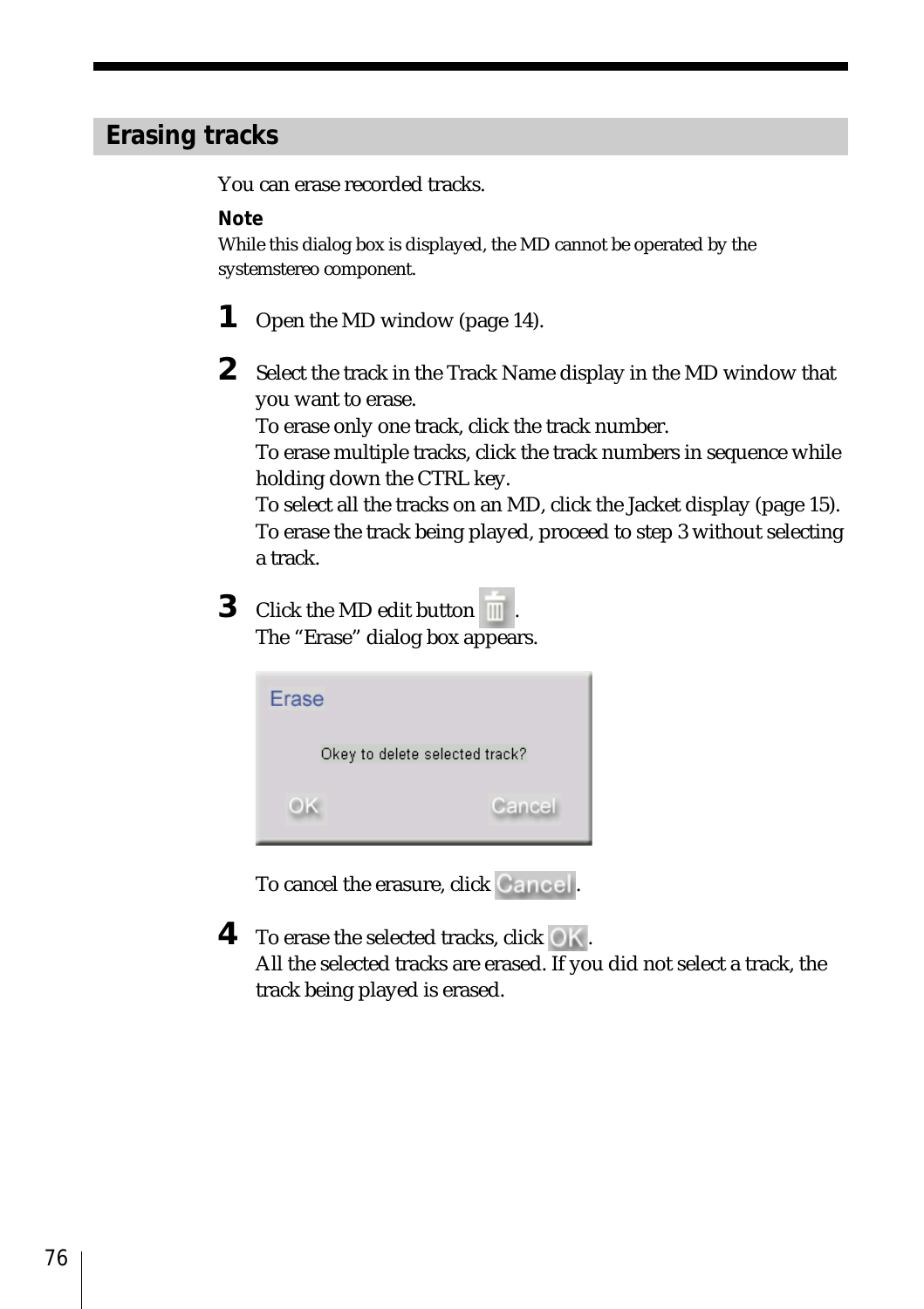## Erasing tracks

You can erase recorded tracks.

**Note**

While this dialog box is displayed, the MD cannot be operated by the systemstereo component.

**1** Open the MD window (page 14).

**2** Select the track in the Track Name display in the MD window that you want to erase.
To erase only one track, click the track number.
To erase multiple tracks, click the track numbers in sequence while holding down the CTRL key.
To select all the tracks on an MD, click the Jacket display (page 15).
To erase the track being played, proceed to step 3 without selecting a track.

**3** Click the MD edit button .
The "Erase" dialog box appears.

Erase

Okey to delete selected track?

OK Cancel

To cancel the erasure, click Cancel.

**4** To erase the selected tracks, click OK.
All the selected tracks are erased. If you did not select a track, the track being played is erased.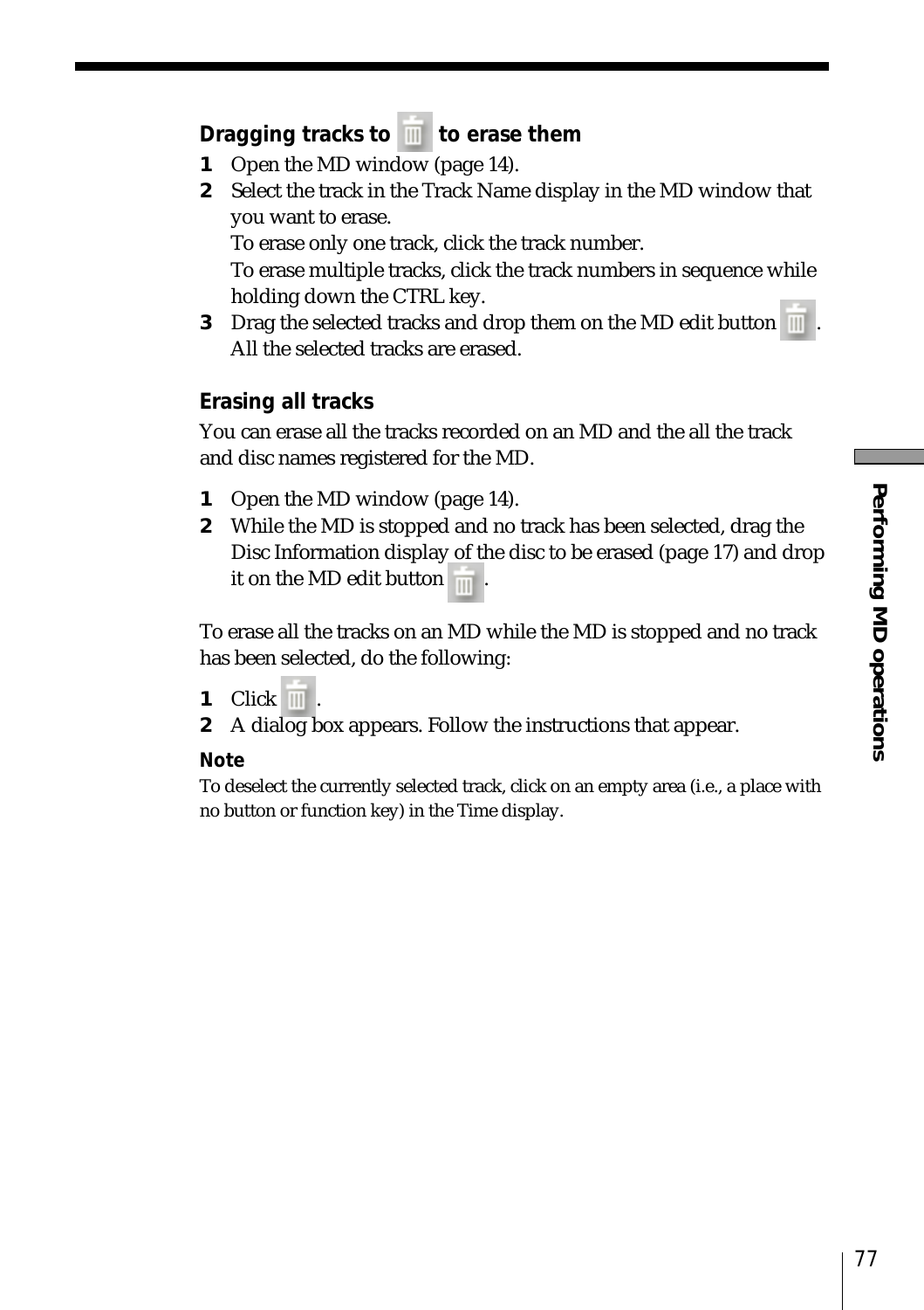### Dragging tracks to the trash icon to erase them

1. Open the MD window (page 14).
2. Select the track in the Track Name display in the MD window that you want to erase.
   To erase only one track, click the track number.
   To erase multiple tracks, click the track numbers in sequence while holding down the CTRL key.
3. Drag the selected tracks and drop them on the MD edit button.
   All the selected tracks are erased.

### Erasing all tracks

You can erase all the tracks recorded on an MD and the all the track and disc names registered for the MD.

1. Open the MD window (page 14).
2. While the MD is stopped and no track has been selected, drag the Disc Information display of the disc to be erased (page 17) and drop it on the MD edit button.

To erase all the tracks on an MD while the MD is stopped and no track has been selected, do the following:

1. Click the MD edit button.
2. A dialog box appears. Follow the instructions that appear.

**Note**

To deselect the currently selected track, click on an empty area (i.e., a place with no button or function key) in the Time display.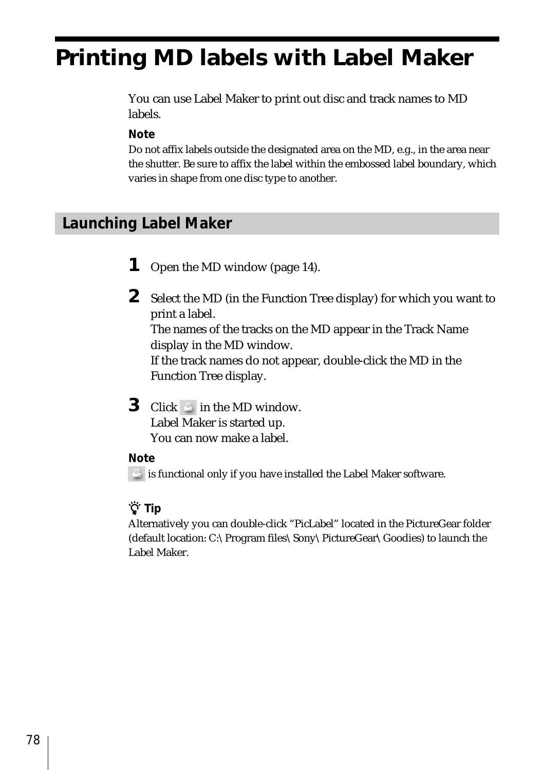# Printing MD labels with Label Maker

You can use Label Maker to print out disc and track names to MD labels.

**Note**

Do not affix labels outside the designated area on the MD, e.g., in the area near the shutter. Be sure to affix the label within the embossed label boundary, which varies in shape from one disc type to another.

## Launching Label Maker

**1** Open the MD window (page 14).

**2** Select the MD (in the Function Tree display) for which you want to print a label.
The names of the tracks on the MD appear in the Track Name display in the MD window.
If the track names do not appear, double-click the MD in the Function Tree display.

**3** Click in the MD window.
Label Maker is started up.
You can now make a label.

**Note**

is functional only if you have installed the Label Maker software.

**Tip**

Alternatively you can double-click “PicLabel” located in the PictureGear folder (default location: C:\Program files\Sony\PictureGear\Goodies) to launch the Label Maker.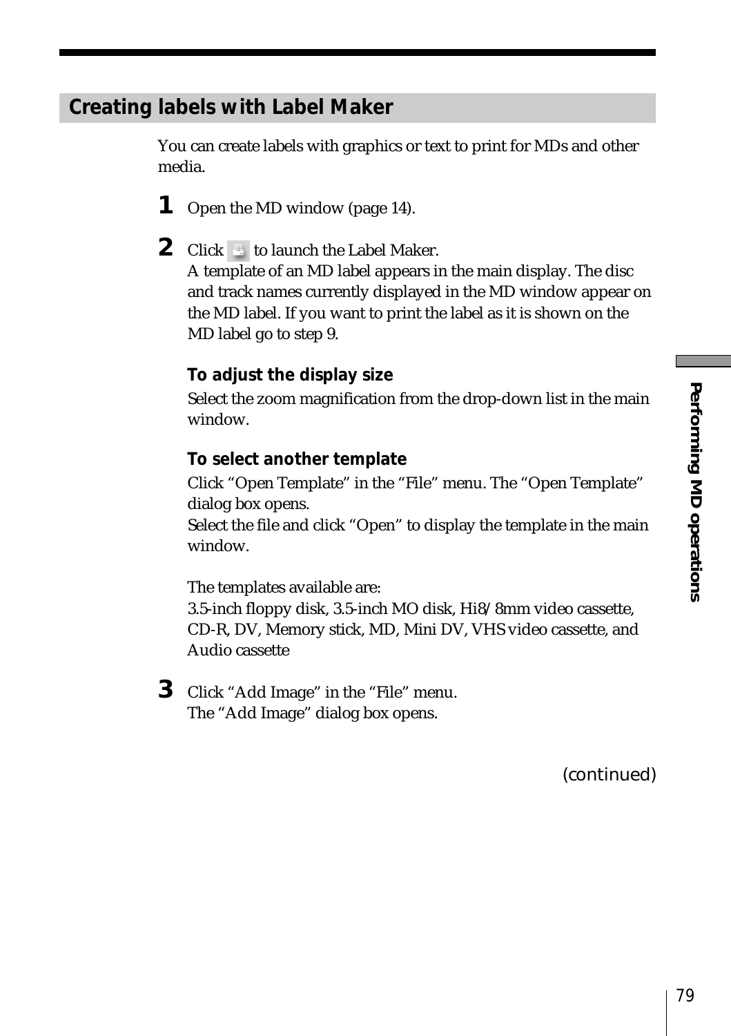## Creating labels with Label Maker

You can create labels with graphics or text to print for MDs and other media.

**1** Open the MD window (page 14).

**2** Click  to launch the Label Maker.
A template of an MD label appears in the main display. The disc and track names currently displayed in the MD window appear on the MD label. If you want to print the label as it is shown on the MD label go to step 9.

**To adjust the display size**
Select the zoom magnification from the drop-down list in the main window.

**To select another template**
Click "Open Template" in the "File" menu. The "Open Template" dialog box opens.
Select the file and click "Open" to display the template in the main window.

The templates available are:
3.5-inch floppy disk, 3.5-inch MO disk, Hi8/8mm video cassette, CD-R, DV, Memory stick, MD, Mini DV, VHS video cassette, and Audio cassette

**3** Click "Add Image" in the "File" menu.
The "Add Image" dialog box opens.

(continued)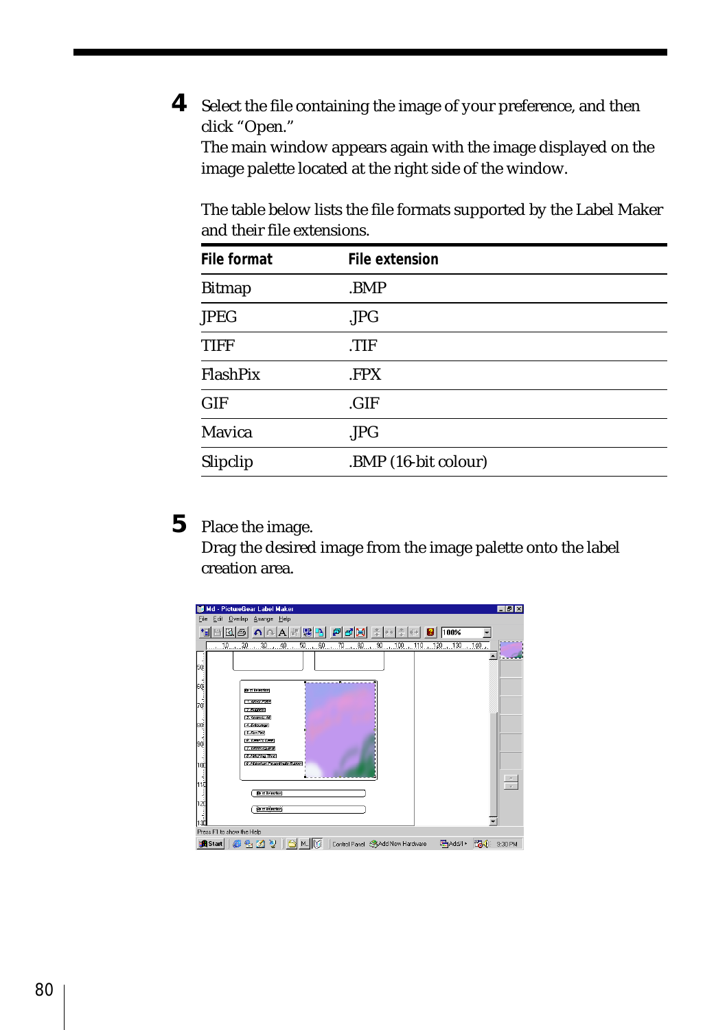**4** Select the file containing the image of your preference, and then click "Open."
The main window appears again with the image displayed on the image palette located at the right side of the window.

The table below lists the file formats supported by the Label Maker and their file extensions.

| File format | File extension |
|---|---|
| Bitmap | .BMP |
| JPEG | .JPG |
| TIFF | .TIF |
| FlashPix | .FPX |
| GIF | .GIF |
| Mavica | .JPG |
| Slipclip | .BMP (16-bit colour) |

**5** Place the image.
Drag the desired image from the image palette onto the label creation area.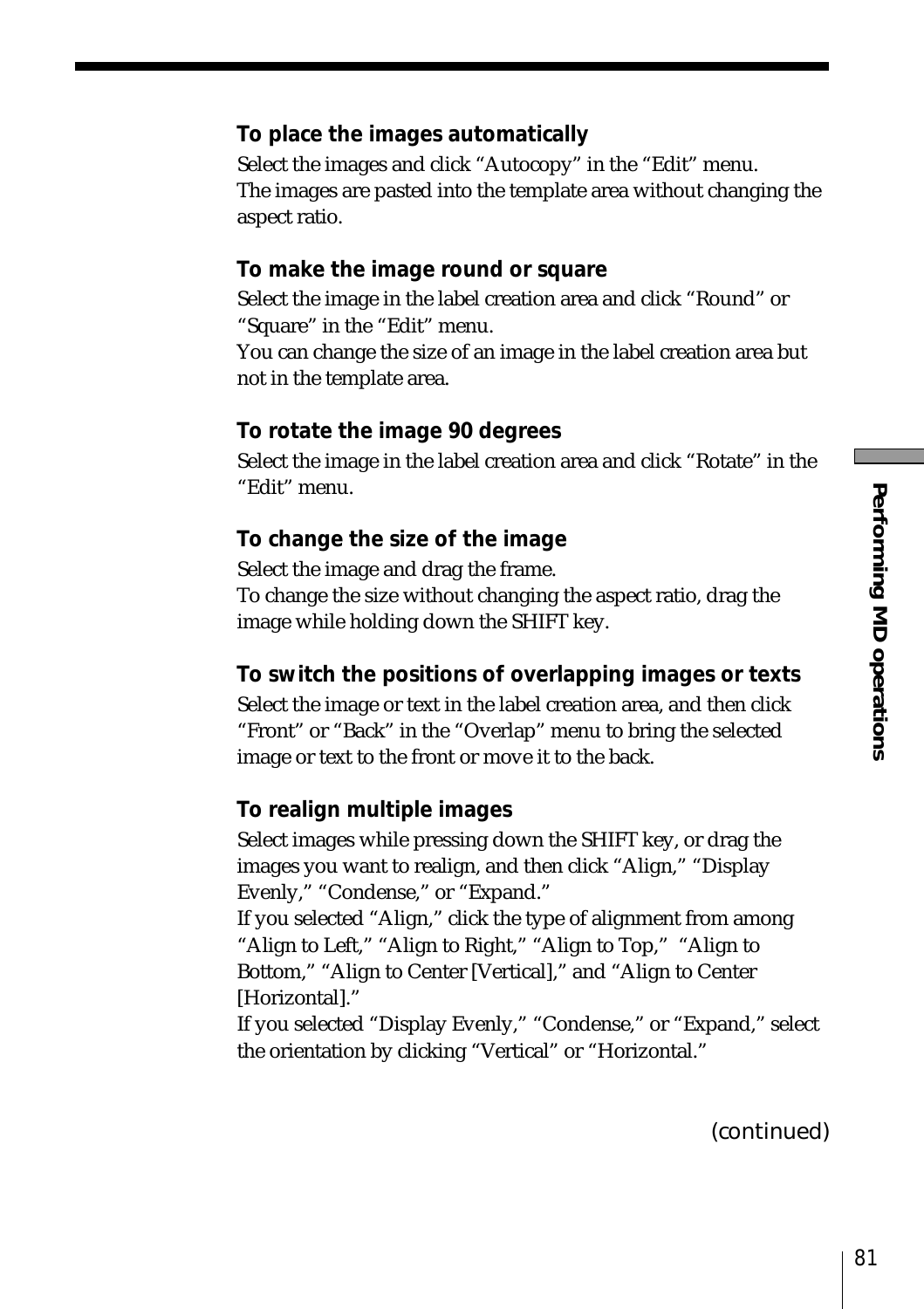### To place the images automatically

Select the images and click “Autocopy” in the “Edit” menu.
The images are pasted into the template area without changing the aspect ratio.

### To make the image round or square

Select the image in the label creation area and click “Round” or “Square” in the “Edit” menu.
You can change the size of an image in the label creation area but not in the template area.

### To rotate the image 90 degrees

Select the image in the label creation area and click “Rotate” in the “Edit” menu.

### To change the size of the image

Select the image and drag the frame.
To change the size without changing the aspect ratio, drag the image while holding down the SHIFT key.

### To switch the positions of overlapping images or texts

Select the image or text in the label creation area, and then click “Front” or “Back” in the “Overlap” menu to bring the selected image or text to the front or move it to the back.

### To realign multiple images

Select images while pressing down the SHIFT key, or drag the images you want to realign, and then click “Align,” “Display Evenly,” “Condense,” or “Expand.”
If you selected “Align,” click the type of alignment from among “Align to Left,” “Align to Right,” “Align to Top,” “Align to Bottom,” “Align to Center [Vertical],” and “Align to Center [Horizontal].”
If you selected “Display Evenly,” “Condense,” or “Expand,” select the orientation by clicking “Vertical” or “Horizontal.”

(continued)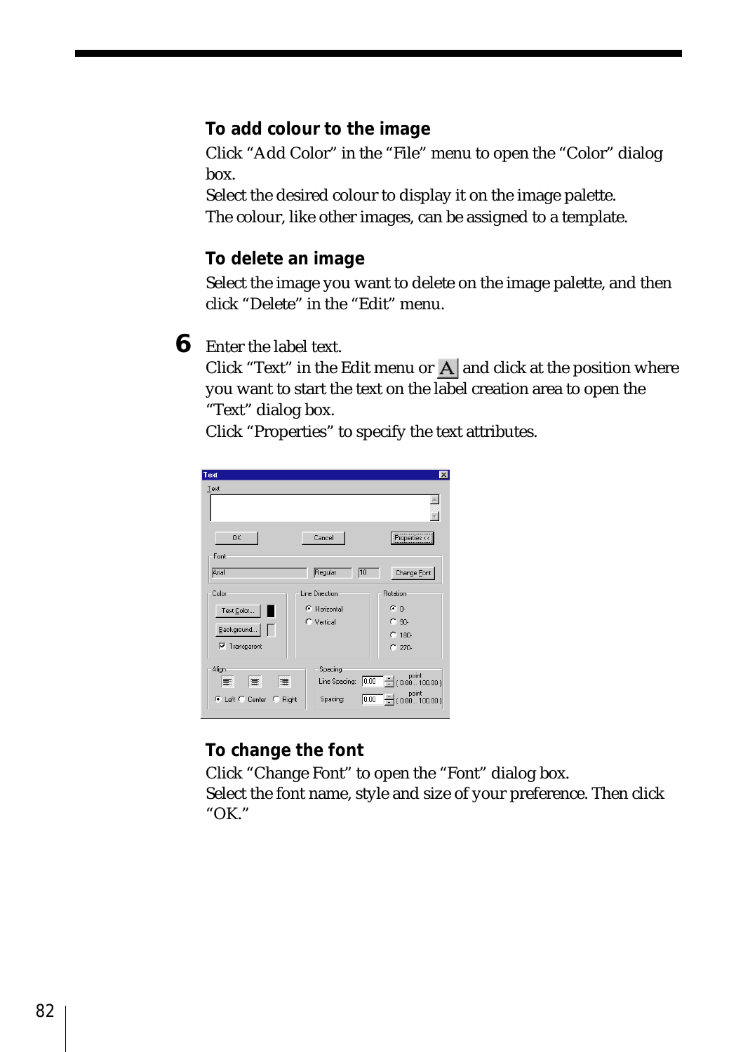### To add colour to the image

Click “Add Color” in the “File” menu to open the “Color” dialog box.
Select the desired colour to display it on the image palette.
The colour, like other images, can be assigned to a template.

### To delete an image

Select the image you want to delete on the image palette, and then click “Delete” in the “Edit” menu.

**6** Enter the label text.
Click “Text” in the Edit menu or A and click at the position where you want to start the text on the label creation area to open the “Text” dialog box.
Click “Properties” to specify the text attributes.

### To change the font

Click “Change Font” to open the “Font” dialog box.
Select the font name, style and size of your preference. Then click “OK.”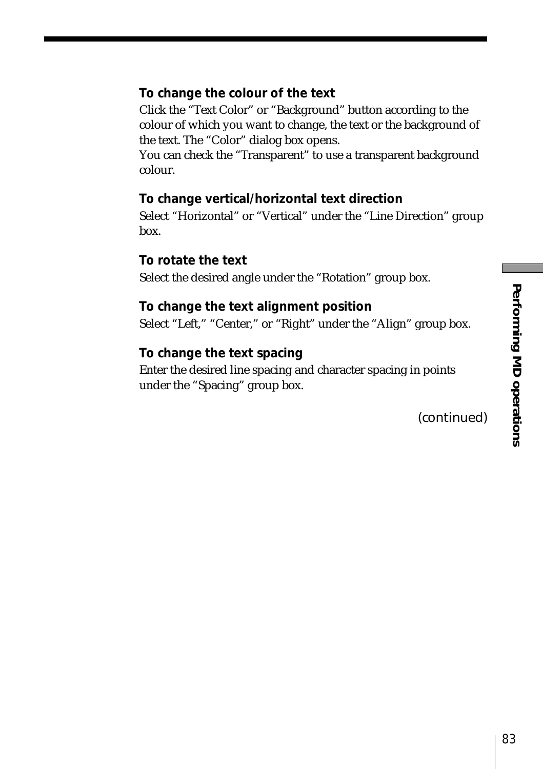#### To change the colour of the text

Click the “Text Color” or “Background” button according to the colour of which you want to change, the text or the background of the text. The “Color” dialog box opens.
You can check the “Transparent” to use a transparent background colour.

#### To change vertical/horizontal text direction

Select “Horizontal” or “Vertical” under the “Line Direction” group box.

#### To rotate the text

Select the desired angle under the “Rotation” group box.

#### To change the text alignment position

Select “Left,” “Center,” or “Right” under the “Align” group box.

#### To change the text spacing

Enter the desired line spacing and character spacing in points under the “Spacing” group box.

*(continued)*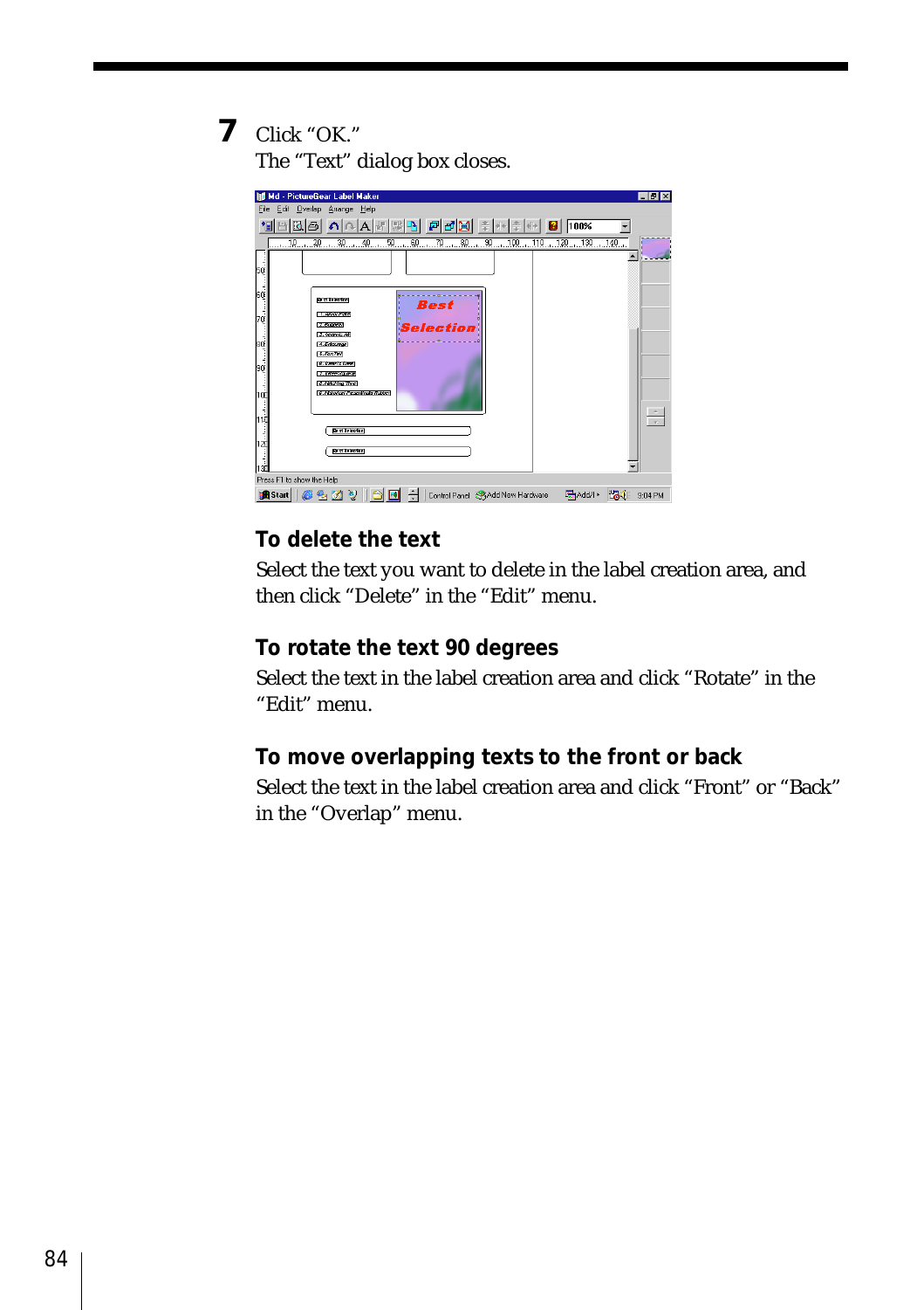**7** Click "OK."

The "Text" dialog box closes.

### To delete the text

Select the text you want to delete in the label creation area, and then click "Delete" in the "Edit" menu.

### To rotate the text 90 degrees

Select the text in the label creation area and click "Rotate" in the "Edit" menu.

### To move overlapping texts to the front or back

Select the text in the label creation area and click "Front" or "Back" in the "Overlap" menu.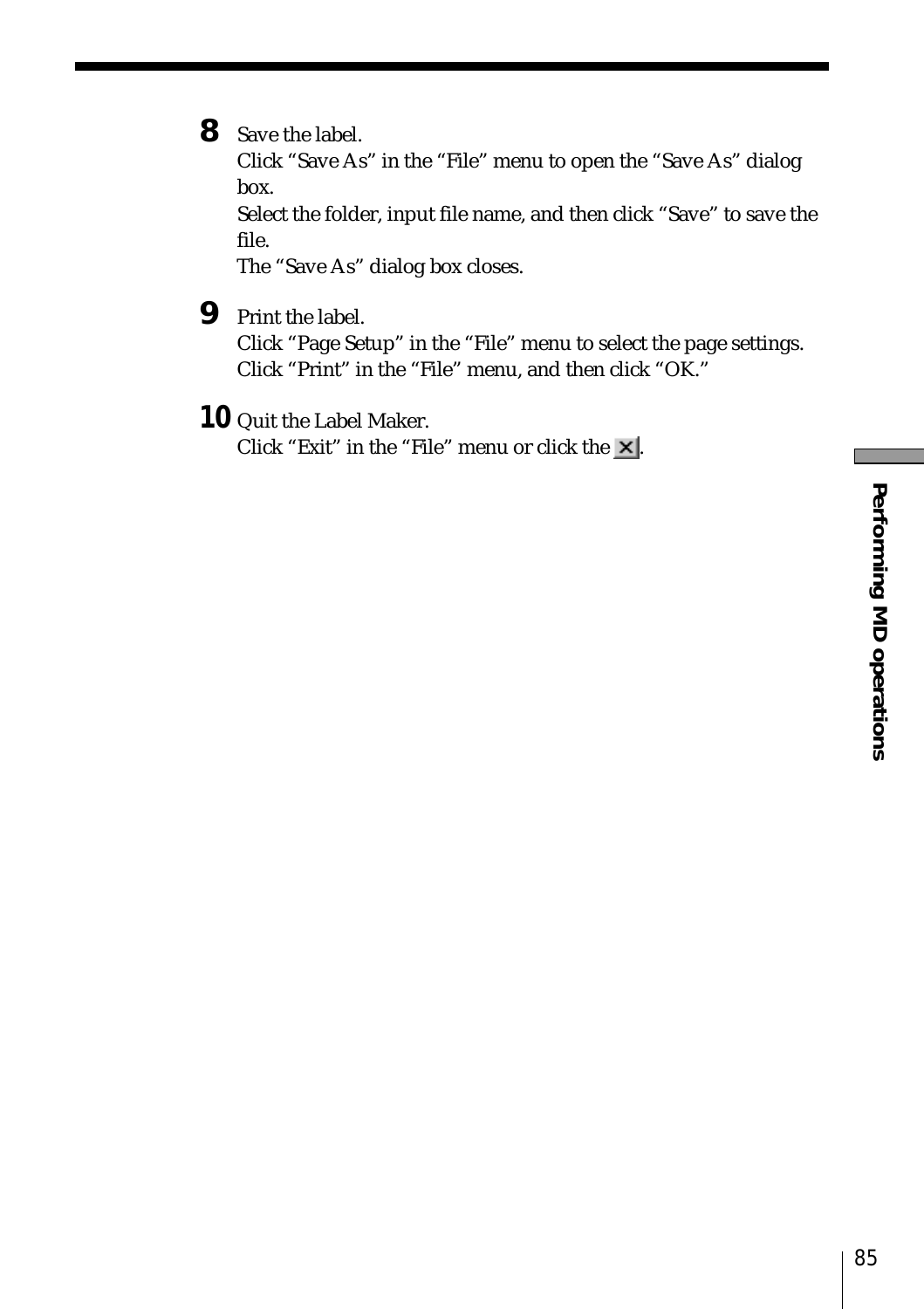**8** Save the label.
Click “Save As” in the “File” menu to open the “Save As” dialog box.
Select the folder, input file name, and then click “Save” to save the file.
The “Save As” dialog box closes.

**9** Print the label.
Click “Page Setup” in the “File” menu to select the page settings.
Click “Print” in the “File” menu, and then click “OK.”

**10** Quit the Label Maker.
Click “Exit” in the “File” menu or click the ✕.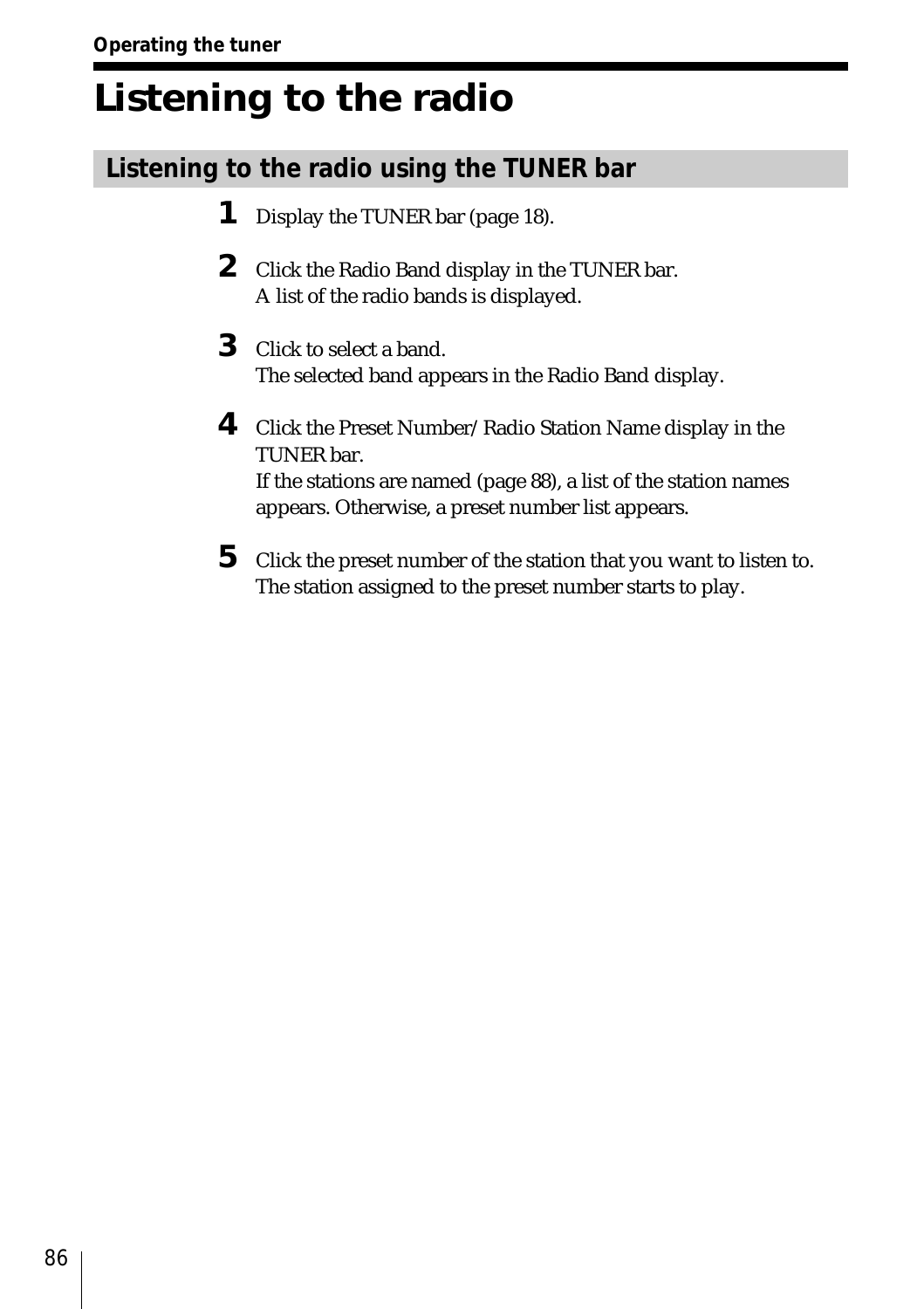# Listening to the radio

## Listening to the radio using the TUNER bar

1. Display the TUNER bar (page 18).
2. Click the Radio Band display in the TUNER bar.
   A list of the radio bands is displayed.
3. Click to select a band.
   The selected band appears in the Radio Band display.
4. Click the Preset Number/Radio Station Name display in the TUNER bar.
   If the stations are named (page 88), a list of the station names appears. Otherwise, a preset number list appears.
5. Click the preset number of the station that you want to listen to.
   The station assigned to the preset number starts to play.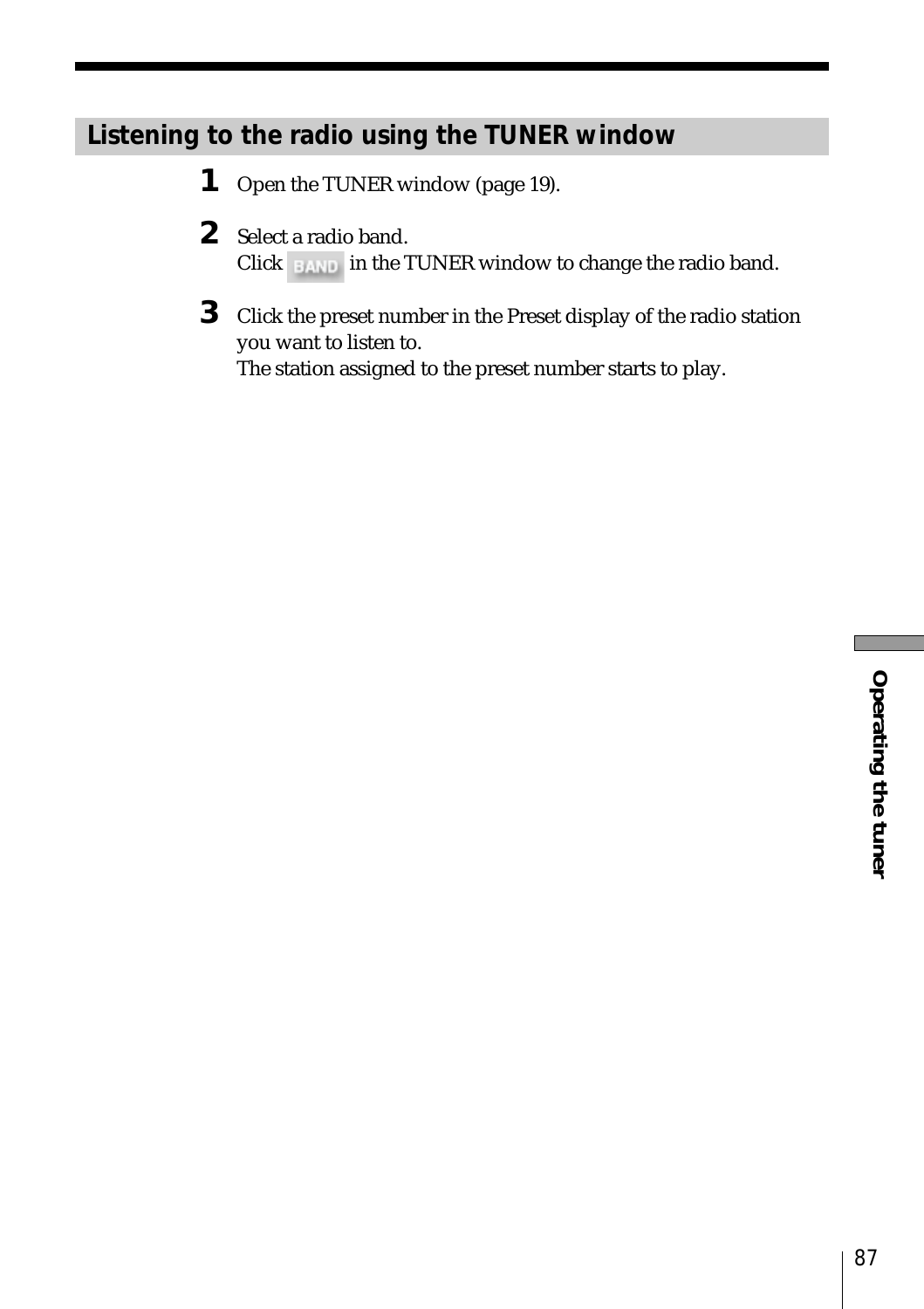## Listening to the radio using the TUNER window

1. Open the TUNER window (page 19).
2. Select a radio band.
   Click BAND in the TUNER window to change the radio band.
3. Click the preset number in the Preset display of the radio station you want to listen to.
   The station assigned to the preset number starts to play.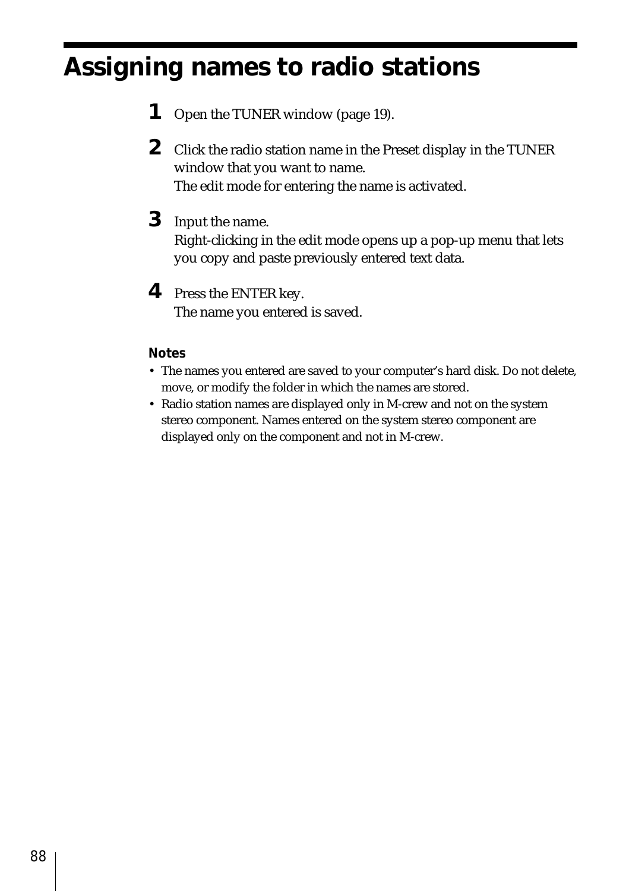# Assigning names to radio stations

1. Open the TUNER window (page 19).
2. Click the radio station name in the Preset display in the TUNER window that you want to name.
   The edit mode for entering the name is activated.
3. Input the name.
   Right-clicking in the edit mode opens up a pop-up menu that lets you copy and paste previously entered text data.
4. Press the ENTER key.
   The name you entered is saved.

**Notes**

- The names you entered are saved to your computer's hard disk. Do not delete, move, or modify the folder in which the names are stored.
- Radio station names are displayed only in M-crew and not on the system stereo component. Names entered on the system stereo component are displayed only on the component and not in M-crew.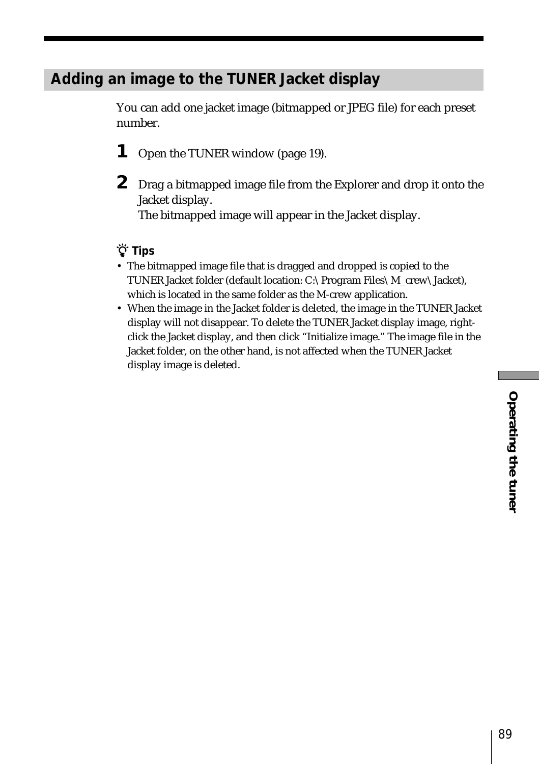## Adding an image to the TUNER Jacket display

You can add one jacket image (bitmapped or JPEG file) for each preset number.

**1** Open the TUNER window (page 19).

**2** Drag a bitmapped image file from the Explorer and drop it onto the Jacket display.
The bitmapped image will appear in the Jacket display.

**Tips**

- The bitmapped image file that is dragged and dropped is copied to the TUNER Jacket folder (default location: C:\Program Files\M_crew\Jacket), which is located in the same folder as the M-crew application.
- When the image in the Jacket folder is deleted, the image in the TUNER Jacket display will not disappear. To delete the TUNER Jacket display image, right-click the Jacket display, and then click “Initialize image.” The image file in the Jacket folder, on the other hand, is not affected when the TUNER Jacket display image is deleted.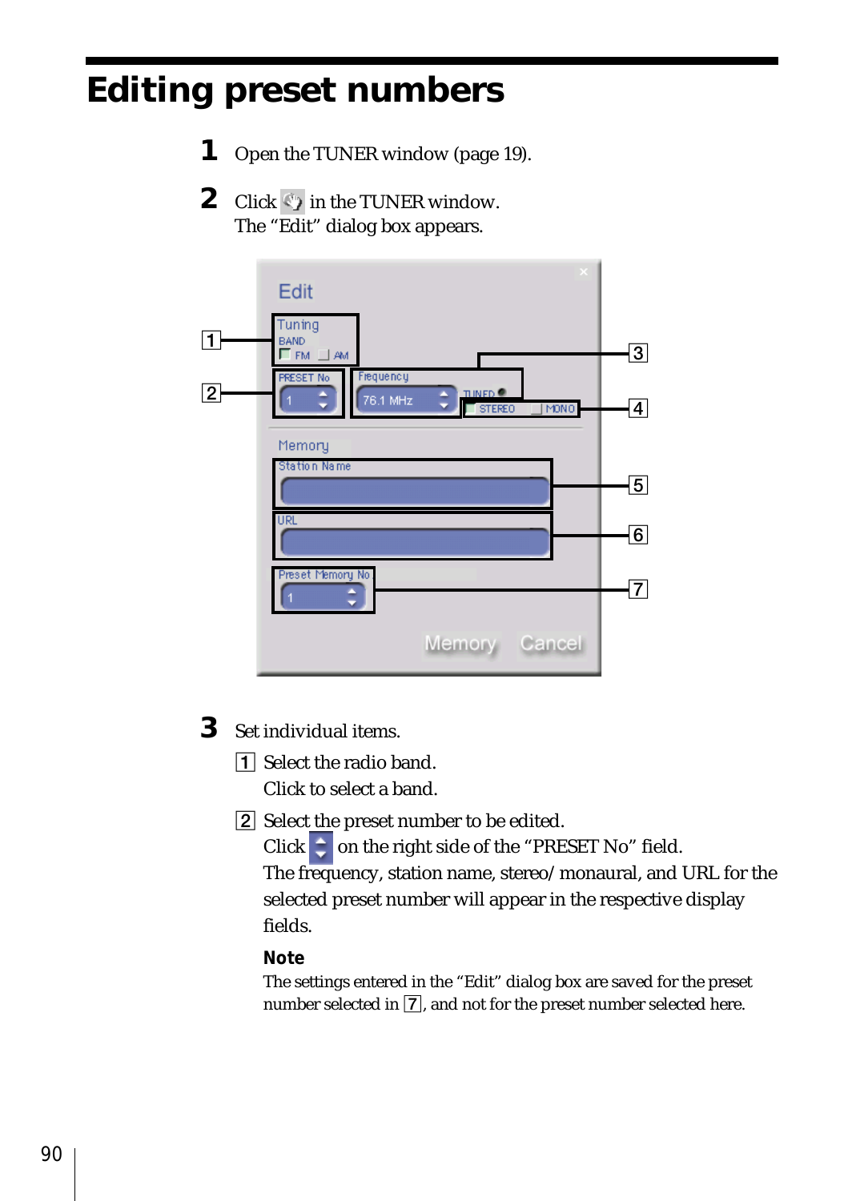# Editing preset numbers

**1** Open the TUNER window (page 19).

**2** Click in the TUNER window.
The “Edit” dialog box appears.

**3** Set individual items.

[1] Select the radio band.
Click to select a band.

[2] Select the preset number to be edited.
Click on the right side of the “PRESET No” field.
The frequency, station name, stereo/monaural, and URL for the selected preset number will appear in the respective display fields.

**Note**

The settings entered in the “Edit” dialog box are saved for the preset number selected in [7], and not for the preset number selected here.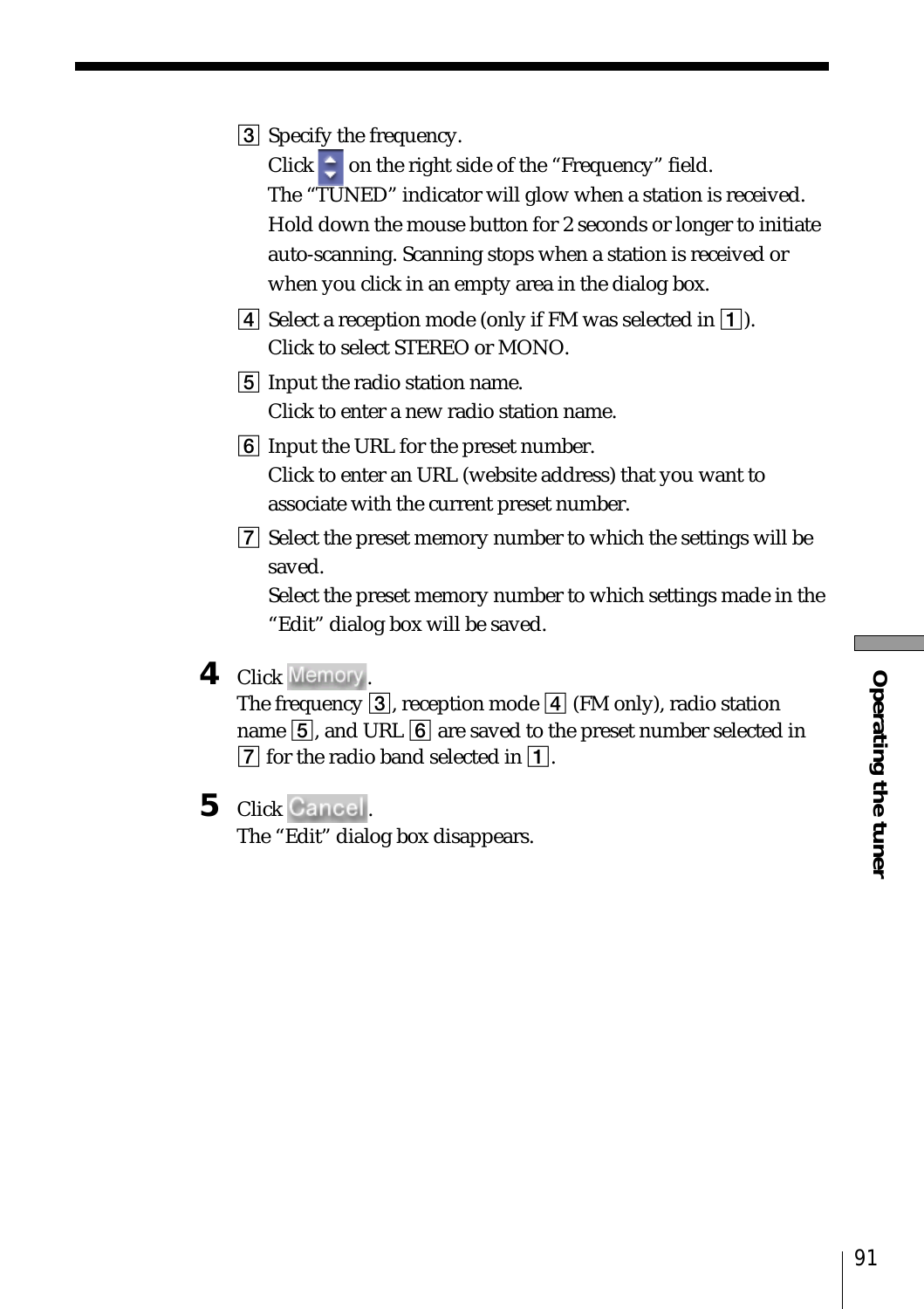3 Specify the frequency.
Click on the right side of the “Frequency” field.
The “TUNED” indicator will glow when a station is received. Hold down the mouse button for 2 seconds or longer to initiate auto-scanning. Scanning stops when a station is received or when you click in an empty area in the dialog box.

4 Select a reception mode (only if FM was selected in 1).
Click to select STEREO or MONO.

5 Input the radio station name.
Click to enter a new radio station name.

6 Input the URL for the preset number.
Click to enter an URL (website address) that you want to associate with the current preset number.

7 Select the preset memory number to which the settings will be saved.
Select the preset memory number to which settings made in the “Edit” dialog box will be saved.

**4** Click Memory.
The frequency 3, reception mode 4 (FM only), radio station name 5, and URL 6 are saved to the preset number selected in 7 for the radio band selected in 1.

**5** Click Cancel.
The “Edit” dialog box disappears.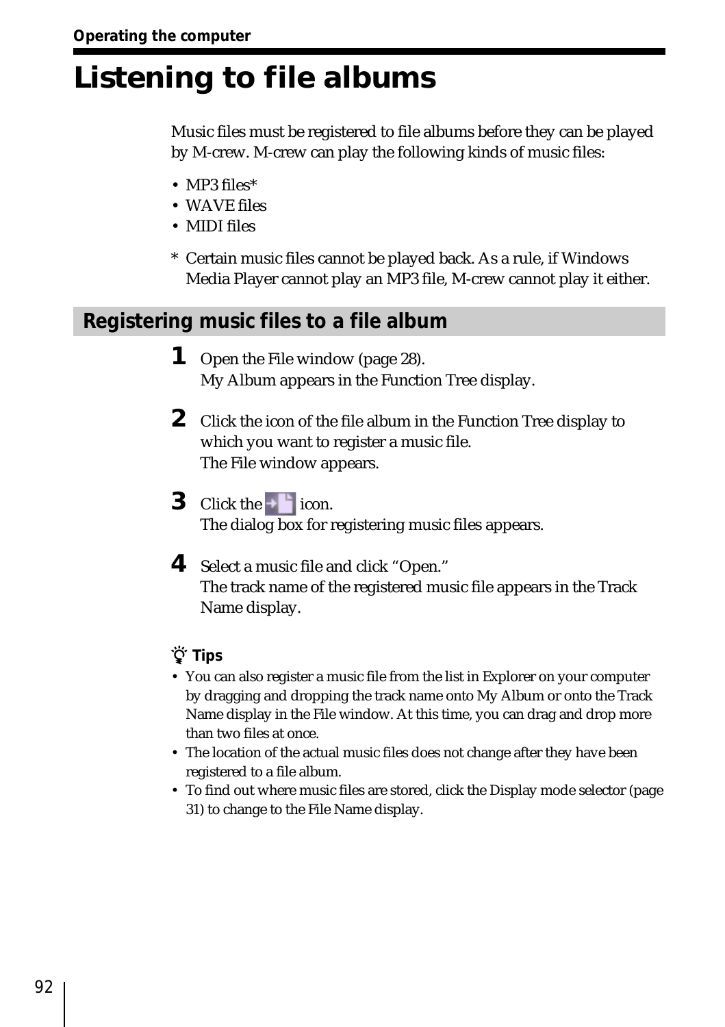# Listening to file albums

Music files must be registered to file albums before they can be played by M-crew. M-crew can play the following kinds of music files:

- MP3 files*
- WAVE files
- MIDI files

\* Certain music files cannot be played back. As a rule, if Windows Media Player cannot play an MP3 file, M-crew cannot play it either.

## Registering music files to a file album

**1** Open the File window (page 28).
My Album appears in the Function Tree display.

**2** Click the icon of the file album in the Function Tree display to which you want to register a music file.
The File window appears.

**3** Click the icon.
The dialog box for registering music files appears.

**4** Select a music file and click "Open."
The track name of the registered music file appears in the Track Name display.

**Tips**

- You can also register a music file from the list in Explorer on your computer by dragging and dropping the track name onto My Album or onto the Track Name display in the File window. At this time, you can drag and drop more than two files at once.
- The location of the actual music files does not change after they have been registered to a file album.
- To find out where music files are stored, click the Display mode selector (page 31) to change to the File Name display.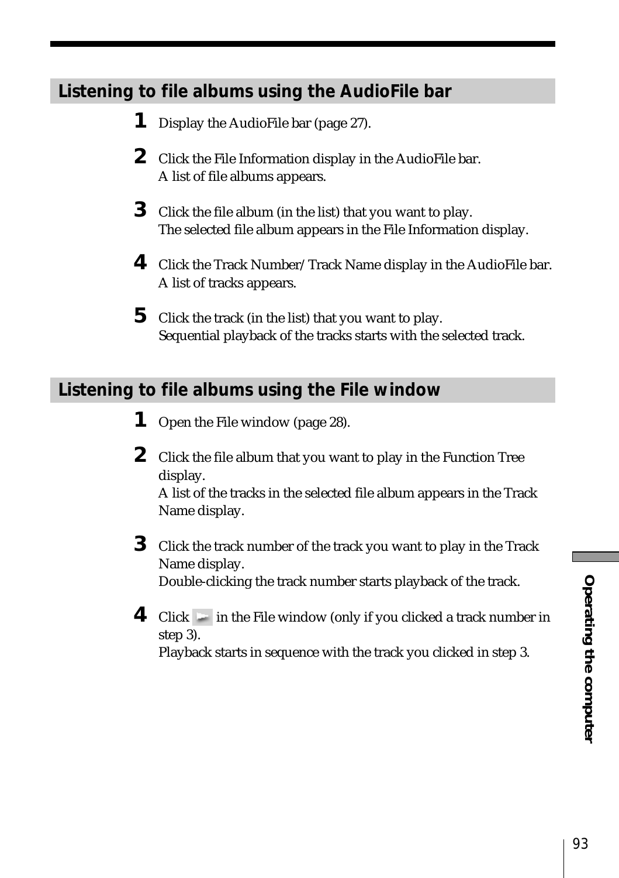## Listening to file albums using the AudioFile bar

1. Display the AudioFile bar (page 27).
2. Click the File Information display in the AudioFile bar.
   A list of file albums appears.
3. Click the file album (in the list) that you want to play.
   The selected file album appears in the File Information display.
4. Click the Track Number/Track Name display in the AudioFile bar.
   A list of tracks appears.
5. Click the track (in the list) that you want to play.
   Sequential playback of the tracks starts with the selected track.

## Listening to file albums using the File window

1. Open the File window (page 28).
2. Click the file album that you want to play in the Function Tree display.
   A list of the tracks in the selected file album appears in the Track Name display.
3. Click the track number of the track you want to play in the Track Name display.
   Double-clicking the track number starts playback of the track.
4. Click in the File window (only if you clicked a track number in step 3).
   Playback starts in sequence with the track you clicked in step 3.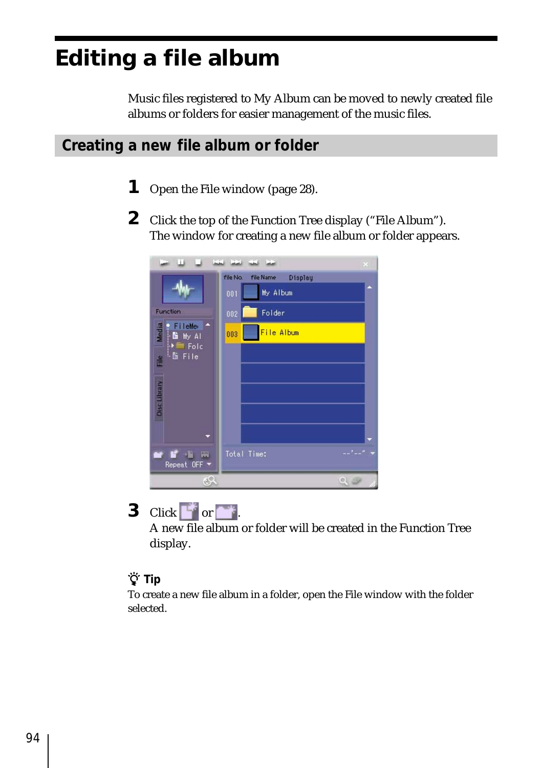# Editing a file album

Music files registered to My Album can be moved to newly created file albums or folders for easier management of the music files.

## Creating a new file album or folder

**1** Open the File window (page 28).

**2** Click the top of the Function Tree display (“File Album”).
The window for creating a new file album or folder appears.

**3** Click  or .
A new file album or folder will be created in the Function Tree display.

**Tip**
To create a new file album in a folder, open the File window with the folder selected.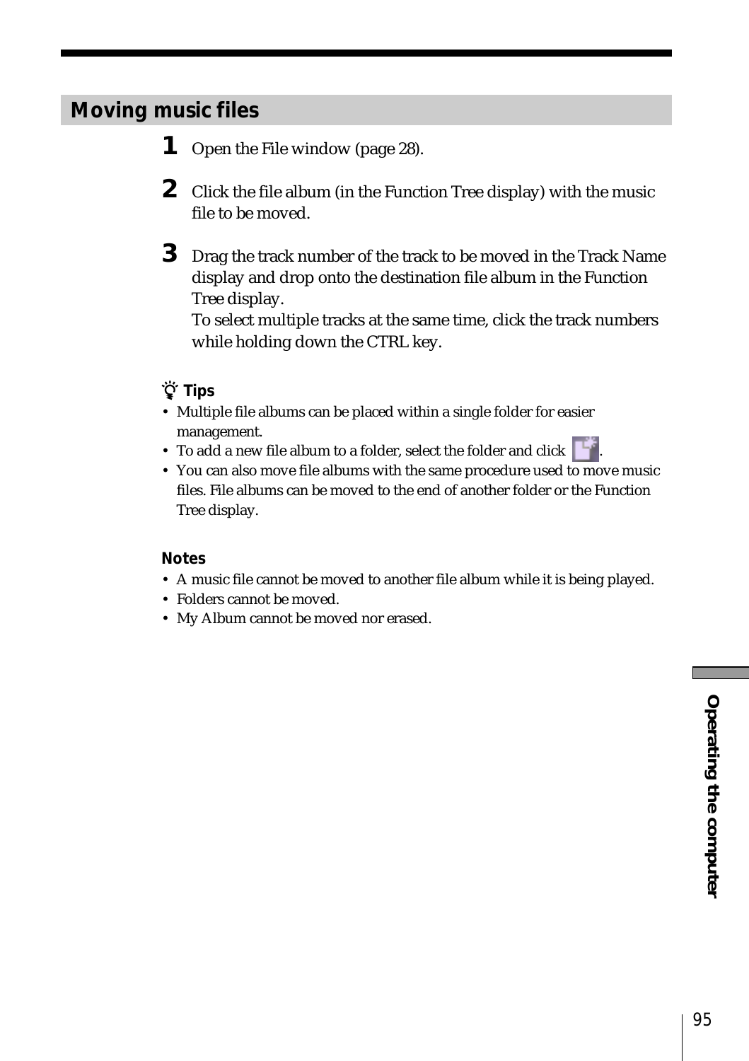## Moving music files

1. Open the File window (page 28).
2. Click the file album (in the Function Tree display) with the music file to be moved.
3. Drag the track number of the track to be moved in the Track Name display and drop onto the destination file album in the Function Tree display.
   To select multiple tracks at the same time, click the track numbers while holding down the CTRL key.

**Tips**

- Multiple file albums can be placed within a single folder for easier management.
- To add a new file album to a folder, select the folder and click .
- You can also move file albums with the same procedure used to move music files. File albums can be moved to the end of another folder or the Function Tree display.

**Notes**

- A music file cannot be moved to another file album while it is being played.
- Folders cannot be moved.
- My Album cannot be moved nor erased.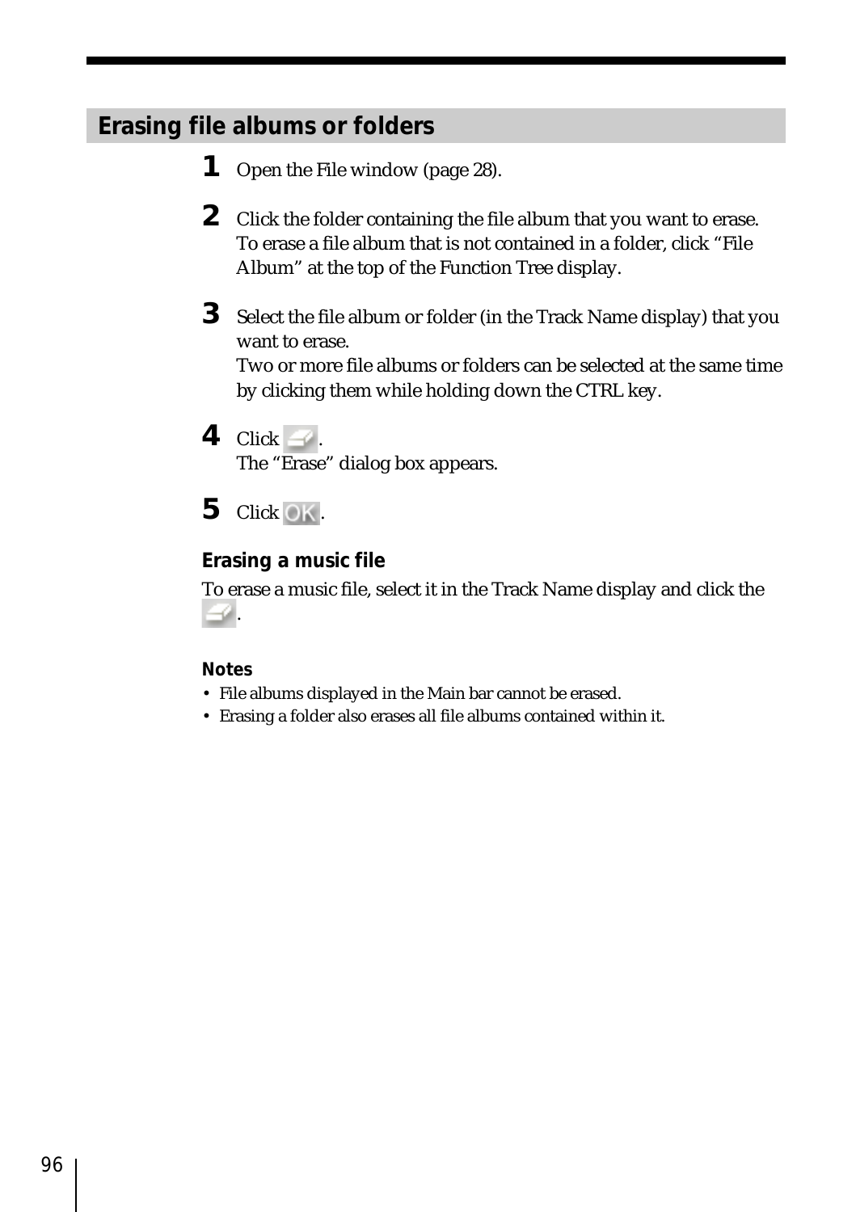## Erasing file albums or folders

**1** Open the File window (page 28).

**2** Click the folder containing the file album that you want to erase.
To erase a file album that is not contained in a folder, click "File Album" at the top of the Function Tree display.

**3** Select the file album or folder (in the Track Name display) that you want to erase.
Two or more file albums or folders can be selected at the same time by clicking them while holding down the CTRL key.

**4** Click .
The "Erase" dialog box appears.

**5** Click OK.

### Erasing a music file

To erase a music file, select it in the Track Name display and click the .

**Notes**

- File albums displayed in the Main bar cannot be erased.
- Erasing a folder also erases all file albums contained within it.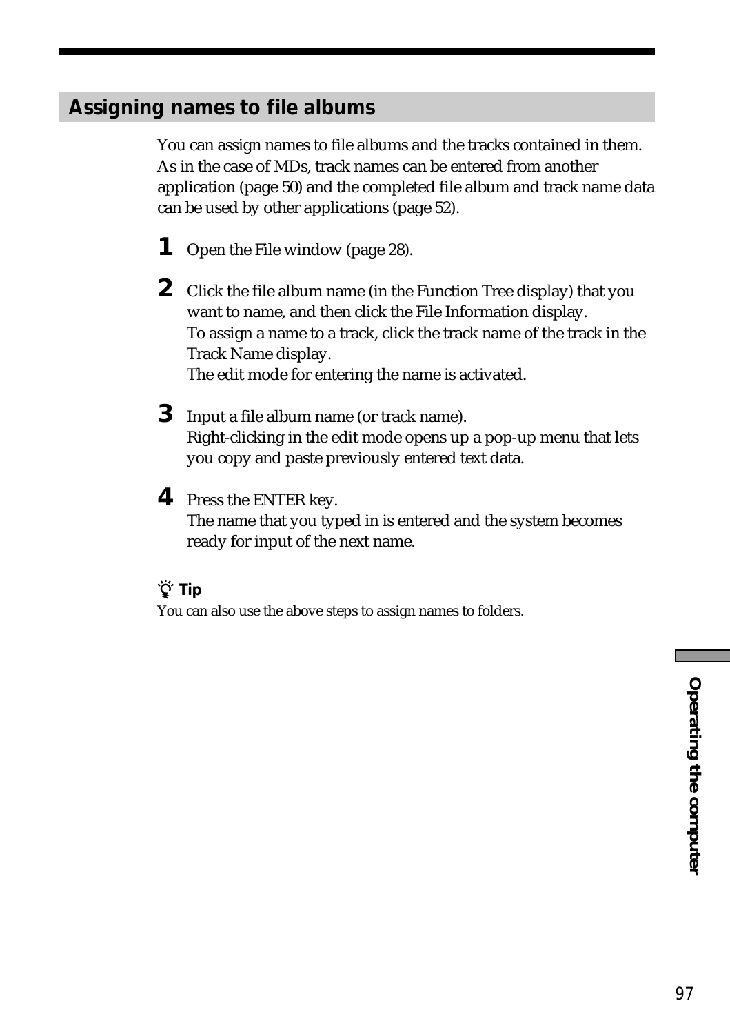## Assigning names to file albums

You can assign names to file albums and the tracks contained in them. As in the case of MDs, track names can be entered from another application (page 50) and the completed file album and track name data can be used by other applications (page 52).

1. Open the File window (page 28).

2. Click the file album name (in the Function Tree display) that you want to name, and then click the File Information display.
   To assign a name to a track, click the track name of the track in the Track Name display.
   The edit mode for entering the name is activated.

3. Input a file album name (or track name).
   Right-clicking in the edit mode opens up a pop-up menu that lets you copy and paste previously entered text data.

4. Press the ENTER key.
   The name that you typed in is entered and the system becomes ready for input of the next name.

**Tip**

You can also use the above steps to assign names to folders.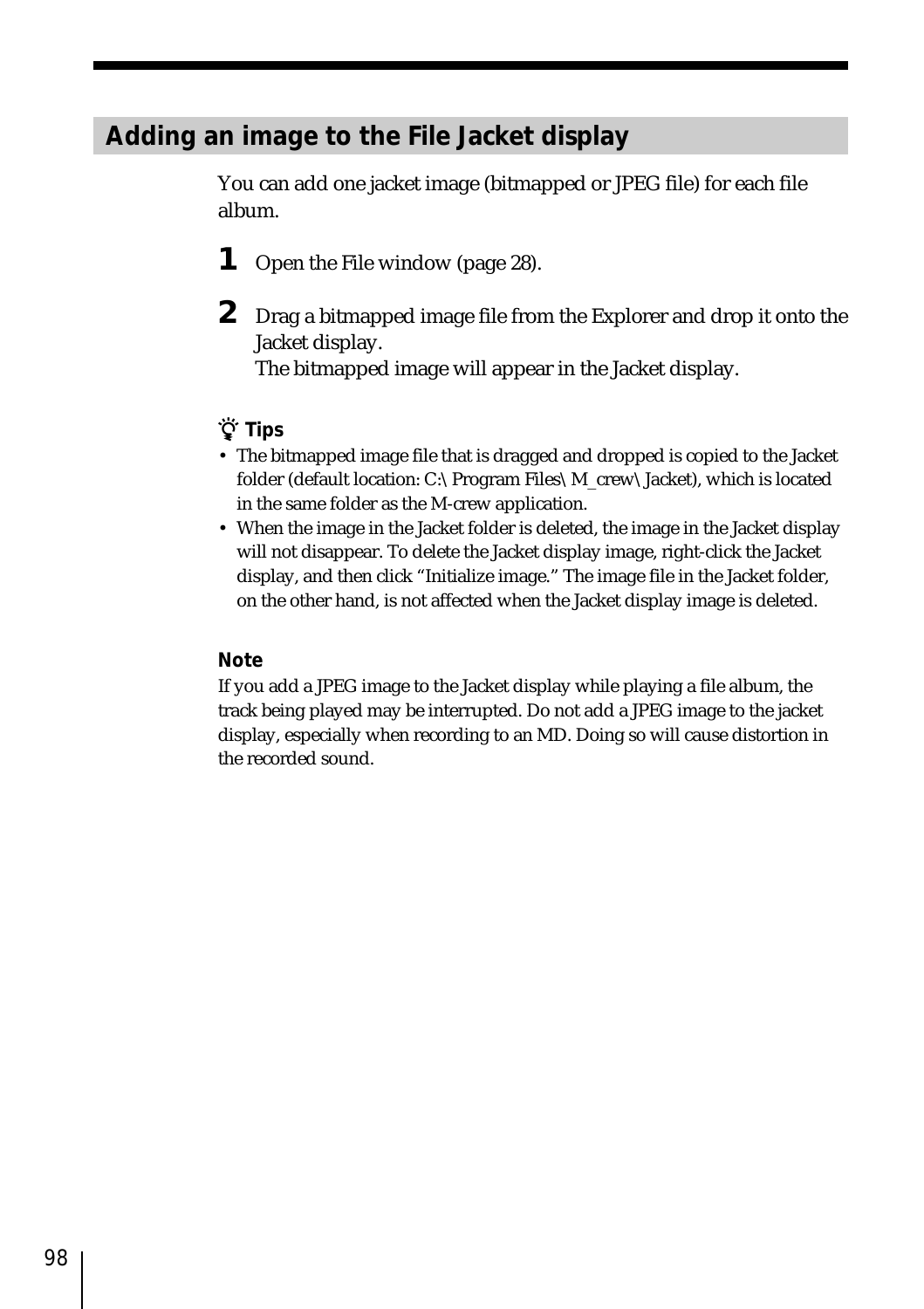## Adding an image to the File Jacket display

You can add one jacket image (bitmapped or JPEG file) for each file album.

1. Open the File window (page 28).
2. Drag a bitmapped image file from the Explorer and drop it onto the Jacket display.
   The bitmapped image will appear in the Jacket display.

**Tips**

- The bitmapped image file that is dragged and dropped is copied to the Jacket folder (default location: C:\Program Files\M_crew\Jacket), which is located in the same folder as the M-crew application.
- When the image in the Jacket folder is deleted, the image in the Jacket display will not disappear. To delete the Jacket display image, right-click the Jacket display, and then click "Initialize image." The image file in the Jacket folder, on the other hand, is not affected when the Jacket display image is deleted.

**Note**

If you add a JPEG image to the Jacket display while playing a file album, the track being played may be interrupted. Do not add a JPEG image to the jacket display, especially when recording to an MD. Doing so will cause distortion in the recorded sound.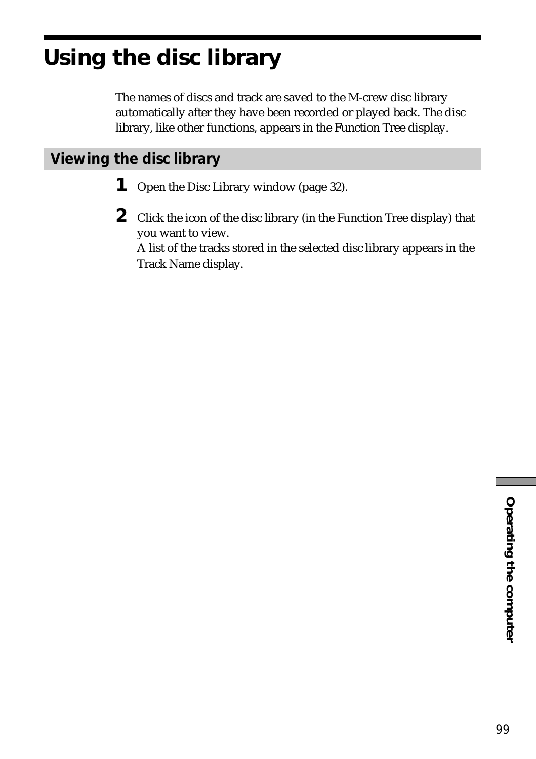# Using the disc library

The names of discs and track are saved to the M-crew disc library automatically after they have been recorded or played back. The disc library, like other functions, appears in the Function Tree display.

## Viewing the disc library

**1** Open the Disc Library window (page 32).

**2** Click the icon of the disc library (in the Function Tree display) that you want to view.
A list of the tracks stored in the selected disc library appears in the Track Name display.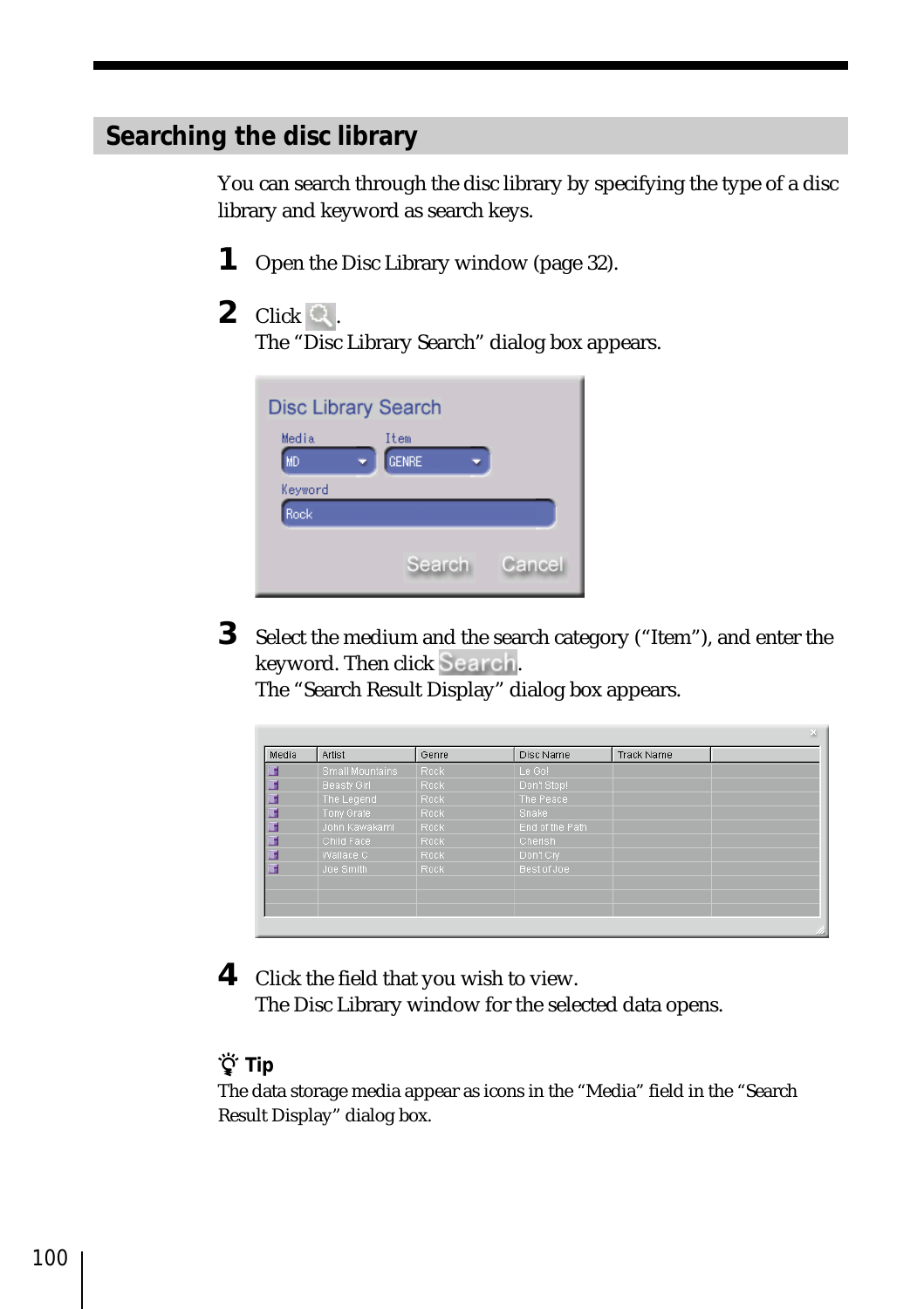## Searching the disc library

You can search through the disc library by specifying the type of a disc library and keyword as search keys.

**1** Open the Disc Library window (page 32).

**2** Click .
The “Disc Library Search” dialog box appears.

**3** Select the medium and the search category (“Item”), and enter the keyword. Then click Search.
The “Search Result Display” dialog box appears.

**4** Click the field that you wish to view.
The Disc Library window for the selected data opens.

**Tip**

The data storage media appear as icons in the “Media” field in the “Search Result Display” dialog box.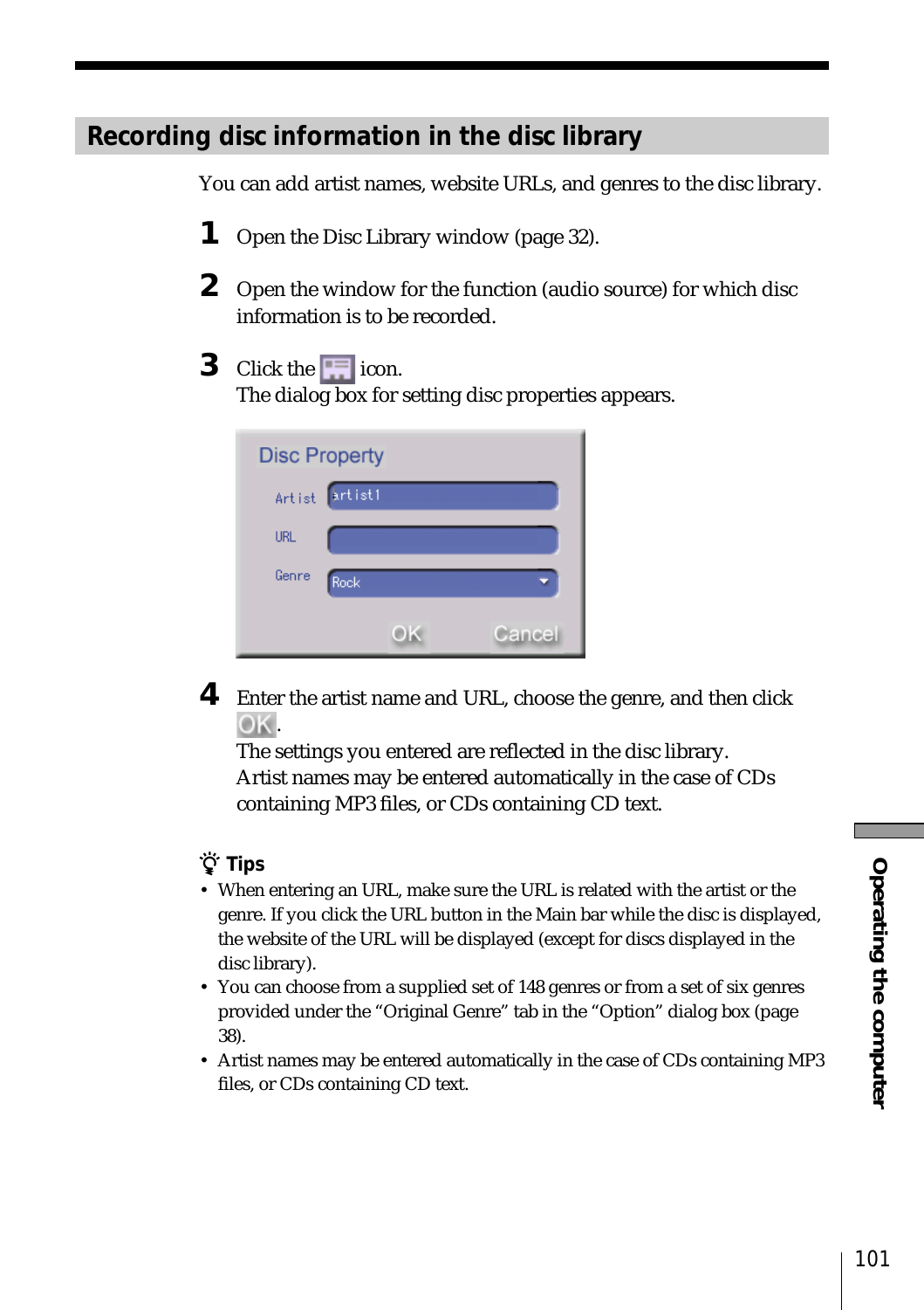## Recording disc information in the disc library

You can add artist names, website URLs, and genres to the disc library.

1. Open the Disc Library window (page 32).
2. Open the window for the function (audio source) for which disc information is to be recorded.
3. Click the icon.
   The dialog box for setting disc properties appears.
4. Enter the artist name and URL, choose the genre, and then click OK.
   The settings you entered are reflected in the disc library.
   Artist names may be entered automatically in the case of CDs containing MP3 files, or CDs containing CD text.

### Tips

- When entering an URL, make sure the URL is related with the artist or the genre. If you click the URL button in the Main bar while the disc is displayed, the website of the URL will be displayed (except for discs displayed in the disc library).
- You can choose from a supplied set of 148 genres or from a set of six genres provided under the "Original Genre" tab in the "Option" dialog box (page 38).
- Artist names may be entered automatically in the case of CDs containing MP3 files, or CDs containing CD text.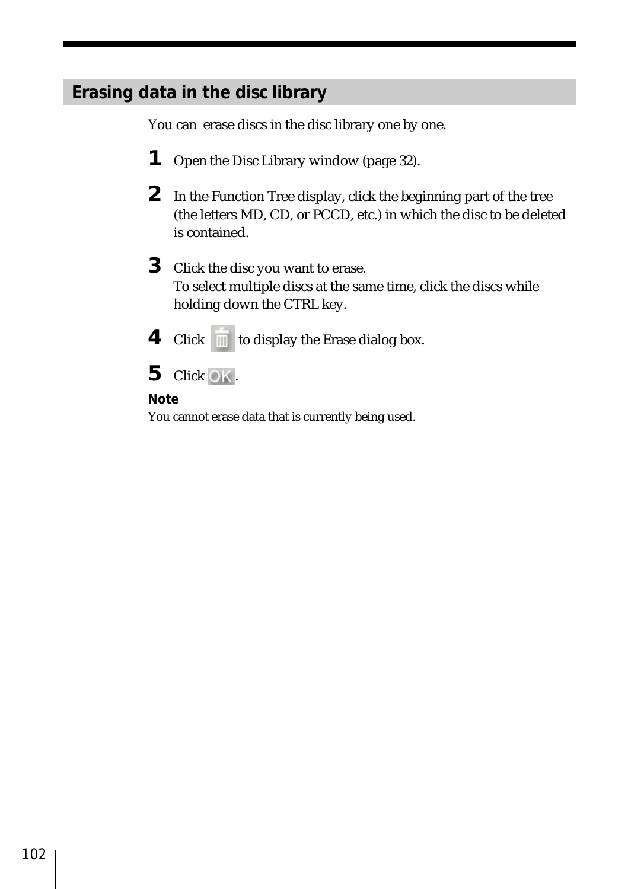## Erasing data in the disc library

You can erase discs in the disc library one by one.

1. Open the Disc Library window (page 32).
2. In the Function Tree display, click the beginning part of the tree (the letters MD, CD, or PCCD, etc.) in which the disc to be deleted is contained.
3. Click the disc you want to erase.
   To select multiple discs at the same time, click the discs while holding down the CTRL key.
4. Click to display the Erase dialog box.
5. Click OK.

**Note**

You cannot erase data that is currently being used.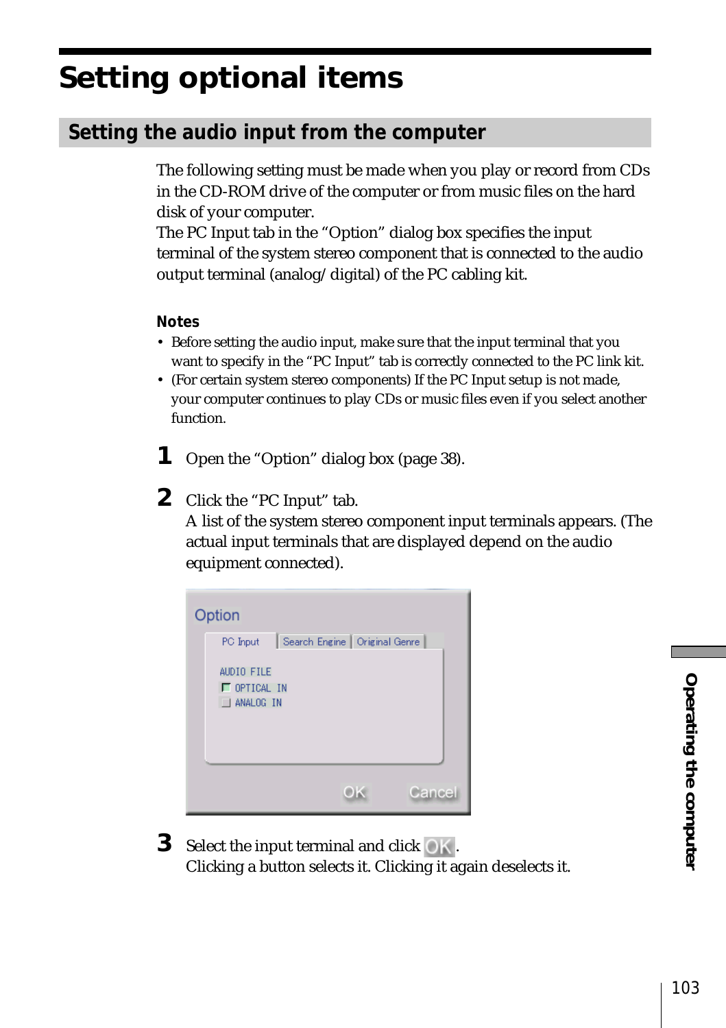# Setting optional items

## Setting the audio input from the computer

The following setting must be made when you play or record from CDs in the CD-ROM drive of the computer or from music files on the hard disk of your computer.
The PC Input tab in the "Option" dialog box specifies the input terminal of the system stereo component that is connected to the audio output terminal (analog/digital) of the PC cabling kit.

**Notes**

- Before setting the audio input, make sure that the input terminal that you want to specify in the "PC Input" tab is correctly connected to the PC link kit.
- (For certain system stereo components) If the PC Input setup is not made, your computer continues to play CDs or music files even if you select another function.

**1** Open the "Option" dialog box (page 38).

**2** Click the "PC Input" tab.
A list of the system stereo component input terminals appears. (The actual input terminals that are displayed depend on the audio equipment connected).

**3** Select the input terminal and click OK.
Clicking a button selects it. Clicking it again deselects it.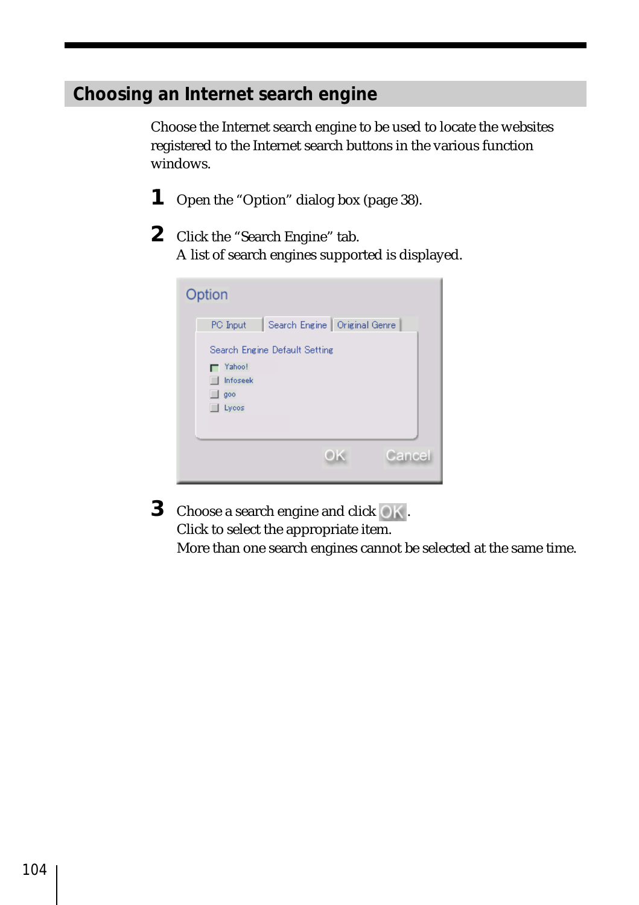## Choosing an Internet search engine

Choose the Internet search engine to be used to locate the websites registered to the Internet search buttons in the various function windows.

**1** Open the "Option" dialog box (page 38).

**2** Click the "Search Engine" tab.
A list of search engines supported is displayed.

**3** Choose a search engine and click OK.
Click to select the appropriate item.
More than one search engines cannot be selected at the same time.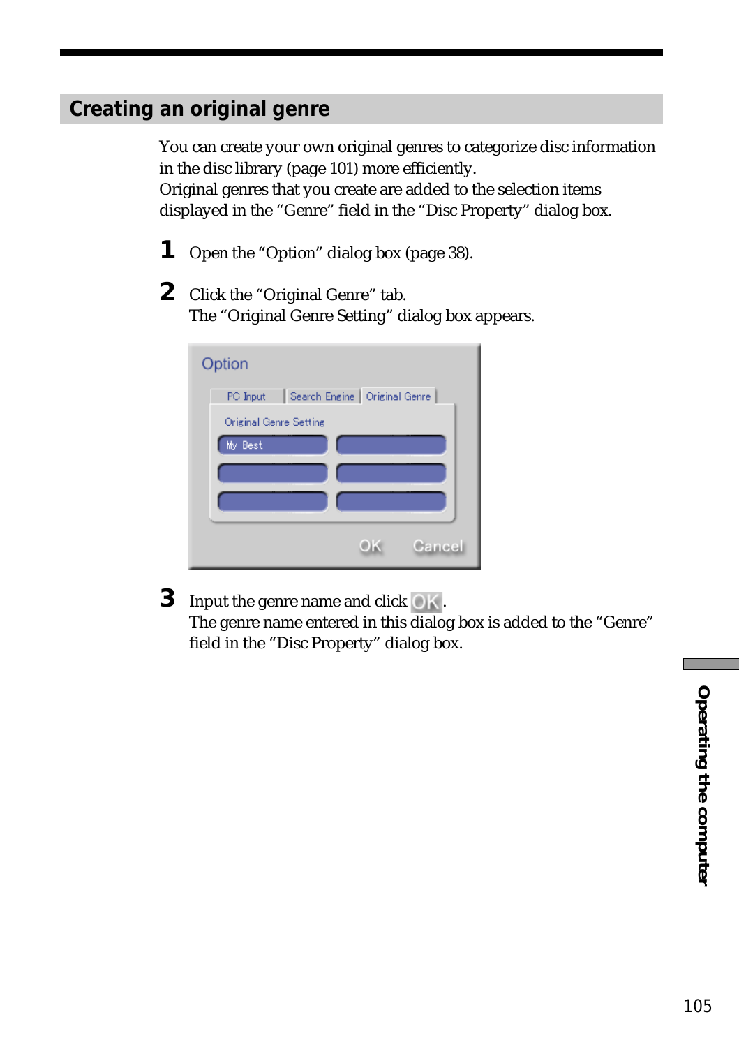## Creating an original genre

You can create your own original genres to categorize disc information in the disc library (page 101) more efficiently.
Original genres that you create are added to the selection items displayed in the "Genre" field in the "Disc Property" dialog box.

**1** Open the "Option" dialog box (page 38).

**2** Click the "Original Genre" tab.
The "Original Genre Setting" dialog box appears.

**3** Input the genre name and click OK.
The genre name entered in this dialog box is added to the "Genre" field in the "Disc Property" dialog box.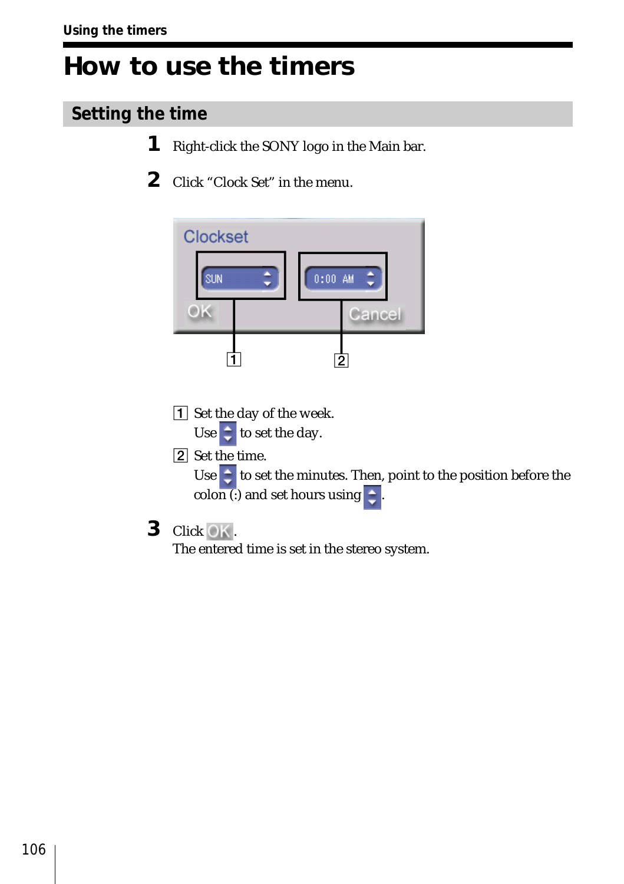# How to use the timers

## Setting the time

1. Right-click the SONY logo in the Main bar.

2. Click “Clock Set” in the menu.

   [1] Set the day of the week.
   Use ⬍ to set the day.

   [2] Set the time.
   Use ⬍ to set the minutes. Then, point to the position before the colon (:) and set hours using ⬍.

3. Click OK.
   The entered time is set in the stereo system.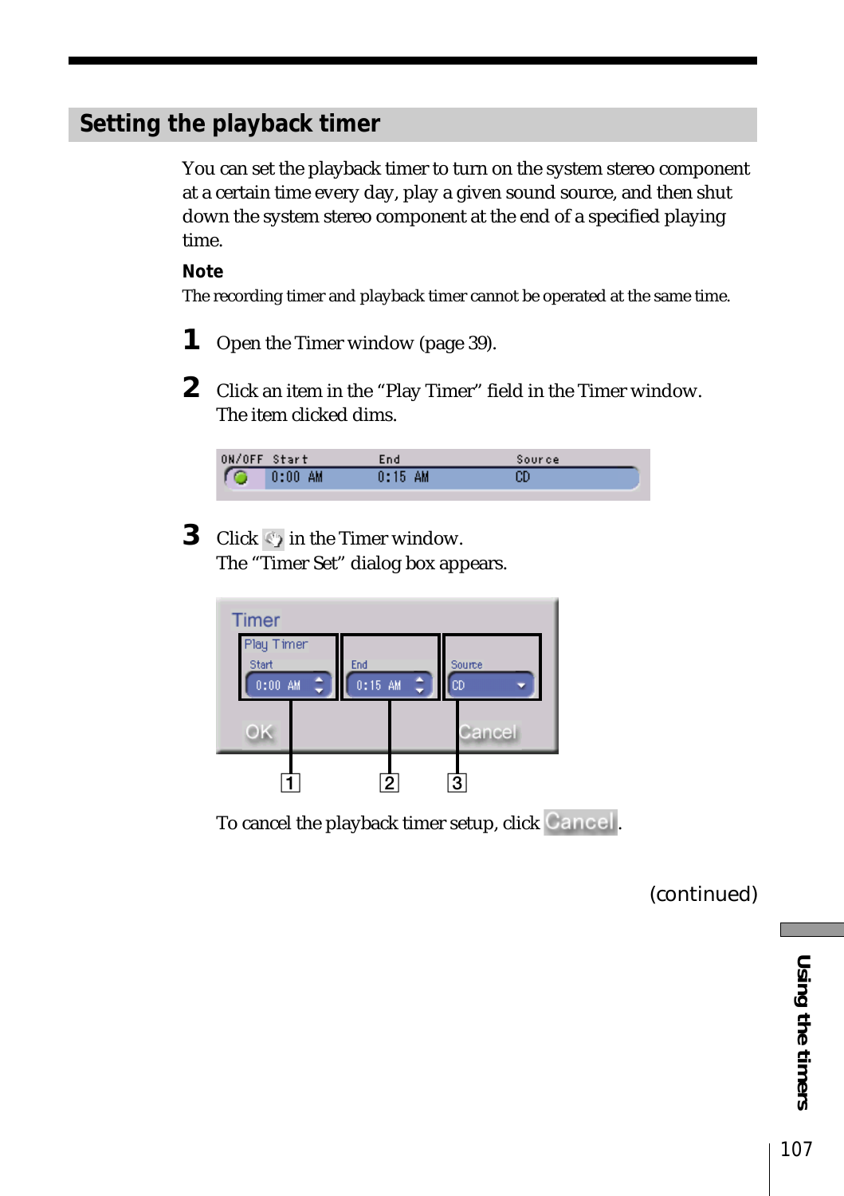## Setting the playback timer

You can set the playback timer to turn on the system stereo component at a certain time every day, play a given sound source, and then shut down the system stereo component at the end of a specified playing time.

**Note**

The recording timer and playback timer cannot be operated at the same time.

**1** Open the Timer window (page 39).

**2** Click an item in the "Play Timer" field in the Timer window.
The item clicked dims.

**3** Click in the Timer window.
The "Timer Set" dialog box appears.

To cancel the playback timer setup, click Cancel.

(continued)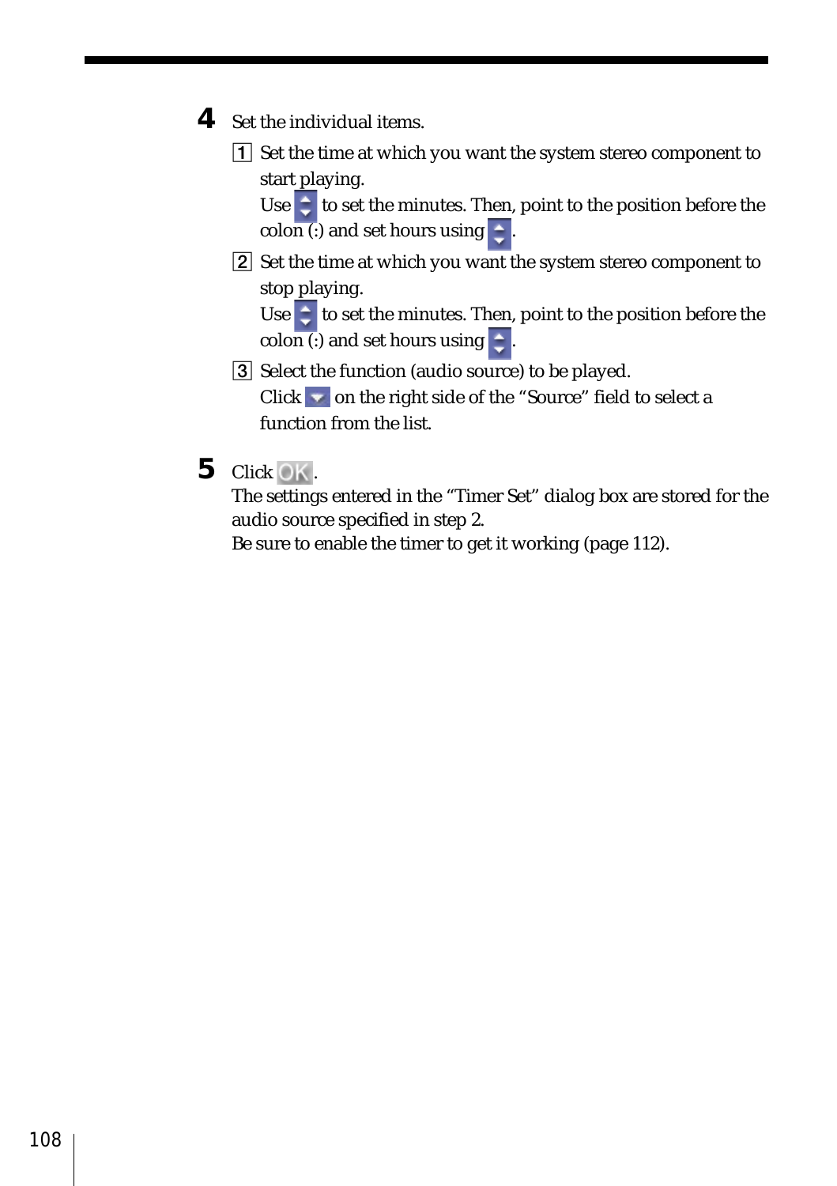4 Set the individual items.

1 Set the time at which you want the system stereo component to start playing.
Use  to set the minutes. Then, point to the position before the colon (:) and set hours using  .

2 Set the time at which you want the system stereo component to stop playing.
Use  to set the minutes. Then, point to the position before the colon (:) and set hours using  .

3 Select the function (audio source) to be played.
Click  on the right side of the "Source" field to select a function from the list.

5 Click OK.
The settings entered in the "Timer Set" dialog box are stored for the audio source specified in step 2.
Be sure to enable the timer to get it working (page 112).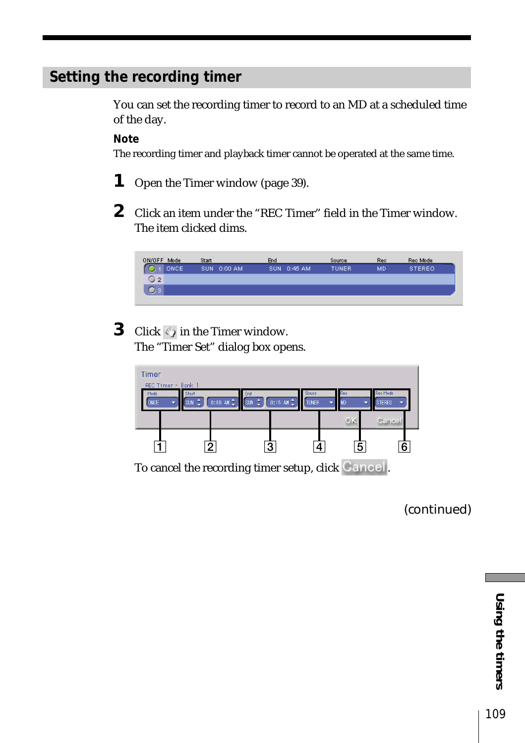## Setting the recording timer

You can set the recording timer to record to an MD at a scheduled time of the day.

**Note**

The recording timer and playback timer cannot be operated at the same time.

**1** Open the Timer window (page 39).

**2** Click an item under the "REC Timer" field in the Timer window.
The item clicked dims.

**3** Click in the Timer window.
The "Timer Set" dialog box opens.

To cancel the recording timer setup, click Cancel.

(continued)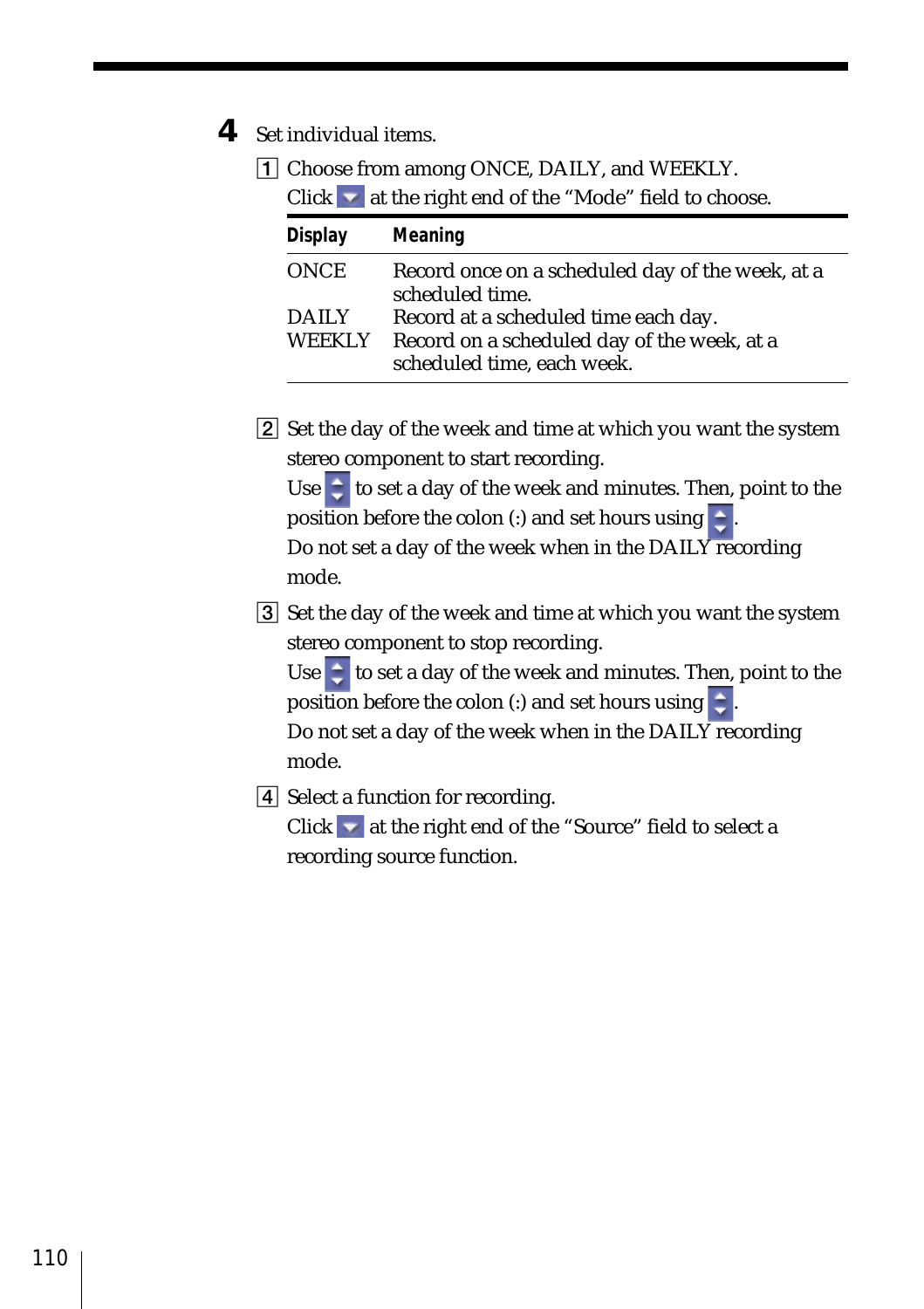**4** Set individual items.

1. Choose from among ONCE, DAILY, and WEEKLY.
   Click  at the right end of the "Mode" field to choose.

| Display | Meaning |
|---|---|
| ONCE | Record once on a scheduled day of the week, at a scheduled time. |
| DAILY | Record at a scheduled time each day. |
| WEEKLY | Record on a scheduled day of the week, at a scheduled time, each week. |

2. Set the day of the week and time at which you want the system stereo component to start recording.
   Use  to set a day of the week and minutes. Then, point to the position before the colon (:) and set hours using .
   Do not set a day of the week when in the DAILY recording mode.

3. Set the day of the week and time at which you want the system stereo component to stop recording.
   Use  to set a day of the week and minutes. Then, point to the position before the colon (:) and set hours using .
   Do not set a day of the week when in the DAILY recording mode.

4. Select a function for recording.
   Click  at the right end of the "Source" field to select a recording source function.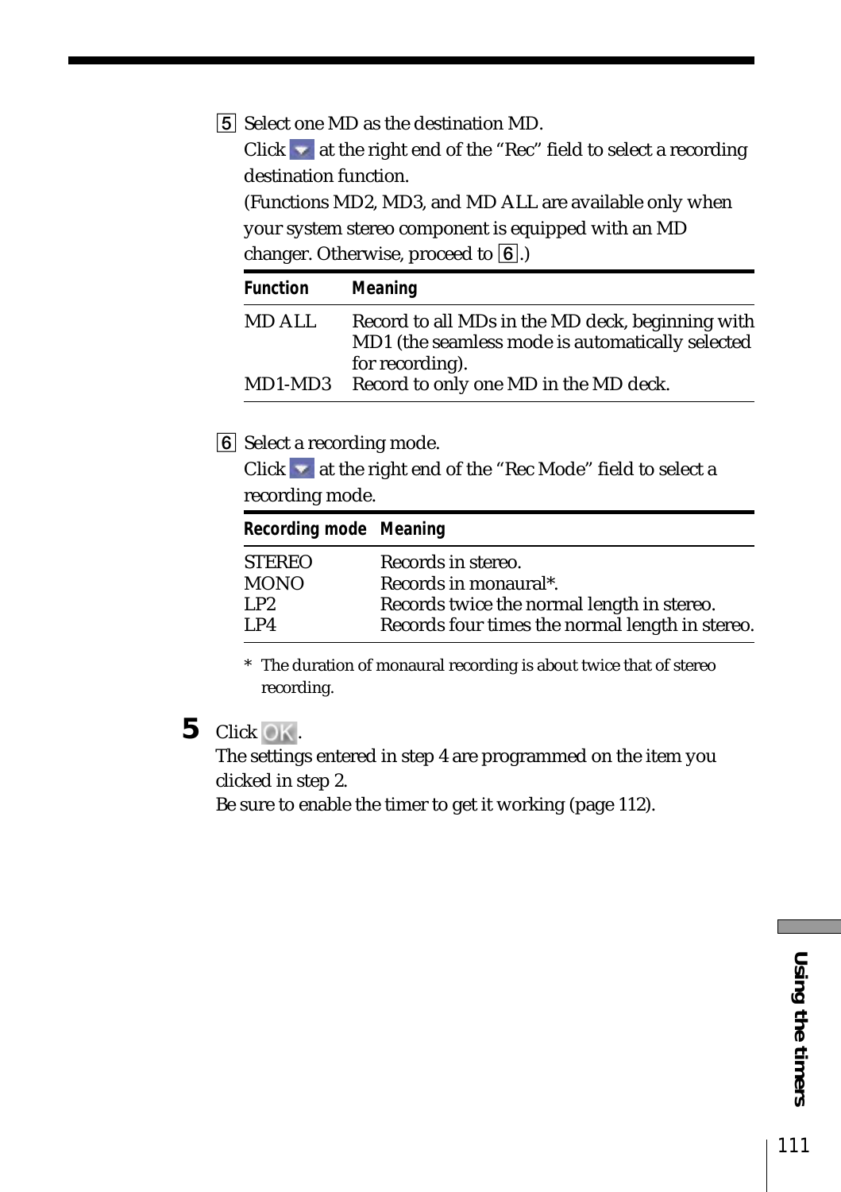5 Select one MD as the destination MD.
Click at the right end of the “Rec” field to select a recording destination function.
(Functions MD2, MD3, and MD ALL are available only when your system stereo component is equipped with an MD changer. Otherwise, proceed to 6.)

| Function | Meaning |
|---|---|
| MD ALL | Record to all MDs in the MD deck, beginning with MD1 (the seamless mode is automatically selected for recording). |
| MD1-MD3 | Record to only one MD in the MD deck. |

6 Select a recording mode.
Click at the right end of the “Rec Mode” field to select a recording mode.

| Recording mode | Meaning |
|---|---|
| STEREO | Records in stereo. |
| MONO | Records in monaural*. |
| LP2 | Records twice the normal length in stereo. |
| LP4 | Records four times the normal length in stereo. |

\* The duration of monaural recording is about twice that of stereo recording.

**5** Click OK.
The settings entered in step 4 are programmed on the item you clicked in step 2.
Be sure to enable the timer to get it working (page 112).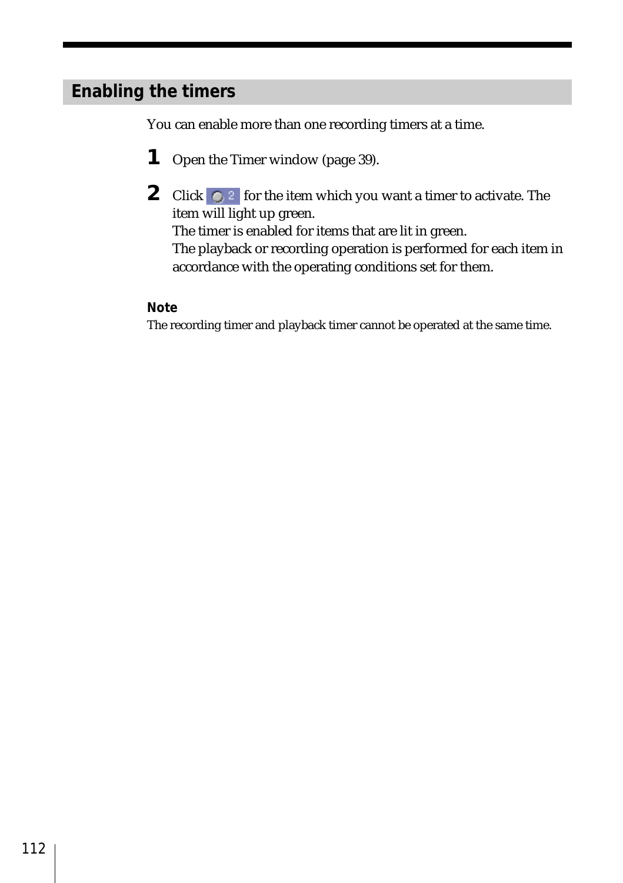## Enabling the timers

You can enable more than one recording timers at a time.

**1** Open the Timer window (page 39).

**2** Click [icon] for the item which you want a timer to activate. The item will light up green.
The timer is enabled for items that are lit in green.
The playback or recording operation is performed for each item in accordance with the operating conditions set for them.

**Note**

The recording timer and playback timer cannot be operated at the same time.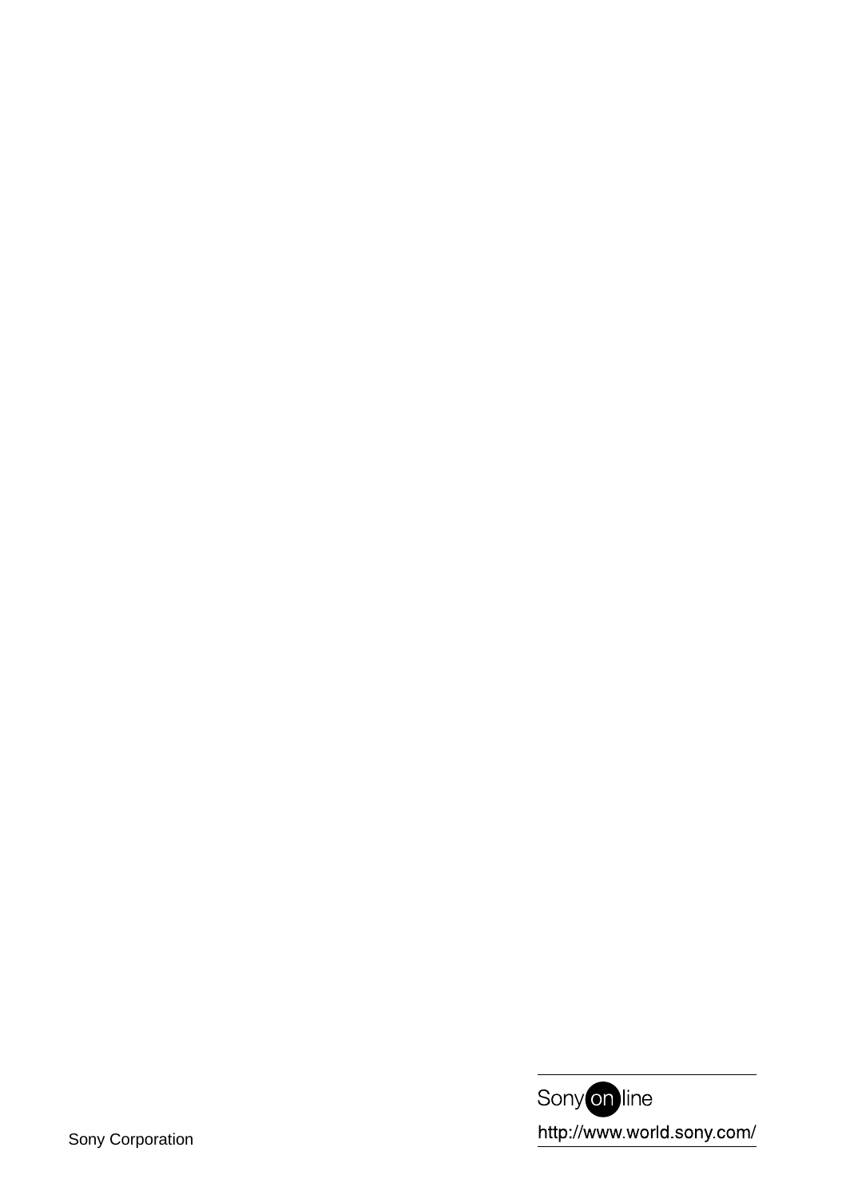Sony Corporation

Sony online

http://www.world.sony.com/